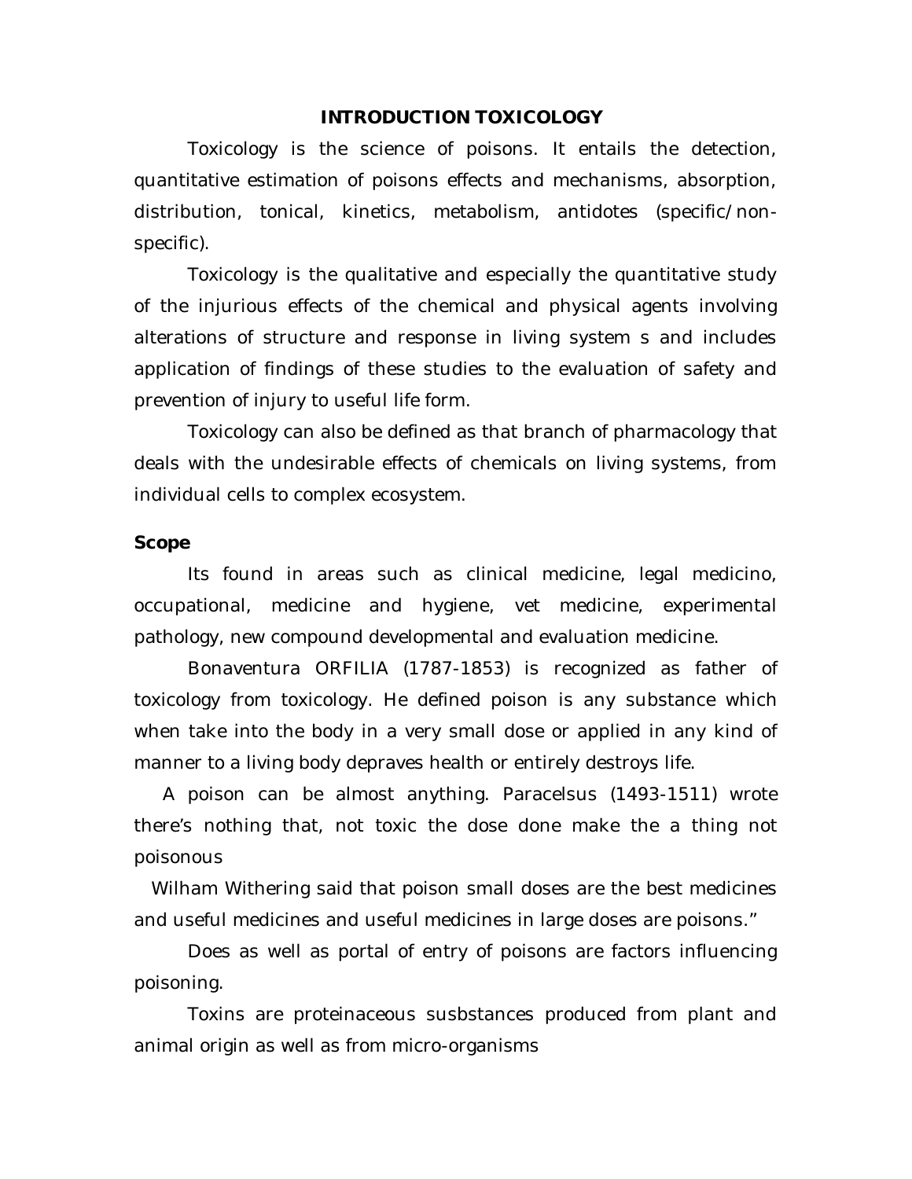# INTRODUCTION TOXICOLOGY

Toxicology is the science of poisons. It entails the detection, quantitative estimation of poisons effects and mechanisms, absorption, distribution, tonical, kinetics, metabolism, antidotes (specific/non-specific).

Toxicology is the qualitative and especially the quantitative study of the injurious effects of the chemical and physical agents involving alterations of structure and response in living system s and includes application of findings of these studies to the evaluation of safety and prevention of injury to useful life form.

Toxicology can also be defined as that branch of pharmacology that deals with the undesirable effects of chemicals on living systems, from individual cells to complex ecosystem.

**Scope**

Its found in areas such as clinical medicine, legal medicino, occupational, medicine and hygiene, vet medicine, experimental pathology, new compound developmental and evaluation medicine.

Bonaventura ORFILIA (1787-1853) is recognized as father of toxicology from toxicology. He defined poison is any substance which when take into the body in a very small dose or applied in any kind of manner to a living body depraves health or entirely destroys life.

A poison can be almost anything. Paracelsus (1493-1511) wrote there's nothing that, not toxic the dose done make the a thing not poisonous

Wilham Withering said that poison small doses are the best medicines and useful medicines and useful medicines in large doses are poisons."

Does as well as portal of entry of poisons are factors influencing poisoning.

Toxins are proteinaceous susbstances produced from plant and animal origin as well as from micro-organisms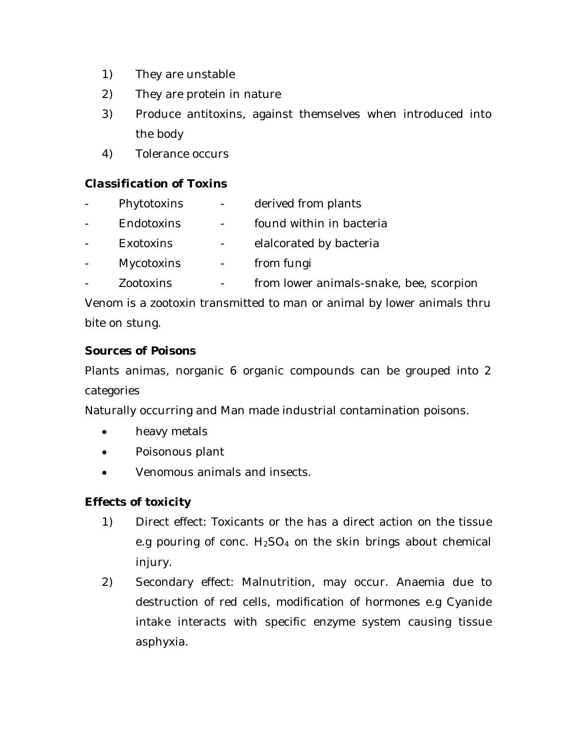1) They are unstable
2) They are protein in nature
3) Produce antitoxins, against themselves when introduced into the body
4) Tolerance occurs

**Classification of Toxins**

- Phytotoxins - derived from plants
- Endotoxins - found within in bacteria
- Exotoxins - elalcorated by bacteria
- Mycotoxins - from fungi
- Zootoxins - from lower animals-snake, bee, scorpion

Venom is a zootoxin transmitted to man or animal by lower animals thru bite on stung.

**Sources of Poisons**

Plants animas, norganic 6 organic compounds can be grouped into 2 categories

Naturally occurring and Man made industrial contamination poisons.

- heavy metals
- Poisonous plant
- Venomous animals and insects.

**Effects of toxicity**

1) Direct effect: Toxicants or the has a direct action on the tissue e.g pouring of conc. $H_2SO_4$ on the skin brings about chemical injury.
2) Secondary effect: Malnutrition, may occur. Anaemia due to destruction of red cells, modification of hormones e.g Cyanide intake interacts with specific enzyme system causing tissue asphyxia.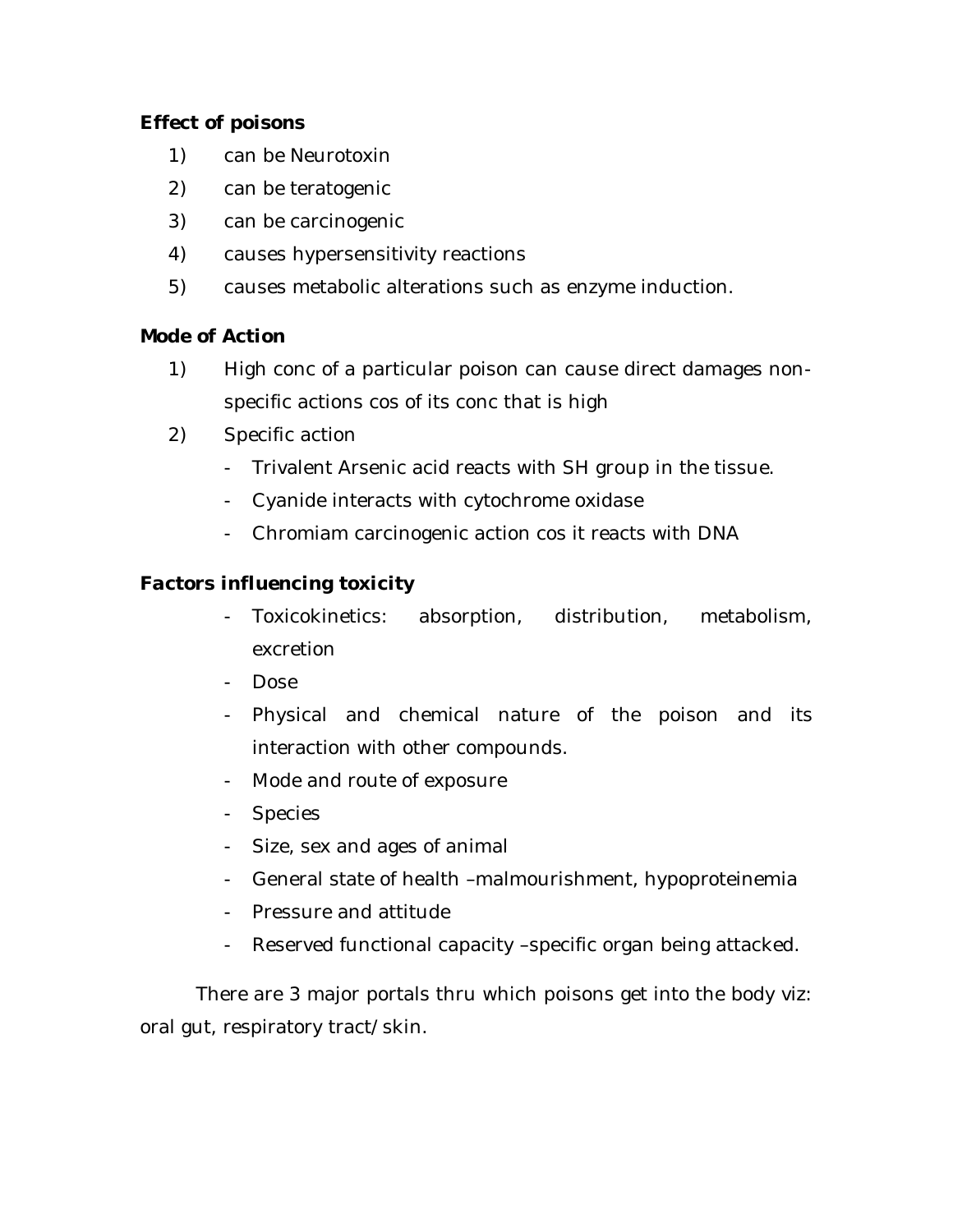**Effect of poisons**

1) can be Neurotoxin
2) can be teratogenic
3) can be carcinogenic
4) causes hypersensitivity reactions
5) causes metabolic alterations such as enzyme induction.

**Mode of Action**

1) High conc of a particular poison can cause direct damages non-specific actions cos of its conc that is high
2) Specific action
   - Trivalent Arsenic acid reacts with SH group in the tissue.
   - Cyanide interacts with cytochrome oxidase
   - Chromiam carcinogenic action cos it reacts with DNA

**Factors influencing toxicity**

- Toxicokinetics: absorption, distribution, metabolism, excretion
- Dose
- Physical and chemical nature of the poison and its interaction with other compounds.
- Mode and route of exposure
- Species
- Size, sex and ages of animal
- General state of health –malmourishment, hypoproteinemia
- Pressure and attitude
- Reserved functional capacity –specific organ being attacked.

There are 3 major portals thru which poisons get into the body viz: oral gut, respiratory tract/skin.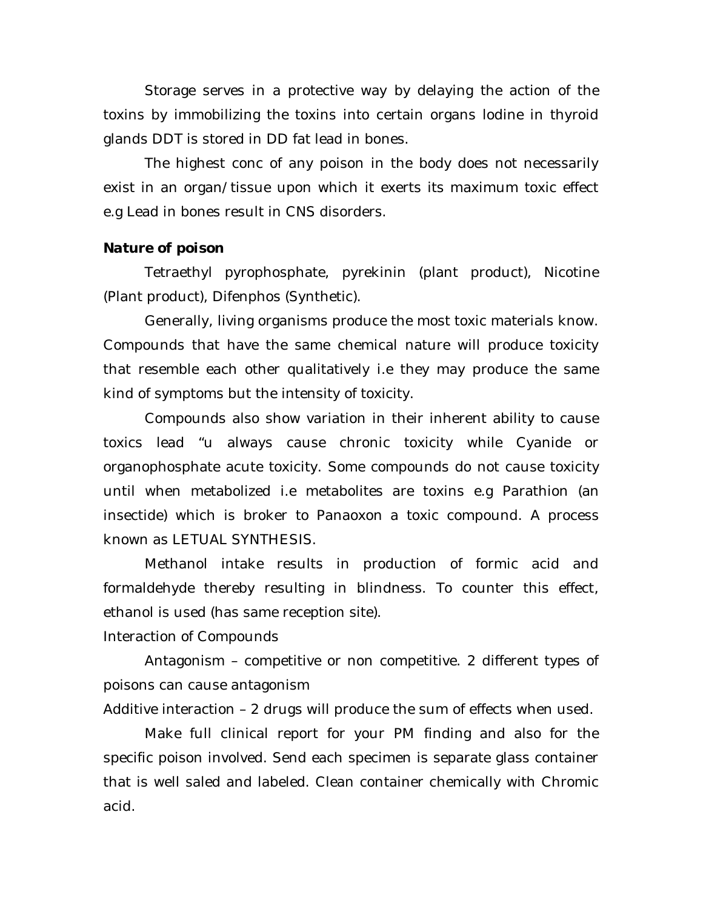Storage serves in a protective way by delaying the action of the toxins by immobilizing the toxins into certain organs Iodine in thyroid glands DDT is stored in DD fat lead in bones.

The highest conc of any poison in the body does not necessarily exist in an organ/tissue upon which it exerts its maximum toxic effect e.g Lead in bones result in CNS disorders.

**Nature of poison**

Tetraethyl pyrophosphate, pyrekinin (plant product), Nicotine (Plant product), Difenphos (Synthetic).

Generally, living organisms produce the most toxic materials know. Compounds that have the same chemical nature will produce toxicity that resemble each other qualitatively i.e they may produce the same kind of symptoms but the intensity of toxicity.

Compounds also show variation in their inherent ability to cause toxics lead "u always cause chronic toxicity while Cyanide or organophosphate acute toxicity. Some compounds do not cause toxicity until when metabolized i.e metabolites are toxins e.g Parathion (an insectide) which is broker to Panaoxon a toxic compound. A process known as LETUAL SYNTHESIS.

Methanol intake results in production of formic acid and formaldehyde thereby resulting in blindness. To counter this effect, ethanol is used (has same reception site).

Interaction of Compounds

Antagonism – competitive or non competitive. 2 different types of poisons can cause antagonism

Additive interaction – 2 drugs will produce the sum of effects when used.

Make full clinical report for your PM finding and also for the specific poison involved. Send each specimen is separate glass container that is well saled and labeled. Clean container chemically with Chromic acid.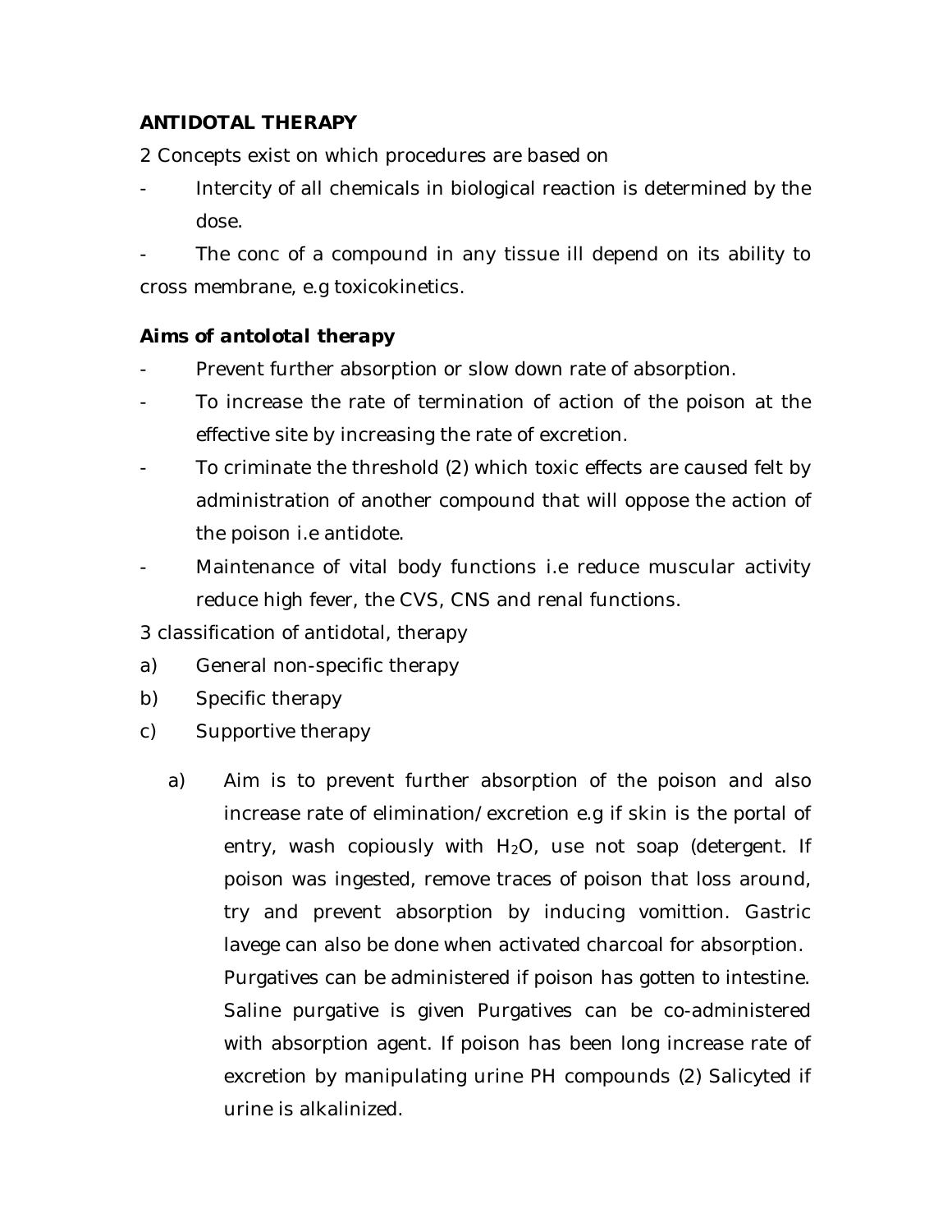**ANTIDOTAL THERAPY**

2 Concepts exist on which procedures are based on

- Intercity of all chemicals in biological reaction is determined by the dose.
- The conc of a compound in any tissue ill depend on its ability to cross membrane, e.g toxicokinetics.

***Aims of antolotal therapy***

- Prevent further absorption or slow down rate of absorption.
- To increase the rate of termination of action of the poison at the effective site by increasing the rate of excretion.
- To criminate the threshold (2) which toxic effects are caused felt by administration of another compound that will oppose the action of the poison i.e antidote.
- Maintenance of vital body functions i.e reduce muscular activity reduce high fever, the CVS, CNS and renal functions.

3 classification of antidotal, therapy

a) General non-specific therapy
b) Specific therapy
c) Supportive therapy

a) Aim is to prevent further absorption of the poison and also increase rate of elimination/excretion e.g if skin is the portal of entry, wash copiously with $H_2O$, use not soap (detergent. If poison was ingested, remove traces of poison that loss around, try and prevent absorption by inducing vomittion. Gastric lavege can also be done when activated charcoal for absorption. Purgatives can be administered if poison has gotten to intestine. Saline purgative is given Purgatives can be co-administered with absorption agent. If poison has been long increase rate of excretion by manipulating urine PH compounds (2) Salicyted if urine is alkalinized.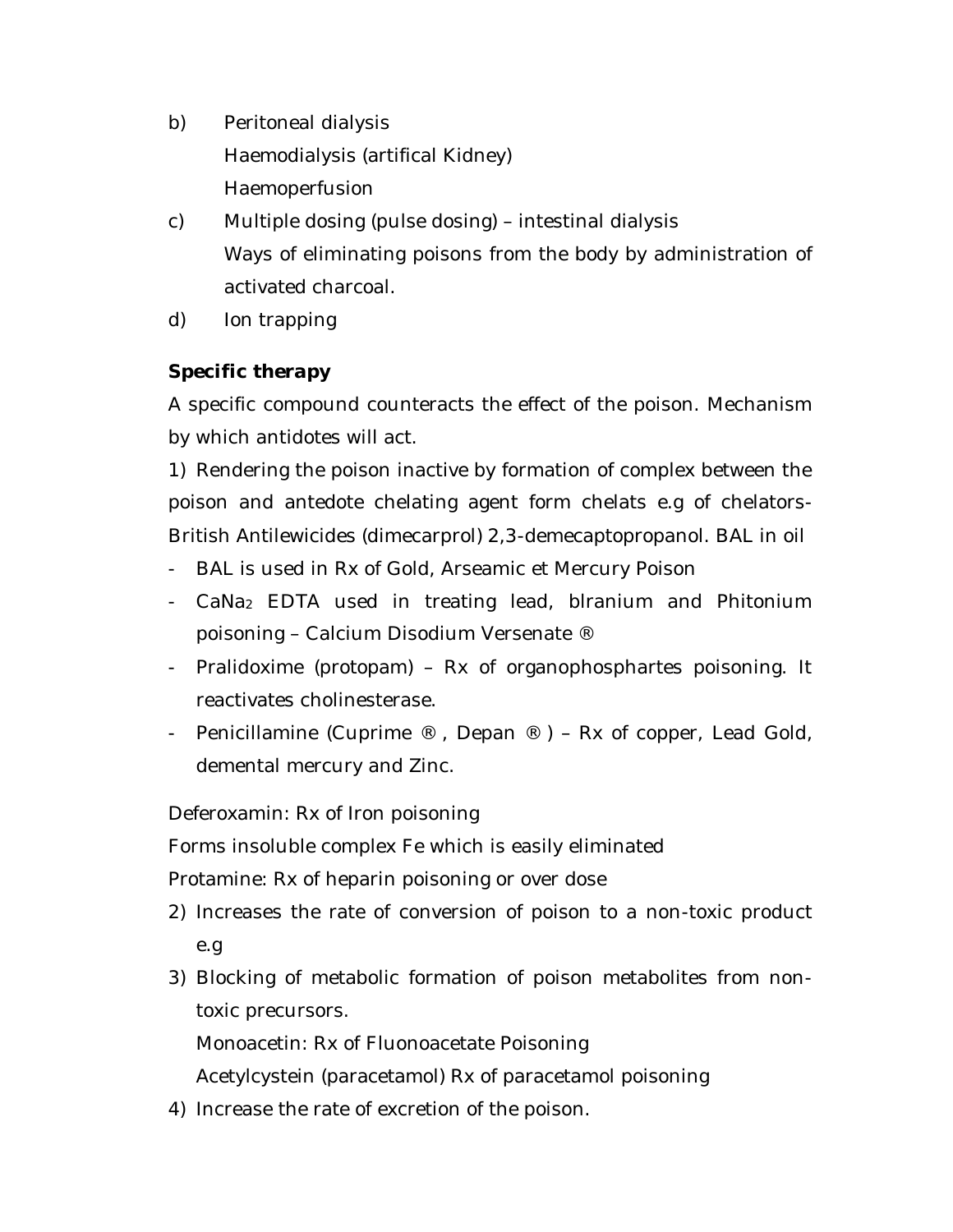b) Peritoneal dialysis
   Haemodialysis (artifical Kidney)
   Haemoperfusion
c) Multiple dosing (pulse dosing) – intestinal dialysis
   Ways of eliminating poisons from the body by administration of activated charcoal.
d) Ion trapping

**Specific therapy**

A specific compound counteracts the effect of the poison. Mechanism by which antidotes will act.

1) Rendering the poison inactive by formation of complex between the poison and antedote chelating agent form chelats e.g of chelators- British Antilewicides (dimecarprol) 2,3-demecaptopropanol. BAL in oil

- BAL is used in Rx of Gold, Arseamic et Mercury Poison
- $CaNa_2$ EDTA used in treating lead, blranium and Phitonium poisoning – Calcium Disodium Versenate ®
- Pralidoxime (protopam) – Rx of organophosphartes poisoning. It reactivates cholinesterase.
- Penicillamine (Cuprime ®, Depan ®) – Rx of copper, Lead Gold, demental mercury and Zinc.

Deferoxamin: Rx of Iron poisoning

Forms insoluble complex Fe which is easily eliminated

Protamine: Rx of heparin poisoning or over dose

2) Increases the rate of conversion of poison to a non-toxic product e.g
3) Blocking of metabolic formation of poison metabolites from non-toxic precursors.
   Monoacetin: Rx of Fluonoacetate Poisoning
   Acetylcystein (paracetamol) Rx of paracetamol poisoning
4) Increase the rate of excretion of the poison.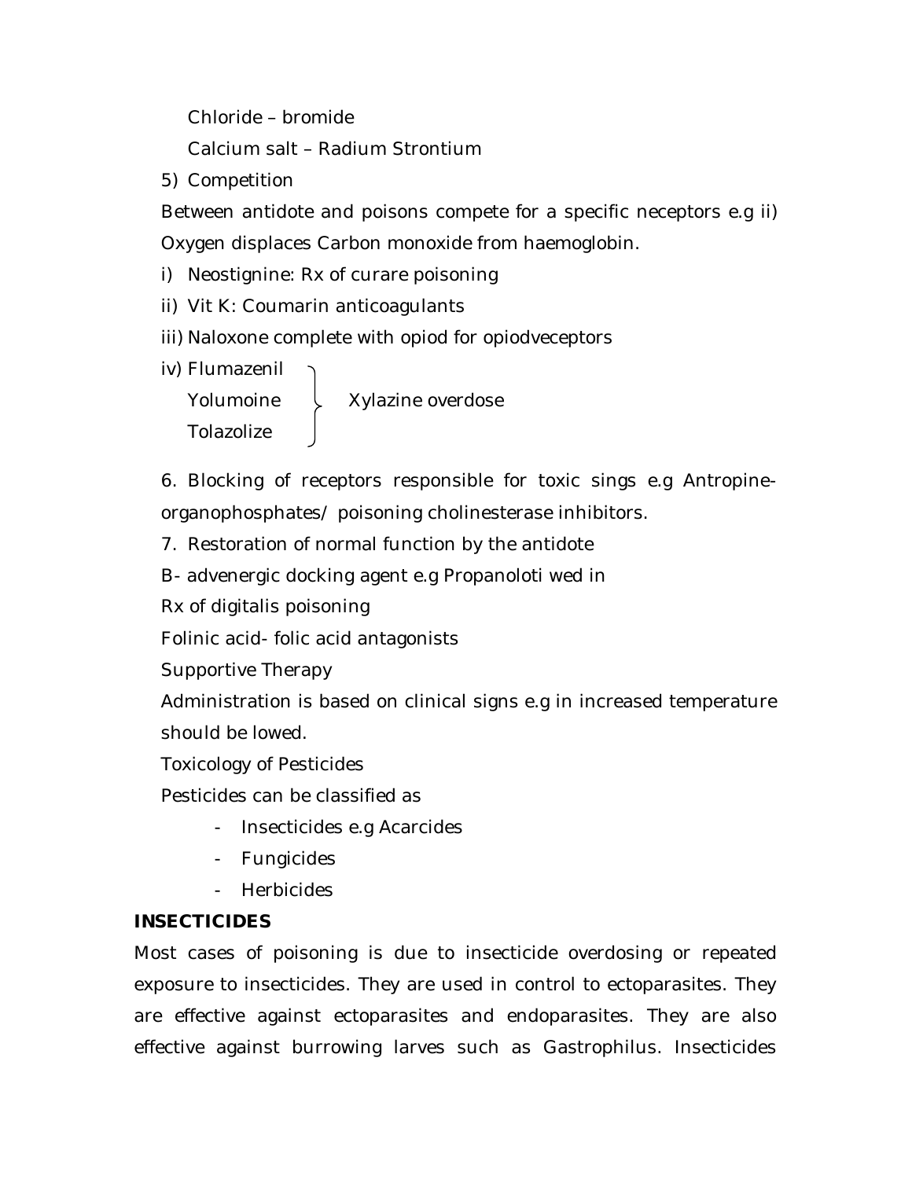Chloride – bromide

Calcium salt – Radium Strontium

5) Competition

Between antidote and poisons compete for a specific neceptors e.g ii) Oxygen displaces Carbon monoxide from haemoglobin.

i) Neostignine: Rx of curare poisoning

ii) Vit K: Coumarin anticoagulants

iii) Naloxone complete with opiod for opiodveceptors

iv) Flumazenil, Yolumoine, Tolazolize } Xylazine overdose

6. Blocking of receptors responsible for toxic sings e.g Antropine-organophosphates/ poisoning cholinesterase inhibitors.

7. Restoration of normal function by the antidote

B- advenergic docking agent e.g Propanoloti wed in

Rx of digitalis poisoning

Folinic acid- folic acid antagonists

Supportive Therapy

Administration is based on clinical signs e.g in increased temperature should be lowed.

Toxicology of Pesticides

Pesticides can be classified as

- Insecticides e.g Acarcides
- Fungicides
- Herbicides

**INSECTICIDES**

Most cases of poisoning is due to insecticide overdosing or repeated exposure to insecticides. They are used in control to ectoparasites. They are effective against ectoparasites and endoparasites. They are also effective against burrowing larves such as Gastrophilus. Insecticides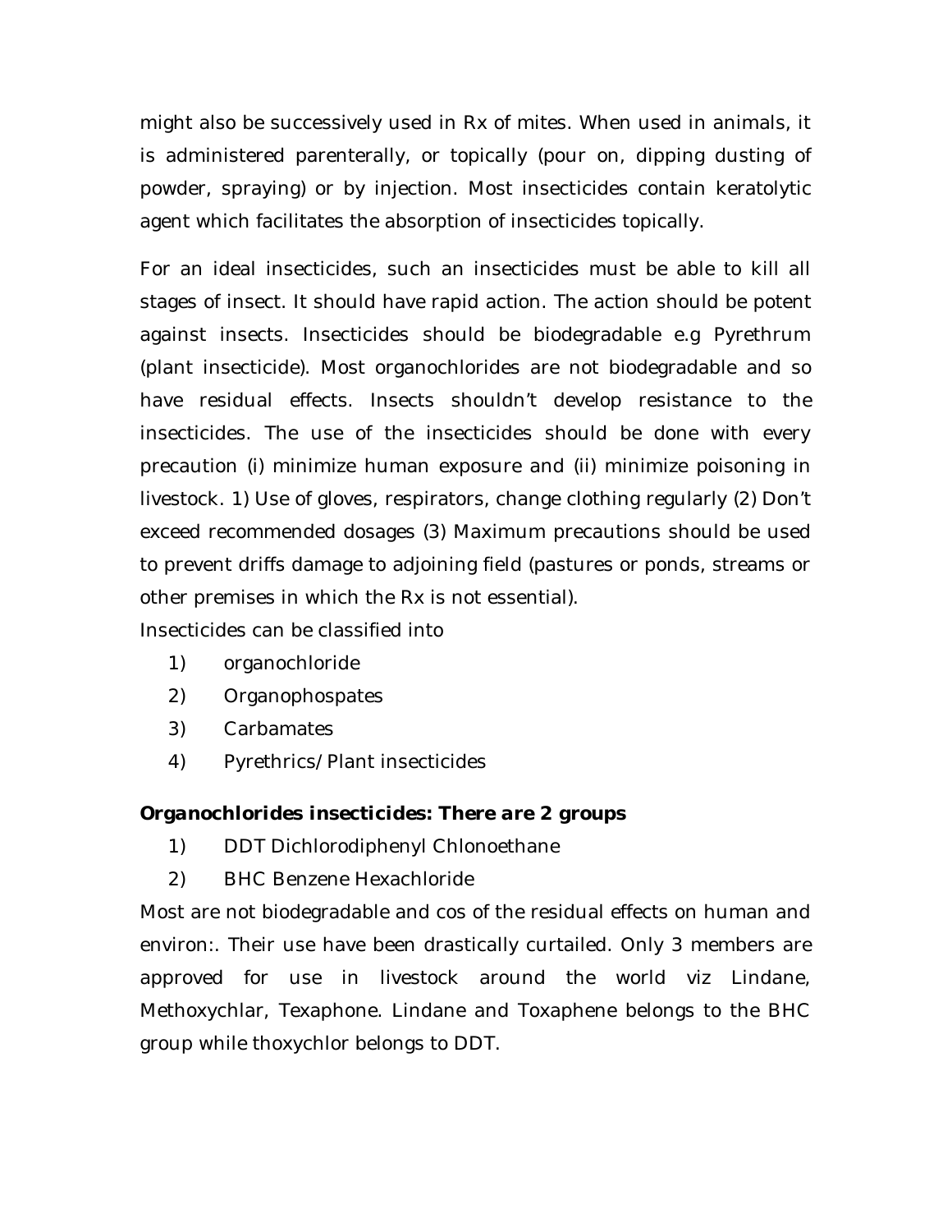might also be successively used in Rx of mites. When used in animals, it is administered parenterally, or topically (pour on, dipping dusting of powder, spraying) or by injection. Most insecticides contain keratolytic agent which facilitates the absorption of insecticides topically.

For an ideal insecticides, such an insecticides must be able to kill all stages of insect. It should have rapid action. The action should be potent against insects. Insecticides should be biodegradable e.g Pyrethrum (plant insecticide). Most organochlorides are not biodegradable and so have residual effects. Insects shouldn't develop resistance to the insecticides. The use of the insecticides should be done with every precaution (i) minimize human exposure and (ii) minimize poisoning in livestock. 1) Use of gloves, respirators, change clothing regularly (2) Don't exceed recommended dosages (3) Maximum precautions should be used to prevent driffs damage to adjoining field (pastures or ponds, streams or other premises in which the Rx is not essential).

Insecticides can be classified into

1) organochloride
2) Organophospates
3) Carbamates
4) Pyrethrics/Plant insecticides

***Organochlorides insecticides: There are 2 groups***

1) DDT Dichlorodiphenyl Chlonoethane
2) BHC Benzene Hexachloride

Most are not biodegradable and cos of the residual effects on human and environ:. Their use have been drastically curtailed. Only 3 members are approved for use in livestock around the world viz Lindane, Methoxychlar, Texaphone. Lindane and Toxaphene belongs to the BHC group while thoxychlor belongs to DDT.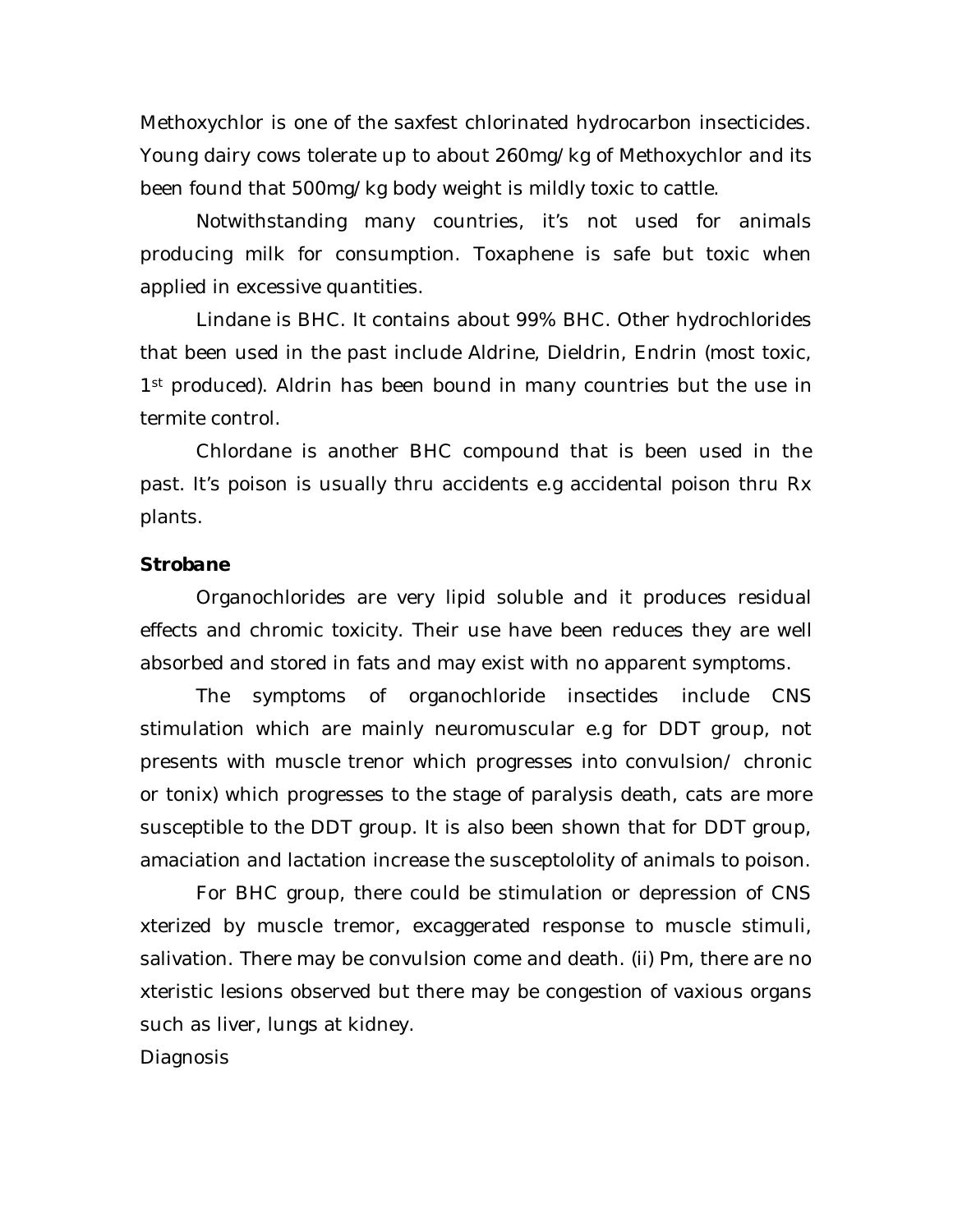Methoxychlor is one of the saxfest chlorinated hydrocarbon insecticides. Young dairy cows tolerate up to about 260mg/kg of Methoxychlor and its been found that 500mg/kg body weight is mildly toxic to cattle.

Notwithstanding many countries, it's not used for animals producing milk for consumption. Toxaphene is safe but toxic when applied in excessive quantities.

Lindane is BHC. It contains about 99% BHC. Other hydrochlorides that been used in the past include Aldrine, Dieldrin, Endrin (most toxic, 1st produced). Aldrin has been bound in many countries but the use in termite control.

Chlordane is another BHC compound that is been used in the past. It's poison is usually thru accidents e.g accidental poison thru Rx plants.

**Strobane**

Organochlorides are very lipid soluble and it produces residual effects and chromic toxicity. Their use have been reduces they are well absorbed and stored in fats and may exist with no apparent symptoms.

The symptoms of organochloride insectides include CNS stimulation which are mainly neuromuscular e.g for DDT group, not presents with muscle trenor which progresses into convulsion/ chronic or tonix) which progresses to the stage of paralysis death, cats are more susceptible to the DDT group. It is also been shown that for DDT group, amaciation and lactation increase the susceptolility of animals to poison.

For BHC group, there could be stimulation or depression of CNS xterized by muscle tremor, excaggerated response to muscle stimuli, salivation. There may be convulsion come and death. (ii) Pm, there are no xteristic lesions observed but there may be congestion of vaxious organs such as liver, lungs at kidney.

Diagnosis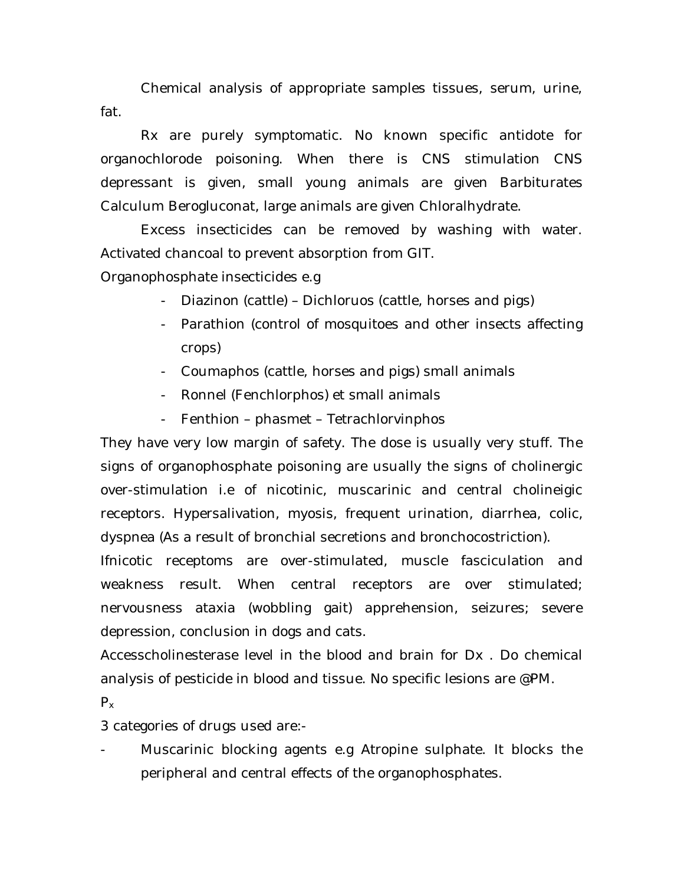Chemical analysis of appropriate samples tissues, serum, urine, fat.

Rx are purely symptomatic. No known specific antidote for organochlorode poisoning. When there is CNS stimulation CNS depressant is given, small young animals are given Barbiturates Calculum Berogluconat, large animals are given Chloralhydrate.

Excess insecticides can be removed by washing with water. Activated chancoal to prevent absorption from GIT.

Organophosphate insecticides e.g

- Diazinon (cattle) – Dichloruos (cattle, horses and pigs)
- Parathion (control of mosquitoes and other insects affecting crops)
- Coumaphos (cattle, horses and pigs) small animals
- Ronnel (Fenchlorphos) et small animals
- Fenthion – phasmet – Tetrachlorvinphos

They have very low margin of safety. The dose is usually very stuff. The signs of organophosphate poisoning are usually the signs of cholinergic over-stimulation i.e of nicotinic, muscarinic and central cholineigic receptors. Hypersalivation, myosis, frequent urination, diarrhea, colic, dyspnea (As a result of bronchial secretions and bronchocostriction).

Ifnicotic receptoms are over-stimulated, muscle fasciculation and weakness result. When central receptors are over stimulated; nervousness ataxia (wobbling gait) apprehension, seizures; severe depression, conclusion in dogs and cats.

Accesscholinesterase level in the blood and brain for Dx . Do chemical analysis of pesticide in blood and tissue. No specific lesions are @PM.

$P_x$

3 categories of drugs used are:-

- Muscarinic blocking agents e.g Atropine sulphate. It blocks the peripheral and central effects of the organophosphates.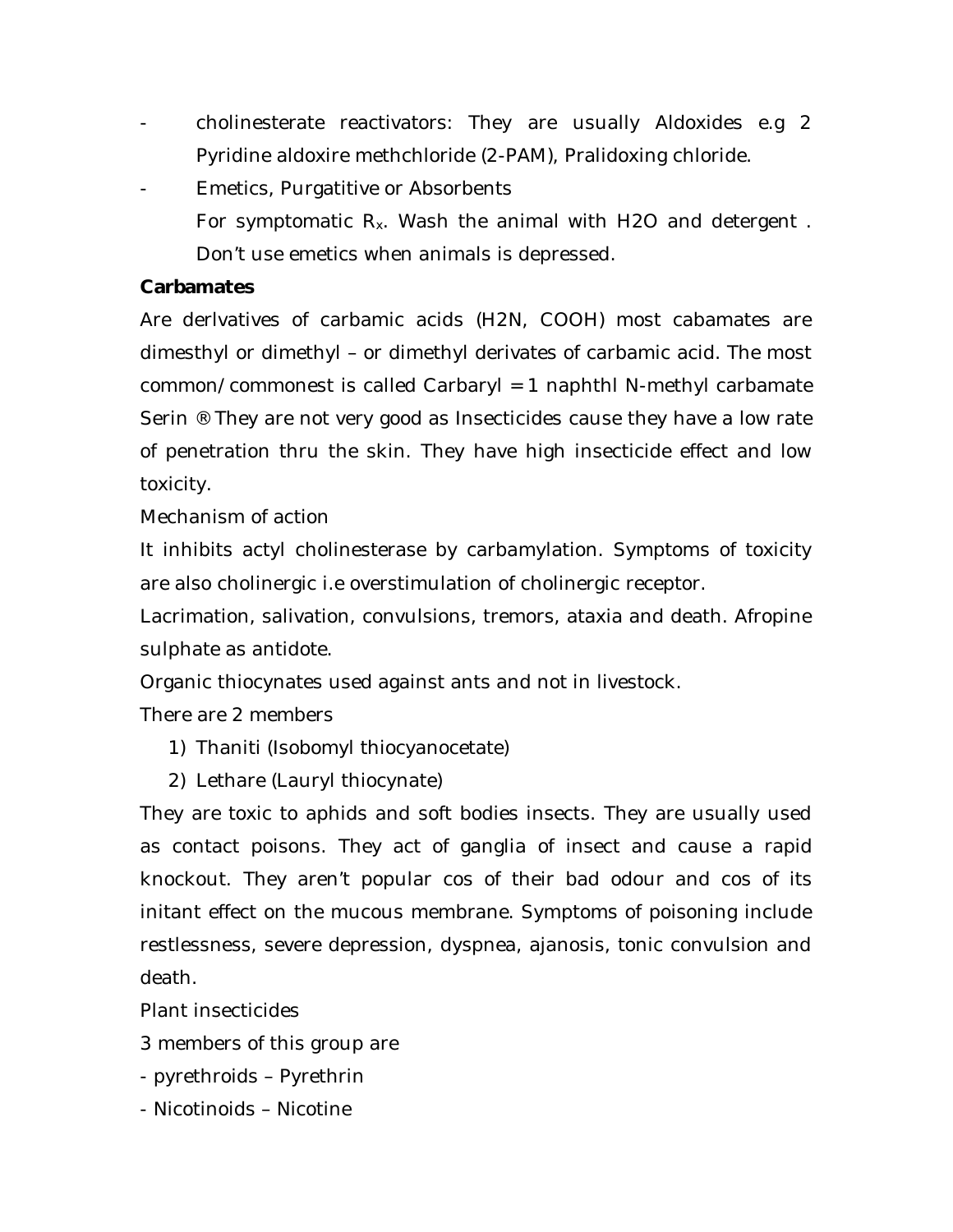- cholinesterate reactivators: They are usually Aldoxides e.g 2 Pyridine aldoxire methchloride (2-PAM), Pralidoxing chloride.
- Emetics, Purgatitive or Absorbents
  For symptomatic $R_x$. Wash the animal with H2O and detergent . Don't use emetics when animals is depressed.

**Carbamates**

Are derlvatives of carbamic acids (H2N, COOH) most cabamates are dimesthyl or dimethyl – or dimethyl derivates of carbamic acid. The most common/commonest is called Carbaryl = 1 naphthl N-methyl carbamate Serin ® They are not very good as Insecticides cause they have a low rate of penetration thru the skin. They have high insecticide effect and low toxicity.

Mechanism of action

It inhibits actyl cholinesterase by carbamylation. Symptoms of toxicity are also cholinergic i.e overstimulation of cholinergic receptor.

Lacrimation, salivation, convulsions, tremors, ataxia and death. Afropine sulphate as antidote.

Organic thiocynates used against ants and not in livestock.

There are 2 members

1) Thaniti (Isobomyl thiocyanocetate)
2) Lethare (Lauryl thiocynate)

They are toxic to aphids and soft bodies insects. They are usually used as contact poisons. They act of ganglia of insect and cause a rapid knockout. They aren't popular cos of their bad odour and cos of its initant effect on the mucous membrane. Symptoms of poisoning include restlessness, severe depression, dyspnea, ajanosis, tonic convulsion and death.

Plant insecticides

3 members of this group are

- pyrethroids – Pyrethrin
- Nicotinoids – Nicotine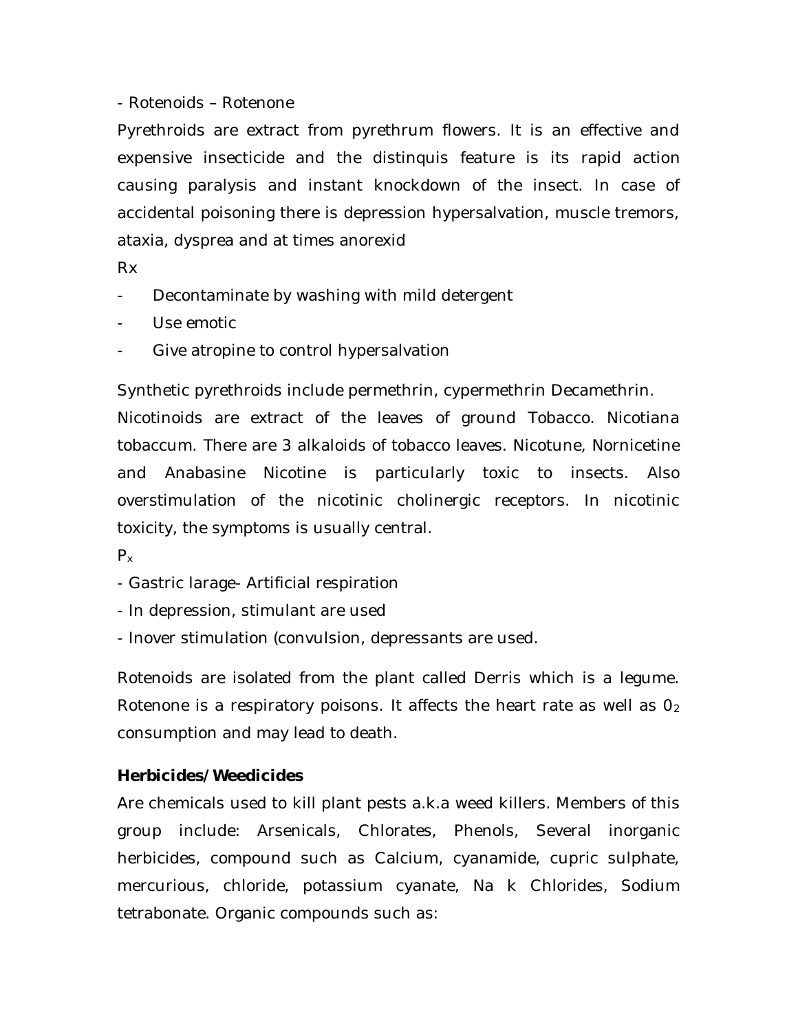- Rotenoids – Rotenone

Pyrethroids are extract from pyrethrum flowers. It is an effective and expensive insecticide and the distinquis feature is its rapid action causing paralysis and instant knockdown of the insect. In case of accidental poisoning there is depression hypersalvation, muscle tremors, ataxia, dysprea and at times anorexid

Rx

- Decontaminate by washing with mild detergent
- Use emotic
- Give atropine to control hypersalvation

Synthetic pyrethroids include permethrin, cypermethrin Decamethrin.

Nicotinoids are extract of the leaves of ground Tobacco. Nicotiana tobaccum. There are 3 alkaloids of tobacco leaves. Nicotune, Nornicetine and Anabasine Nicotine is particularly toxic to insects. Also overstimulation of the nicotinic cholinergic receptors. In nicotinic toxicity, the symptoms is usually central.

$P_x$

- Gastric larage- Artificial respiration
- In depression, stimulant are used
- Inover stimulation (convulsion, depressants are used.

Rotenoids are isolated from the plant called Derris which is a legume. Rotenone is a respiratory poisons. It affects the heart rate as well as $0_2$ consumption and may lead to death.

**Herbicides/Weedicides**

Are chemicals used to kill plant pests a.k.a weed killers. Members of this group include: Arsenicals, Chlorates, Phenols, Several inorganic herbicides, compound such as Calcium, cyanamide, cupric sulphate, mercurious, chloride, potassium cyanate, Na k Chlorides, Sodium tetrabonate. Organic compounds such as: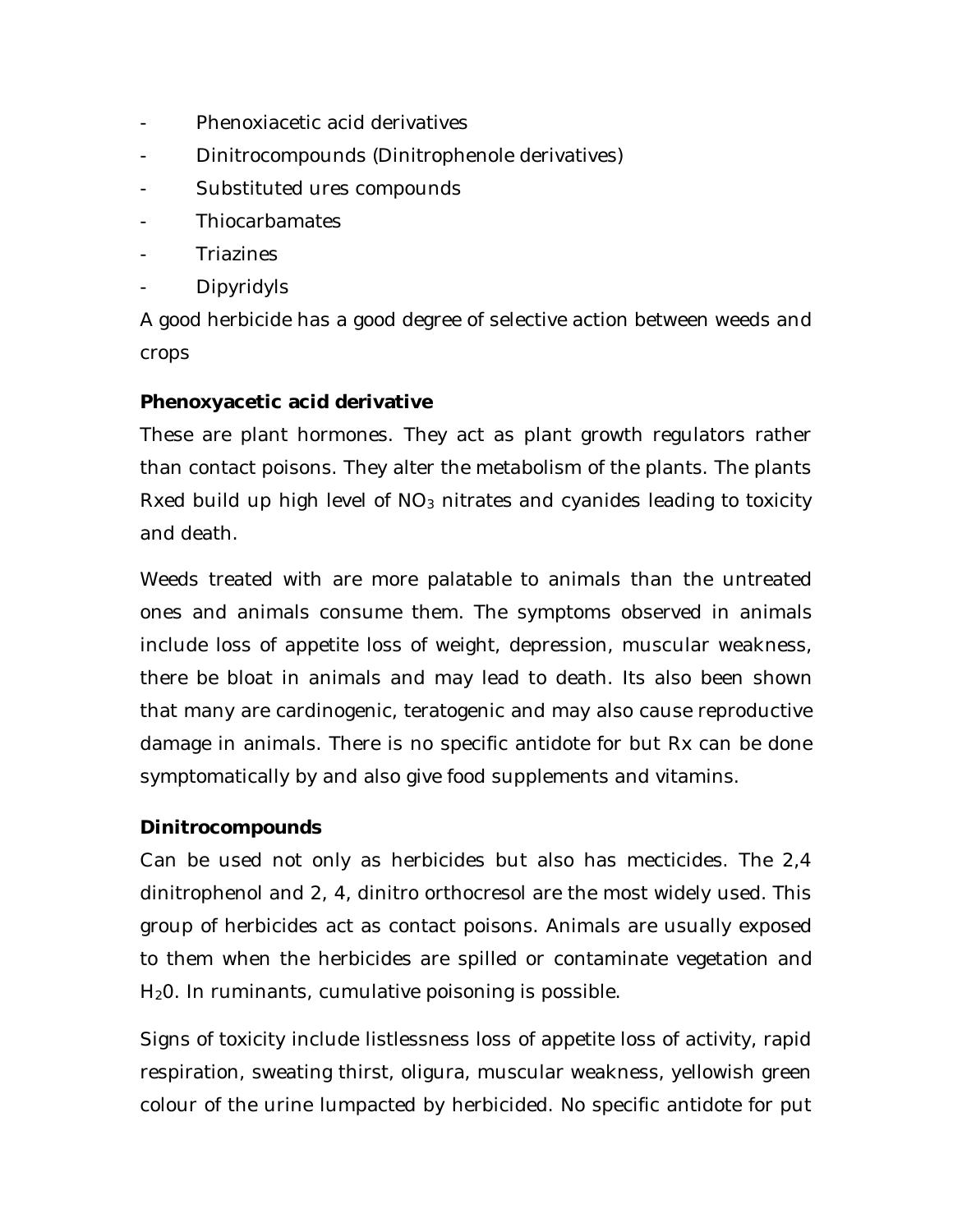- Phenoxiacetic acid derivatives
- Dinitrocompounds (Dinitrophenole derivatives)
- Substituted ures compounds
- Thiocarbamates
- Triazines
- Dipyridyls

A good herbicide has a good degree of selective action between weeds and crops

**Phenoxyacetic acid derivative**

These are plant hormones. They act as plant growth regulators rather than contact poisons. They alter the metabolism of the plants. The plants Rxed build up high level of $NO_3$ nitrates and cyanides leading to toxicity and death.

Weeds treated with are more palatable to animals than the untreated ones and animals consume them. The symptoms observed in animals include loss of appetite loss of weight, depression, muscular weakness, there be bloat in animals and may lead to death. Its also been shown that many are cardinogenic, teratogenic and may also cause reproductive damage in animals. There is no specific antidote for but Rx can be done symptomatically by and also give food supplements and vitamins.

**Dinitrocompounds**

Can be used not only as herbicides but also has mecticides. The 2,4 dinitrophenol and 2, 4, dinitro orthocresol are the most widely used. This group of herbicides act as contact poisons. Animals are usually exposed to them when the herbicides are spilled or contaminate vegetation and $H_20$. In ruminants, cumulative poisoning is possible.

Signs of toxicity include listlessness loss of appetite loss of activity, rapid respiration, sweating thirst, oligura, muscular weakness, yellowish green colour of the urine lumpacted by herbicided. No specific antidote for put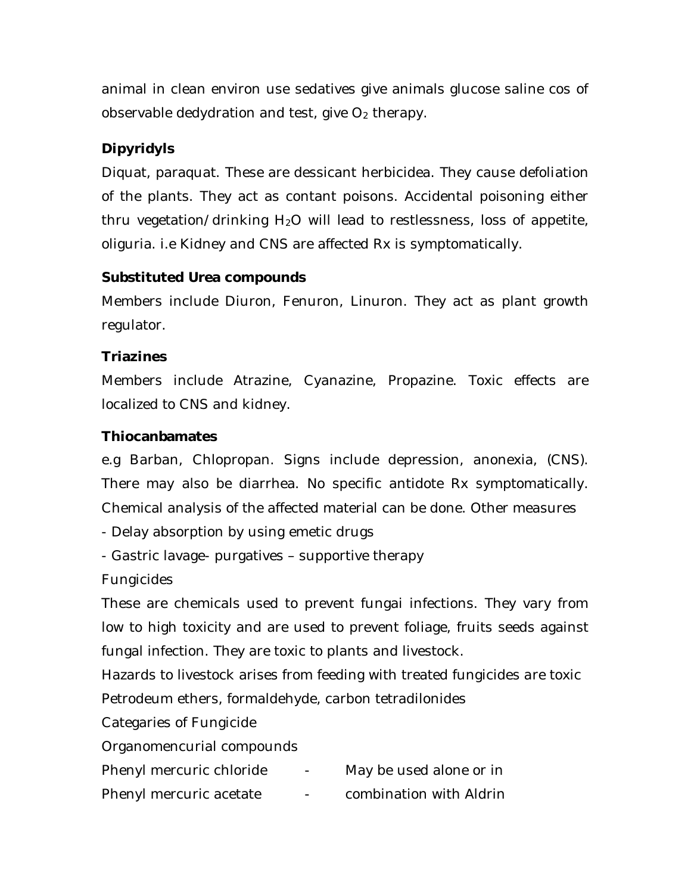animal in clean environ use sedatives give animals glucose saline cos of observable dedydration and test, give $O_2$ therapy.

**Dipyridyls**

Diquat, paraquat. These are dessicant herbicidea. They cause defoliation of the plants. They act as contant poisons. Accidental poisoning either thru vegetation/drinking $H_2O$ will lead to restlessness, loss of appetite, oliguria. i.e Kidney and CNS are affected Rx is symptomatically.

**Substituted Urea compounds**

Members include Diuron, Fenuron, Linuron. They act as plant growth regulator.

**Triazines**

Members include Atrazine, Cyanazine, Propazine. Toxic effects are localized to CNS and kidney.

**Thiocanbamates**

e.g Barban, Chlopropan. Signs include depression, anonexia, (CNS). There may also be diarrhea. No specific antidote Rx symptomatically. Chemical analysis of the affected material can be done. Other measures

- Delay absorption by using emetic drugs
- Gastric lavage- purgatives – supportive therapy

Fungicides

These are chemicals used to prevent fungai infections. They vary from low to high toxicity and are used to prevent foliage, fruits seeds against fungal infection. They are toxic to plants and livestock.

Hazards to livestock arises from feeding with treated fungicides are toxic

Petrodeum ethers, formaldehyde, carbon tetradilonides

Categaries of Fungicide

Organomencurial compounds

Phenyl mercuric chloride - May be used alone or in

Phenyl mercuric acetate - combination with Aldrin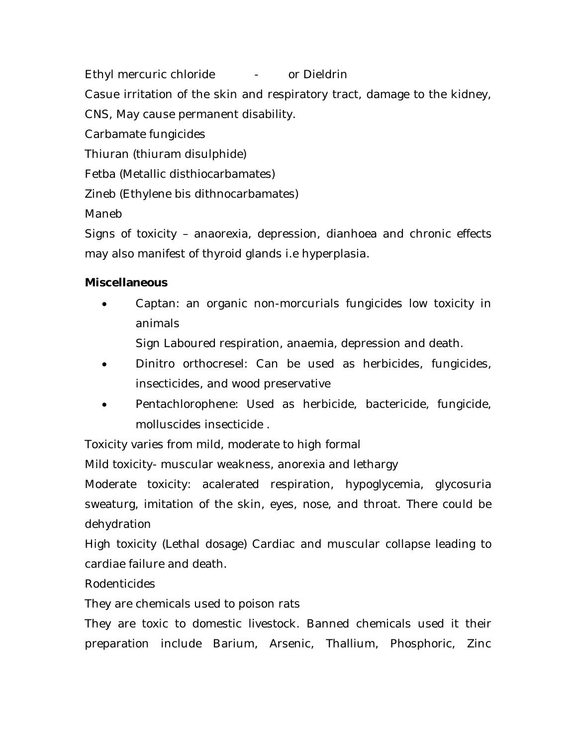Ethyl mercuric chloride - or Dieldrin

Casue irritation of the skin and respiratory tract, damage to the kidney, CNS, May cause permanent disability.

Carbamate fungicides

Thiuran (thiuram disulphide)

Fetba (Metallic disthiocarbamates)

Zineb (Ethylene bis dithnocarbamates)

Maneb

Signs of toxicity – anaorexia, depression, dianhoea and chronic effects may also manifest of thyroid glands i.e hyperplasia.

**Miscellaneous**

- Captan: an organic non-morcurials fungicides low toxicity in animals

  Sign Laboured respiration, anaemia, depression and death.
- Dinitro orthocresel: Can be used as herbicides, fungicides, insecticides, and wood preservative
- Pentachlorophene: Used as herbicide, bactericide, fungicide, molluscides insecticide .

Toxicity varies from mild, moderate to high formal

Mild toxicity- muscular weakness, anorexia and lethargy

Moderate toxicity: acalerated respiration, hypoglycemia, glycosuria sweaturg, imitation of the skin, eyes, nose, and throat. There could be dehydration

High toxicity (Lethal dosage) Cardiac and muscular collapse leading to cardiae failure and death.

Rodenticides

They are chemicals used to poison rats

They are toxic to domestic livestock. Banned chemicals used it their preparation include Barium, Arsenic, Thallium, Phosphoric, Zinc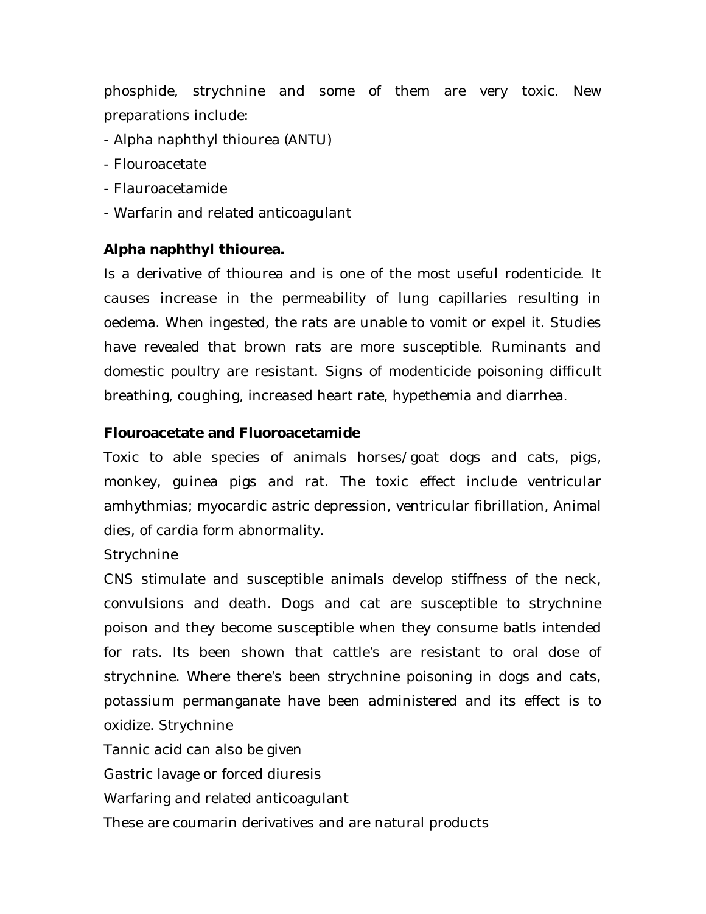phosphide, strychnine and some of them are very toxic. New preparations include:

- Alpha naphthyl thiourea (ANTU)
- Flouroacetate
- Flauroacetamide
- Warfarin and related anticoagulant

**Alpha naphthyl thiourea.**

Is a derivative of thiourea and is one of the most useful rodenticide. It causes increase in the permeability of lung capillaries resulting in oedema. When ingested, the rats are unable to vomit or expel it. Studies have revealed that brown rats are more susceptible. Ruminants and domestic poultry are resistant. Signs of modenticide poisoning difficult breathing, coughing, increased heart rate, hypethemia and diarrhea.

**Flouroacetate and Fluoroacetamide**

Toxic to able species of animals horses/goat dogs and cats, pigs, monkey, guinea pigs and rat. The toxic effect include ventricular amhythmias; myocardic astric depression, ventricular fibrillation, Animal dies, of cardia form abnormality.

Strychnine

CNS stimulate and susceptible animals develop stiffness of the neck, convulsions and death. Dogs and cat are susceptible to strychnine poison and they become susceptible when they consume batls intended for rats. Its been shown that cattle's are resistant to oral dose of strychnine. Where there's been strychnine poisoning in dogs and cats, potassium permanganate have been administered and its effect is to oxidize. Strychnine

Tannic acid can also be given

Gastric lavage or forced diuresis

Warfaring and related anticoagulant

These are coumarin derivatives and are natural products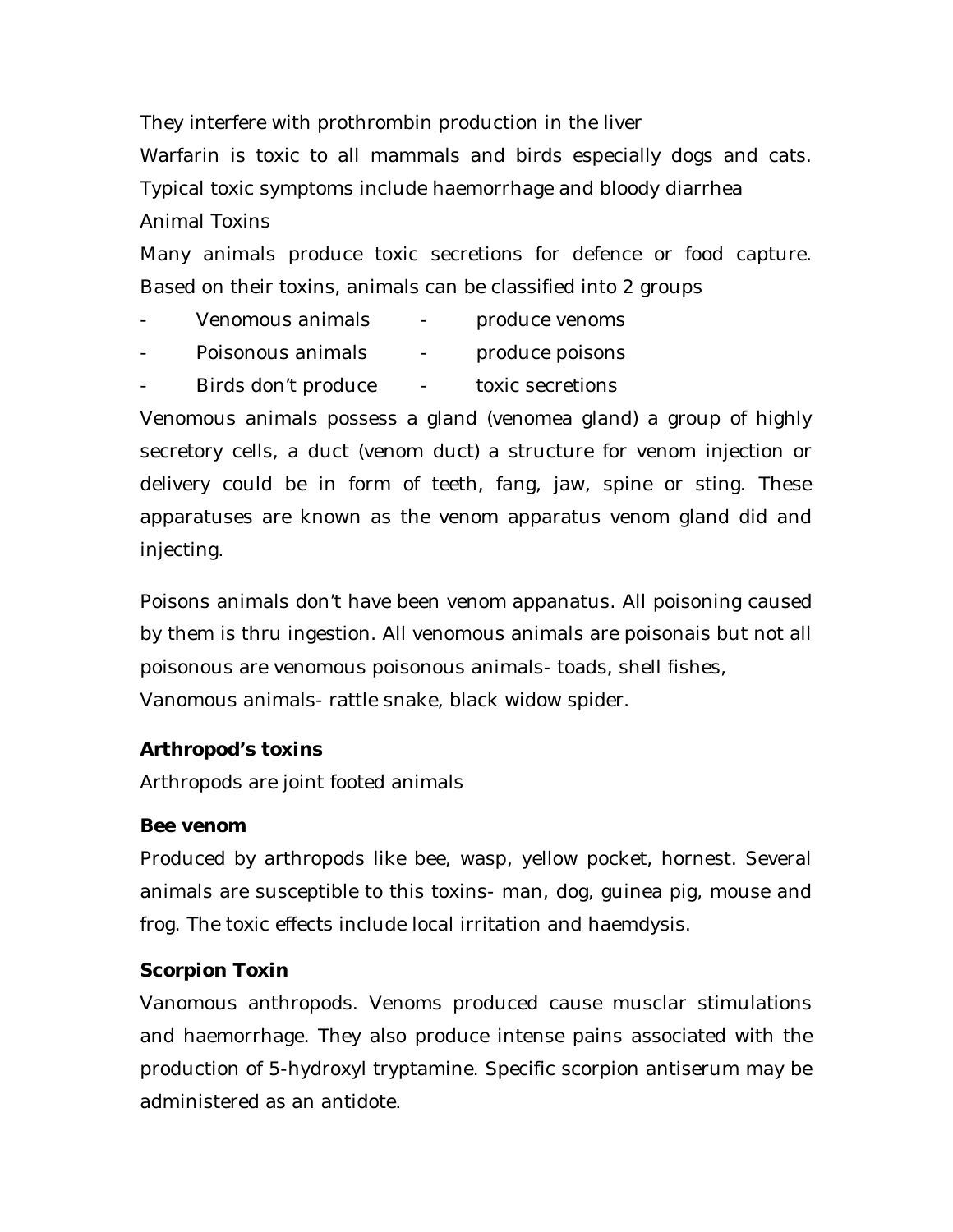They interfere with prothrombin production in the liver

Warfarin is toxic to all mammals and birds especially dogs and cats. Typical toxic symptoms include haemorrhage and bloody diarrhea

Animal Toxins

Many animals produce toxic secretions for defence or food capture. Based on their toxins, animals can be classified into 2 groups

- Venomous animals - produce venoms
- Poisonous animals - produce poisons
- Birds don't produce - toxic secretions

Venomous animals possess a gland (venomea gland) a group of highly secretory cells, a duct (venom duct) a structure for venom injection or delivery could be in form of teeth, fang, jaw, spine or sting. These apparatuses are known as the venom apparatus venom gland did and injecting.

Poisons animals don't have been venom appanatus. All poisoning caused by them is thru ingestion. All venomous animals are poisonais but not all poisonous are venomous poisonous animals- toads, shell fishes, Vanomous animals- rattle snake, black widow spider.

**Arthropod's toxins**

Arthropods are joint footed animals

**Bee venom**

Produced by arthropods like bee, wasp, yellow pocket, hornest. Several animals are susceptible to this toxins- man, dog, guinea pig, mouse and frog. The toxic effects include local irritation and haemdysis.

**Scorpion Toxin**

Vanomous anthropods. Venoms produced cause musclar stimulations and haemorrhage. They also produce intense pains associated with the production of 5-hydroxyl tryptamine. Specific scorpion antiserum may be administered as an antidote.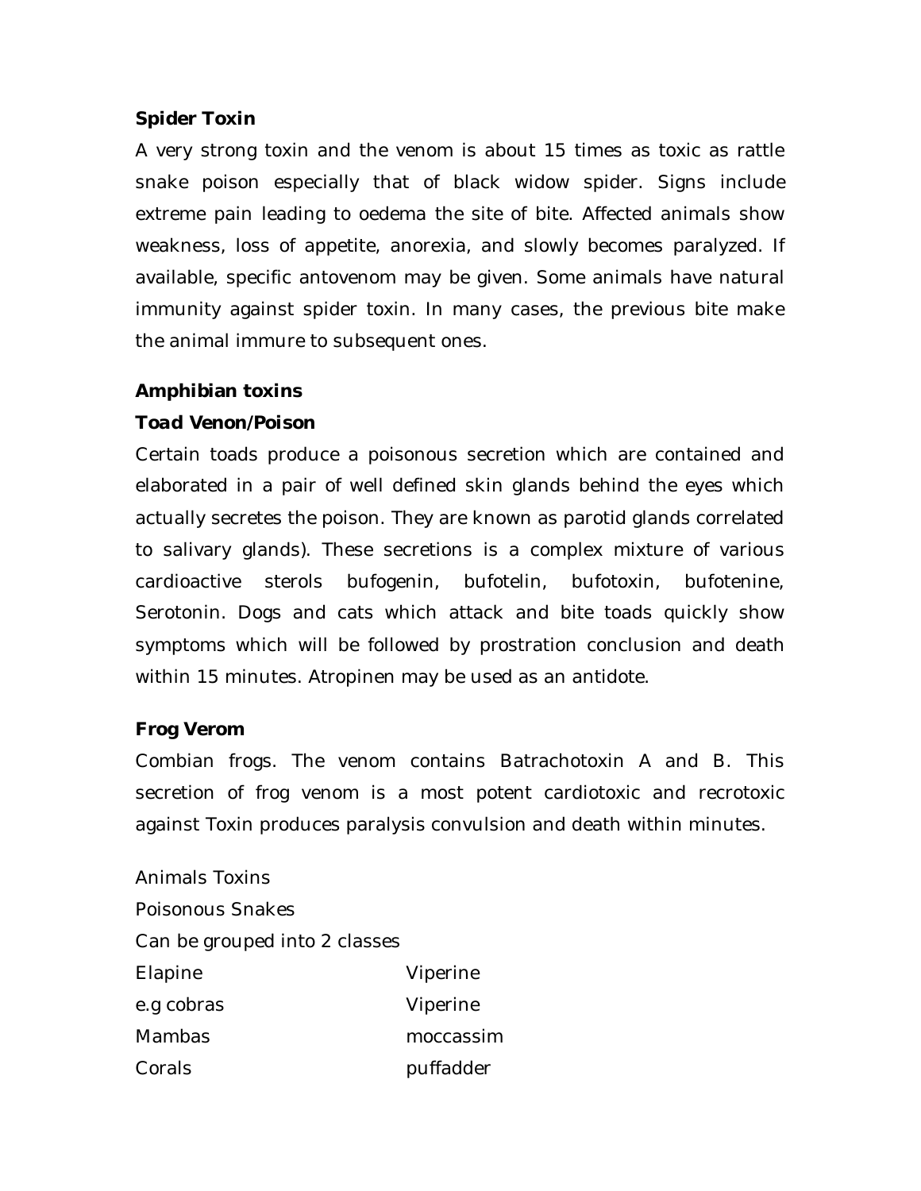**Spider Toxin**

A very strong toxin and the venom is about 15 times as toxic as rattle snake poison especially that of black widow spider. Signs include extreme pain leading to oedema the site of bite. Affected animals show weakness, loss of appetite, anorexia, and slowly becomes paralyzed. If available, specific antovenom may be given. Some animals have natural immunity against spider toxin. In many cases, the previous bite make the animal immure to subsequent ones.

**Amphibian toxins**

***Toad Venon/Poison***

Certain toads produce a poisonous secretion which are contained and elaborated in a pair of well defined skin glands behind the eyes which actually secretes the poison. They are known as parotid glands correlated to salivary glands). These secretions is a complex mixture of various cardioactive sterols bufogenin, bufotelin, bufotoxin, bufotenine, Serotonin. Dogs and cats which attack and bite toads quickly show symptoms which will be followed by prostration conclusion and death within 15 minutes. Atropinen may be used as an antidote.

**Frog Verom**

Combian frogs. The venom contains Batrachotoxin A and B. This secretion of frog venom is a most potent cardiotoxic and recrotoxic against Toxin produces paralysis convulsion and death within minutes.

Animals Toxins

Poisonous Snakes

Can be grouped into 2 classes

| Elapine | Viperine |
|---|---|
| e.g cobras | Viperine |
| Mambas | moccassim |
| Corals | puffadder |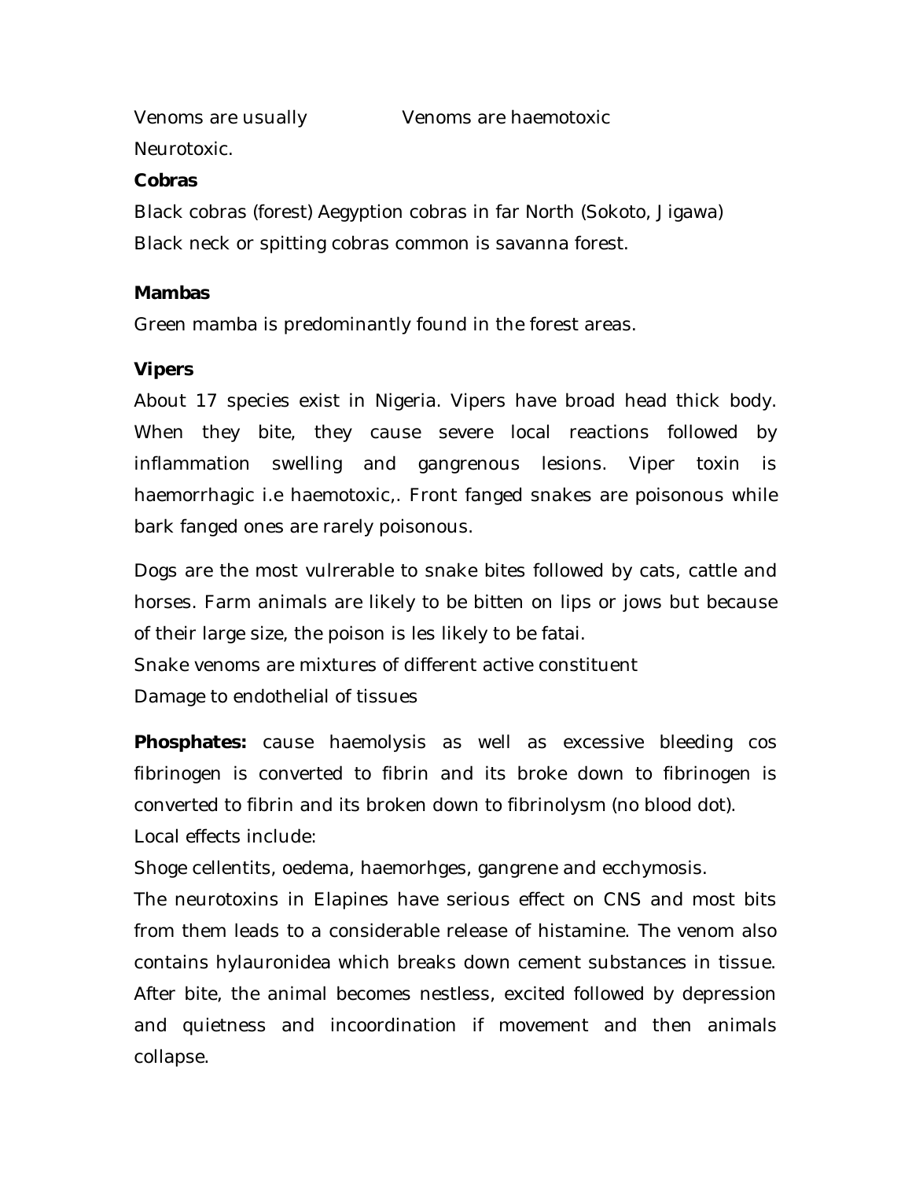| Venoms are usually Neurotoxic. | Venoms are haemotoxic |
| --- | --- |

**Cobras**

Black cobras (forest) Aegyption cobras in far North (Sokoto, Jigawa)
Black neck or spitting cobras common is savanna forest.

**Mambas**

Green mamba is predominantly found in the forest areas.

**Vipers**

About 17 species exist in Nigeria. Vipers have broad head thick body. When they bite, they cause severe local reactions followed by inflammation swelling and gangrenous lesions. Viper toxin is haemorrhagic i.e haemotoxic,. Front fanged snakes are poisonous while bark fanged ones are rarely poisonous.

Dogs are the most vulrerable to snake bites followed by cats, cattle and horses. Farm animals are likely to be bitten on lips or jows but because of their large size, the poison is les likely to be fatai.
Snake venoms are mixtures of different active constituent
Damage to endothelial of tissues

**Phosphates:** cause haemolysis as well as excessive bleeding cos fibrinogen is converted to fibrin and its broke down to fibrinogen is converted to fibrin and its broken down to fibrinolysm (no blood dot).
Local effects include:
Shoge cellentits, oedema, haemorhges, gangrene and ecchymosis.
The neurotoxins in Elapines have serious effect on CNS and most bits from them leads to a considerable release of histamine. The venom also contains hylauronidea which breaks down cement substances in tissue. After bite, the animal becomes nestless, excited followed by depression and quietness and incoordination if movement and then animals collapse.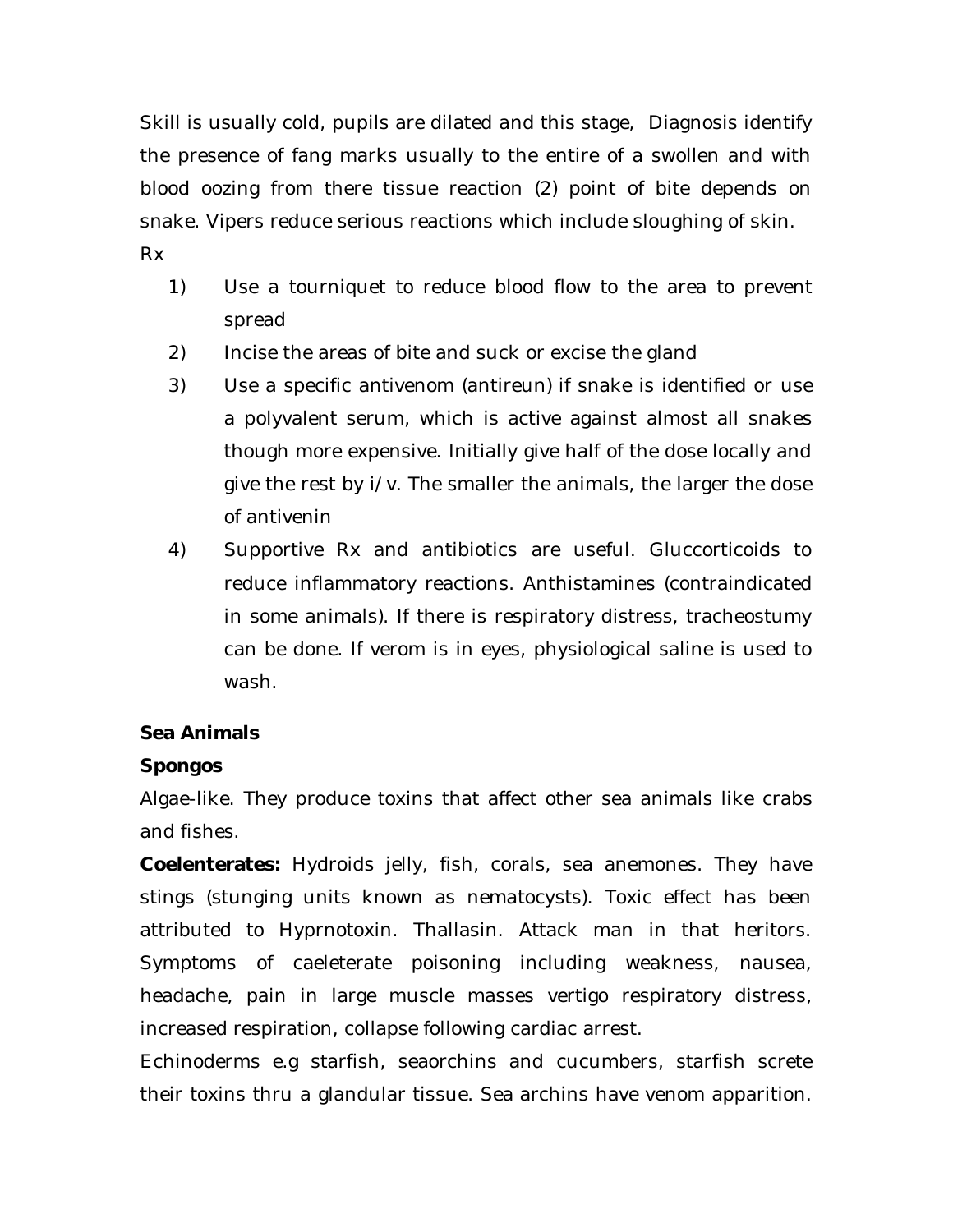Skill is usually cold, pupils are dilated and this stage, Diagnosis identify the presence of fang marks usually to the entire of a swollen and with blood oozing from there tissue reaction (2) point of bite depends on snake. Vipers reduce serious reactions which include sloughing of skin.

Rx

1) Use a tourniquet to reduce blood flow to the area to prevent spread
2) Incise the areas of bite and suck or excise the gland
3) Use a specific antivenom (antireun) if snake is identified or use a polyvalent serum, which is active against almost all snakes though more expensive. Initially give half of the dose locally and give the rest by i/v. The smaller the animals, the larger the dose of antivenin
4) Supportive Rx and antibiotics are useful. Gluccorticoids to reduce inflammatory reactions. Anthistamines (contraindicated in some animals). If there is respiratory distress, tracheostumy can be done. If verom is in eyes, physiological saline is used to wash.

**Sea Animals**

**Spongos**

Algae-like. They produce toxins that affect other sea animals like crabs and fishes.

**Coelenterates:** Hydroids jelly, fish, corals, sea anemones. They have stings (stunging units known as nematocysts). Toxic effect has been attributed to Hyprnotoxin. Thallasin. Attack man in that heritors. Symptoms of caeleterate poisoning including weakness, nausea, headache, pain in large muscle masses vertigo respiratory distress, increased respiration, collapse following cardiac arrest.

Echinoderms e.g starfish, seaorchins and cucumbers, starfish screte their toxins thru a glandular tissue. Sea archins have venom apparition.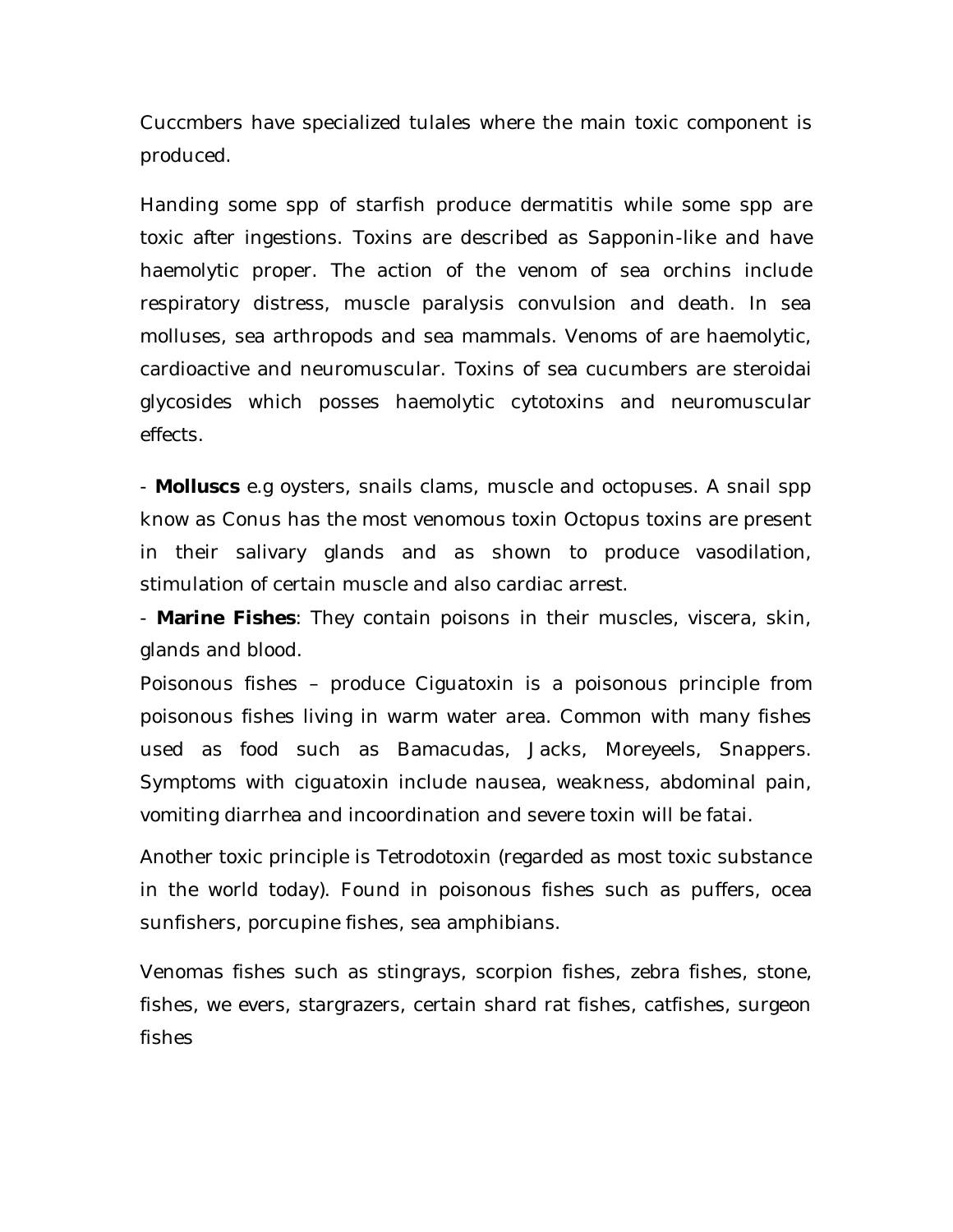Cuccmbers have specialized tulales where the main toxic component is produced.

Handing some spp of starfish produce dermatitis while some spp are toxic after ingestions. Toxins are described as Sapponin-like and have haemolytic proper. The action of the venom of sea orchins include respiratory distress, muscle paralysis convulsion and death. In sea molluses, sea arthropods and sea mammals. Venoms of are haemolytic, cardioactive and neuromuscular. Toxins of sea cucumbers are steroidai glycosides which posses haemolytic cytotoxins and neuromuscular effects.

- **Molluscs** e.g oysters, snails clams, muscle and octopuses. A snail spp know as Conus has the most venomous toxin Octopus toxins are present in their salivary glands and as shown to produce vasodilation, stimulation of certain muscle and also cardiac arrest.
- **Marine Fishes**: They contain poisons in their muscles, viscera, skin, glands and blood.

Poisonous fishes – produce Ciguatoxin is a poisonous principle from poisonous fishes living in warm water area. Common with many fishes used as food such as Bamacudas, Jacks, Moreyeels, Snappers. Symptoms with ciguatoxin include nausea, weakness, abdominal pain, vomiting diarrhea and incoordination and severe toxin will be fatai.

Another toxic principle is Tetrodotoxin (regarded as most toxic substance in the world today). Found in poisonous fishes such as puffers, ocea sunfishers, porcupine fishes, sea amphibians.

Venomas fishes such as stingrays, scorpion fishes, zebra fishes, stone, fishes, we evers, stargrazers, certain shard rat fishes, catfishes, surgeon fishes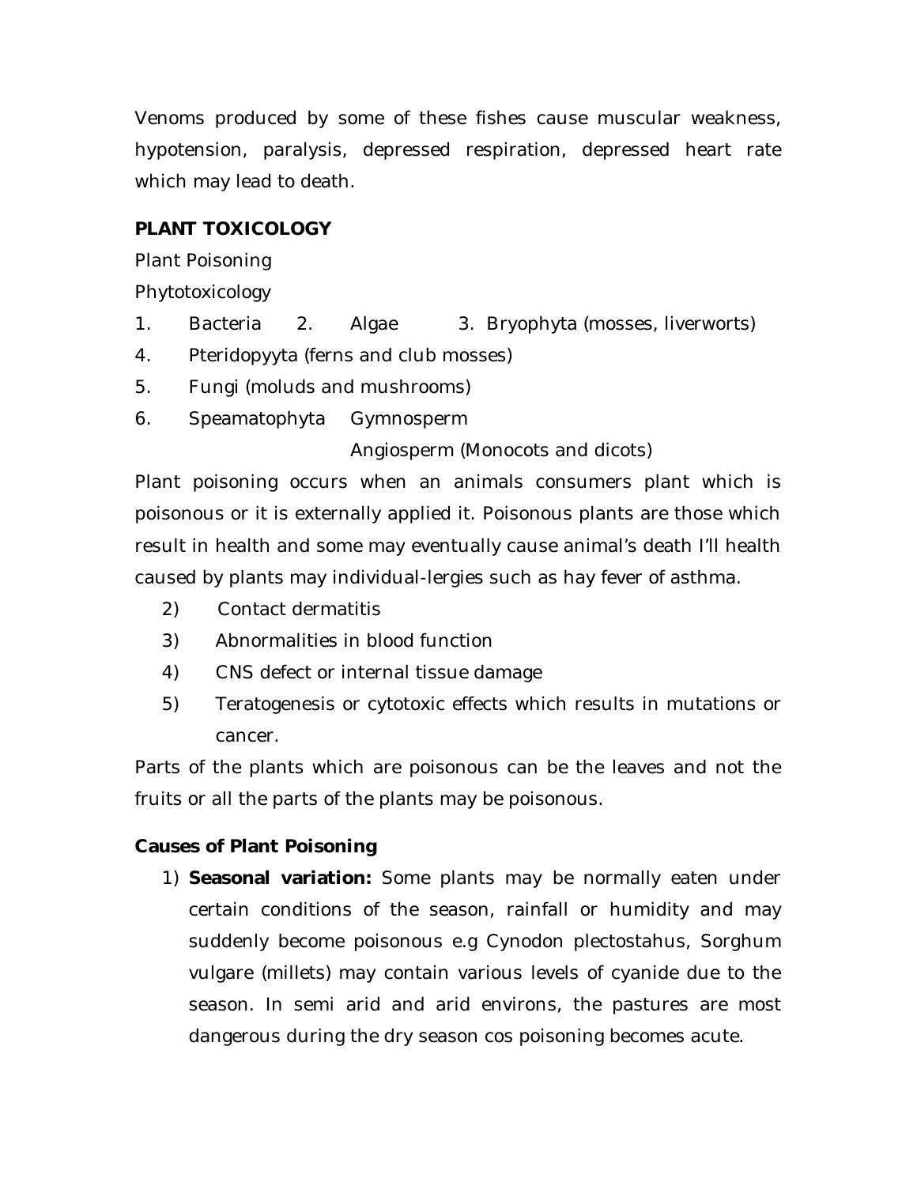Venoms produced by some of these fishes cause muscular weakness, hypotension, paralysis, depressed respiration, depressed heart rate which may lead to death.

**PLANT TOXICOLOGY**

Plant Poisoning

Phytotoxicology

1. Bacteria 2. Algae 3. Bryophyta (mosses, liverworts)
4. Pteridopyyta (ferns and club mosses)
5. Fungi (moluds and mushrooms)
6. Speamatophyta Gymnosperm
   Angiosperm (Monocots and dicots)

Plant poisoning occurs when an animals consumers plant which is poisonous or it is externally applied it. Poisonous plants are those which result in health and some may eventually cause animal's death I'll health caused by plants may individual-lergies such as hay fever of asthma.

2) Contact dermatitis
3) Abnormalities in blood function
4) CNS defect or internal tissue damage
5) Teratogenesis or cytotoxic effects which results in mutations or cancer.

Parts of the plants which are poisonous can be the leaves and not the fruits or all the parts of the plants may be poisonous.

**Causes of Plant Poisoning**

1) **Seasonal variation:** Some plants may be normally eaten under certain conditions of the season, rainfall or humidity and may suddenly become poisonous e.g Cynodon plectostahus, Sorghum vulgare (millets) may contain various levels of cyanide due to the season. In semi arid and arid environs, the pastures are most dangerous during the dry season cos poisoning becomes acute.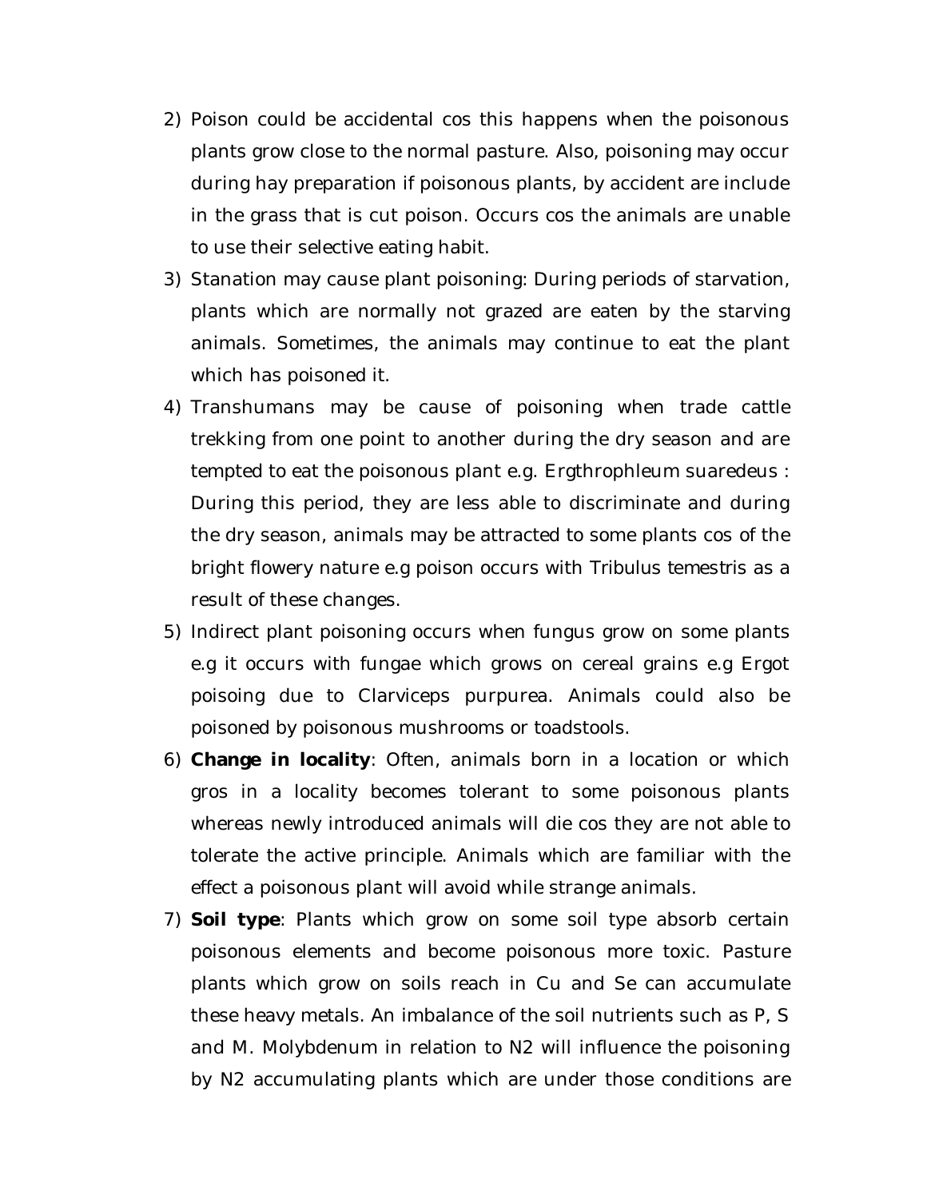2) Poison could be accidental cos this happens when the poisonous plants grow close to the normal pasture. Also, poisoning may occur during hay preparation if poisonous plants, by accident are include in the grass that is cut poison. Occurs cos the animals are unable to use their selective eating habit.
3) Stanation may cause plant poisoning: During periods of starvation, plants which are normally not grazed are eaten by the starving animals. Sometimes, the animals may continue to eat the plant which has poisoned it.
4) Transhumans may be cause of poisoning when trade cattle trekking from one point to another during the dry season and are tempted to eat the poisonous plant e.g. Ergthrophleum suaredeus : During this period, they are less able to discriminate and during the dry season, animals may be attracted to some plants cos of the bright flowery nature e.g poison occurs with Tribulus temestris as a result of these changes.
5) Indirect plant poisoning occurs when fungus grow on some plants e.g it occurs with fungae which grows on cereal grains e.g Ergot poisoing due to Clarviceps purpurea. Animals could also be poisoned by poisonous mushrooms or toadstools.
6) **Change in locality**: Often, animals born in a location or which gros in a locality becomes tolerant to some poisonous plants whereas newly introduced animals will die cos they are not able to tolerate the active principle. Animals which are familiar with the effect a poisonous plant will avoid while strange animals.
7) **Soil type**: Plants which grow on some soil type absorb certain poisonous elements and become poisonous more toxic. Pasture plants which grow on soils reach in Cu and Se can accumulate these heavy metals. An imbalance of the soil nutrients such as P, S and M. Molybdenum in relation to N2 will influence the poisoning by N2 accumulating plants which are under those conditions are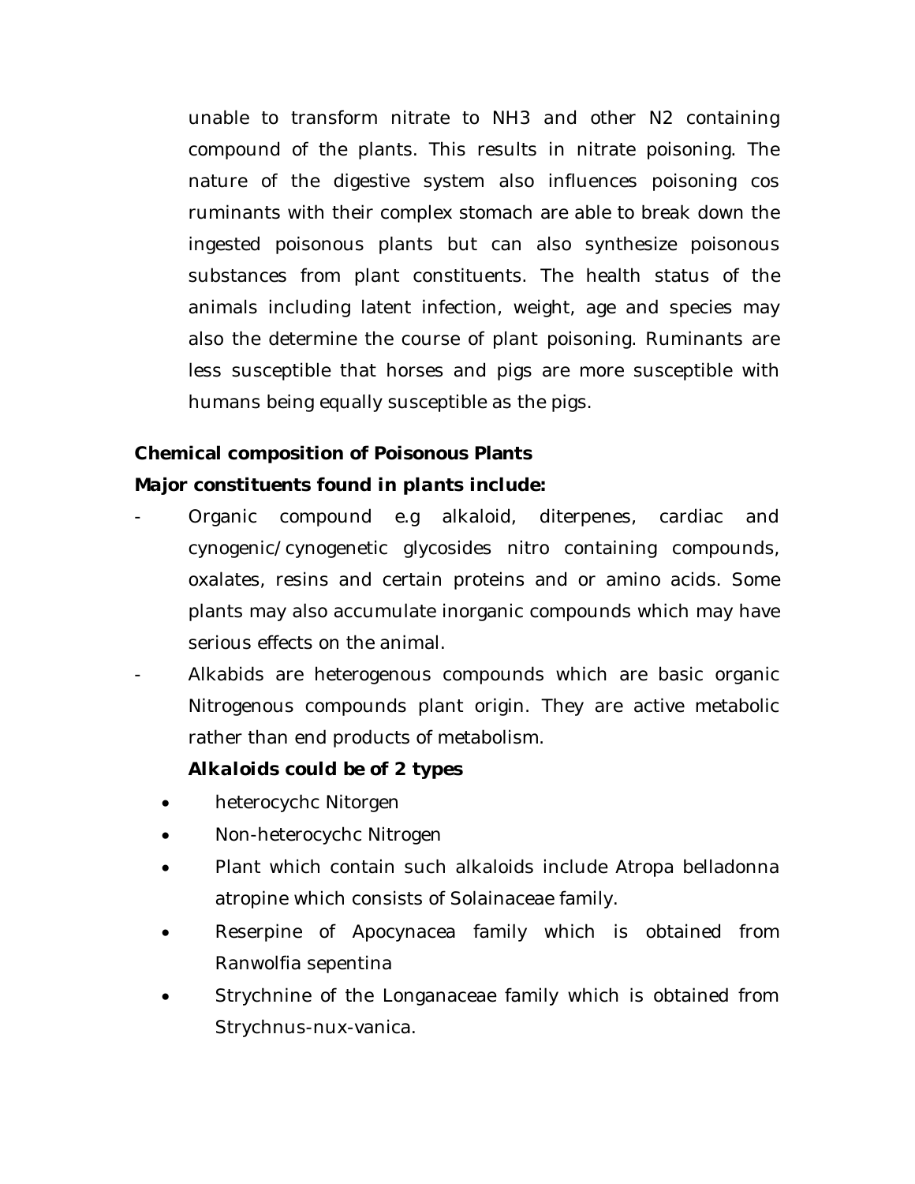unable to transform nitrate to $NH_3$ and other $N_2$ containing compound of the plants. This results in nitrate poisoning. The nature of the digestive system also influences poisoning cos ruminants with their complex stomach are able to break down the ingested poisonous plants but can also synthesize poisonous substances from plant constituents. The health status of the animals including latent infection, weight, age and species may also the determine the course of plant poisoning. Ruminants are less susceptible that horses and pigs are more susceptible with humans being equally susceptible as the pigs.

**Chemical composition of Poisonous Plants**

***Major constituents found in plants include:***

- Organic compound e.g alkaloid, diterpenes, cardiac and cynogenic/cynogenetic glycosides nitro containing compounds, oxalates, resins and certain proteins and or amino acids. Some plants may also accumulate inorganic compounds which may have serious effects on the animal.
- Alkabids are heterogenous compounds which are basic organic Nitrogenous compounds plant origin. They are active metabolic rather than end products of metabolism.

  **Alkaloids could be of 2 types**

  - heterocychc Nitorgen
  - Non-heterocychc Nitrogen
  - Plant which contain such alkaloids include Atropa belladonna atropine which consists of Solainaceae family.
  - Reserpine of Apocynacea family which is obtained from Ranwolfia sepentina
  - Strychnine of the Longanaceae family which is obtained from Strychnus-nux-vanica.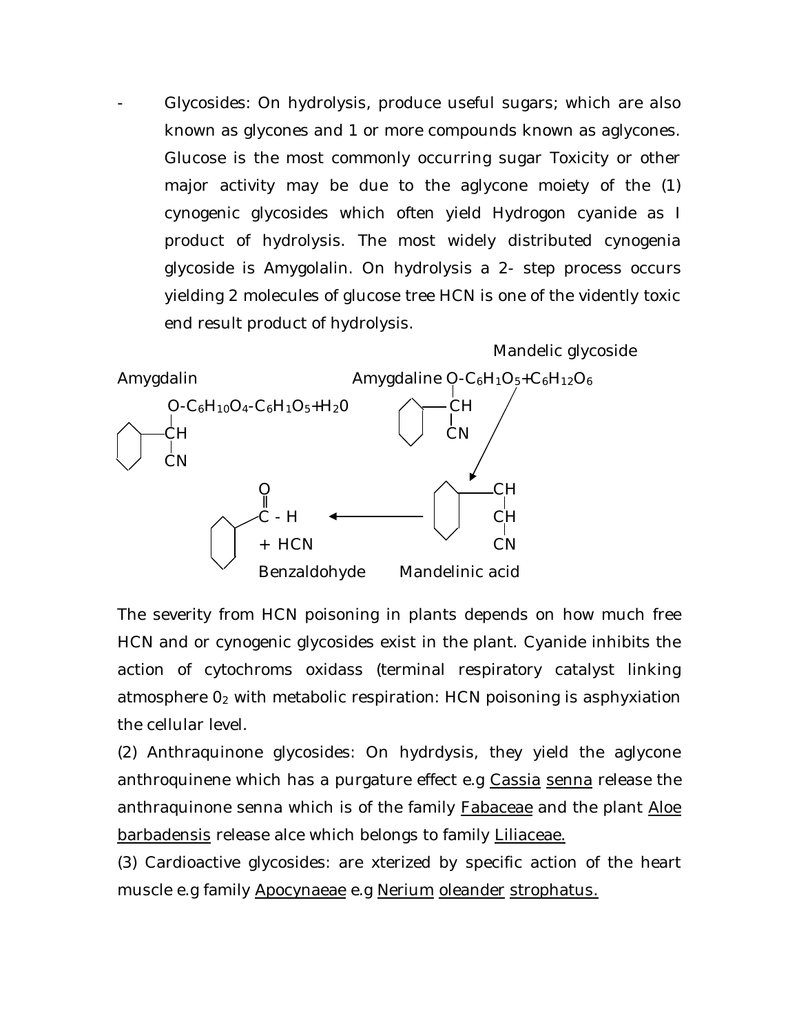- Glycosides: On hydrolysis, produce useful sugars; which are also known as glycones and 1 or more compounds known as aglycones. Glucose is the most commonly occurring sugar Toxicity or other major activity may be due to the aglycone moiety of the (1) cynogenic glycosides which often yield Hydrogon cyanide as I product of hydrolysis. The most widely distributed cynogenia glycoside is Amygolalin. On hydrolysis a 2- step process occurs yielding 2 molecules of glucose tree HCN is one of the vidently toxic end result product of hydrolysis.

Mandelic glycoside

Amygdalin: $O\text{-}C_6H_{10}O_4\text{-}C_6H_1O_5 + H_20$ (Ph–CH–CN)

Amygdaline $O\text{-}C_6H_1O_5 + C_6H_{12}O_6$ (Ph–CH–CN)

Mandelinic acid (Ph–CH–CH–CN) → Benzaldohyde (Ph–C(=O)–H) + HCN

The severity from HCN poisoning in plants depends on how much free HCN and or cynogenic glycosides exist in the plant. Cyanide inhibits the action of cytochroms oxidass (terminal respiratory catalyst linking atmosphere $0_2$ with metabolic respiration: HCN poisoning is asphyxiation the cellular level.

(2) Anthraquinone glycosides: On hyrdrdysis, they yield the aglycone anthroquinene which has a purgature effect e.g Cassia senna release the anthraquinone senna which is of the family Fabaceae and the plant Aloe barbadensis release alce which belongs to family Liliaceae.

(3) Cardioactive glycosides: are xterized by specific action of the heart muscle e.g family Apocynaeae e.g Nerium oleander strophatus.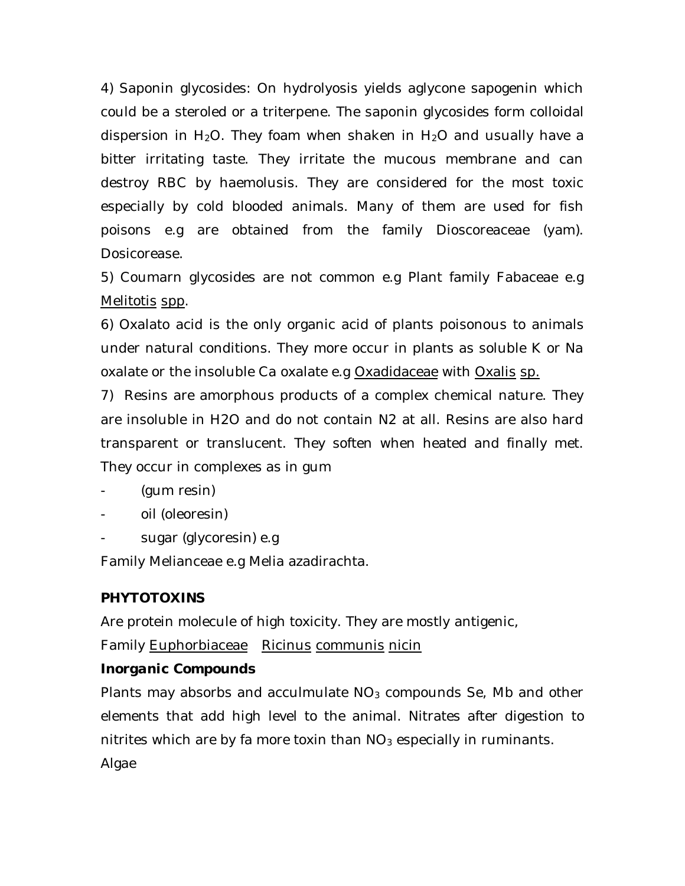4) Saponin glycosides: On hydrolyosis yields aglycone sapogenin which could be a steroled or a triterpene. The saponin glycosides form colloidal dispersion in $H_2O$. They foam when shaken in $H_2O$ and usually have a bitter irritating taste. They irritate the mucous membrane and can destroy RBC by haemolusis. They are considered for the most toxic especially by cold blooded animals. Many of them are used for fish poisons e.g are obtained from the family Dioscoreaceae (yam). Dosicorease.

5) Coumarn glycosides are not common e.g Plant family Fabaceae e.g Melitotis spp.

6) Oxalato acid is the only organic acid of plants poisonous to animals under natural conditions. They more occur in plants as soluble K or Na oxalate or the insoluble Ca oxalate e.g Oxadidaceae with Oxalis sp.

7) Resins are amorphous products of a complex chemical nature. They are insoluble in H2O and do not contain N2 at all. Resins are also hard transparent or translucent. They soften when heated and finally met. They occur in complexes as in gum

- (gum resin)
- oil (oleoresin)
- sugar (glycoresin) e.g

Family Melianceae e.g Melia azadirachta.

**PHYTOTOXINS**

Are protein molecule of high toxicity. They are mostly antigenic,

Family Euphorbiaceae   Ricinus communis nicin

**Inorganic Compounds**

Plants may absorbs and acculmulate $NO_3$ compounds Se, Mb and other elements that add high level to the animal. Nitrates after digestion to nitrites which are by fa more toxin than $NO_3$ especially in ruminants.

Algae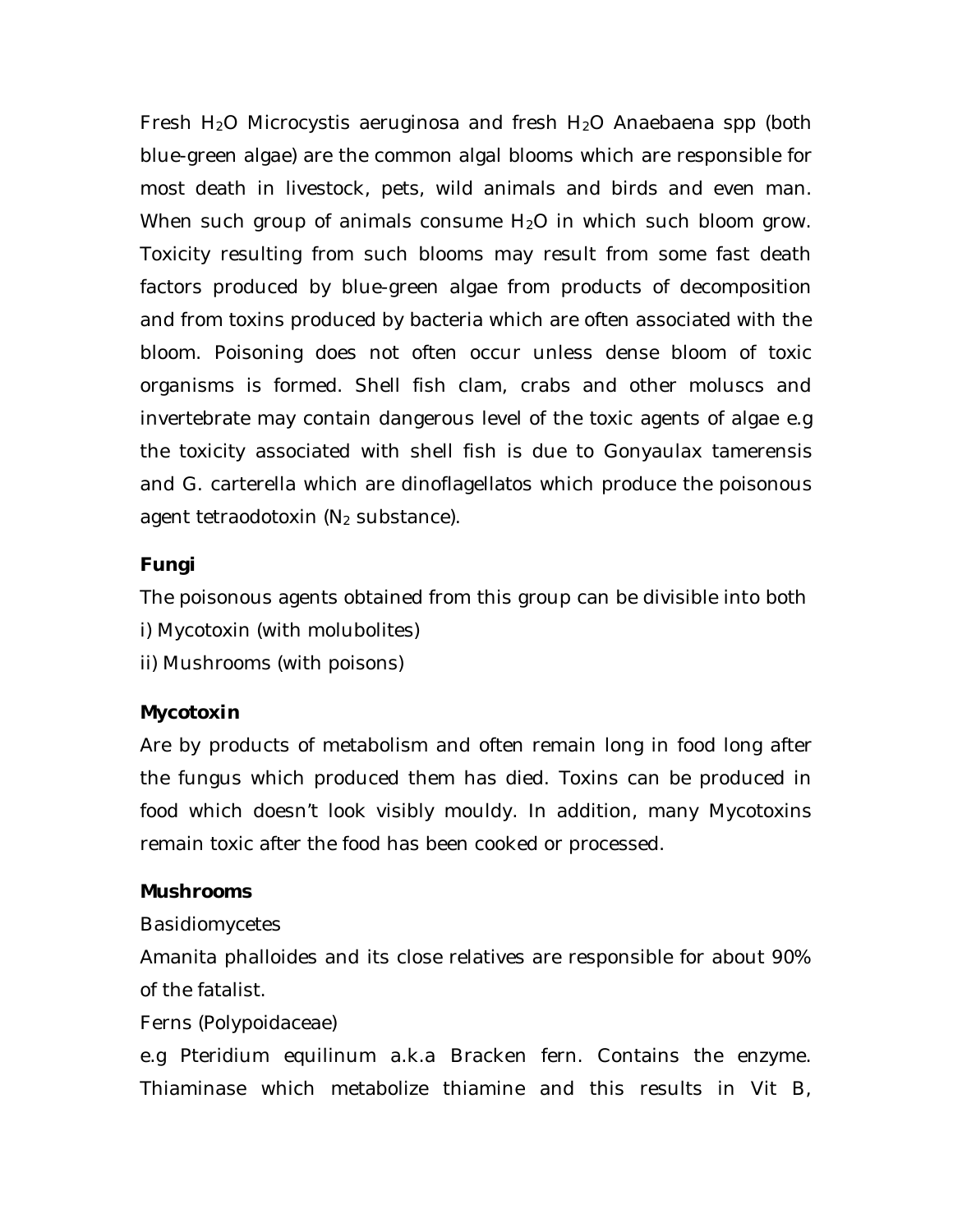Fresh $H_2O$ Microcystis aeruginosa and fresh $H_2O$ Anaebaena spp (both blue-green algae) are the common algal blooms which are responsible for most death in livestock, pets, wild animals and birds and even man. When such group of animals consume $H_2O$ in which such bloom grow. Toxicity resulting from such blooms may result from some fast death factors produced by blue-green algae from products of decomposition and from toxins produced by bacteria which are often associated with the bloom. Poisoning does not often occur unless dense bloom of toxic organisms is formed. Shell fish clam, crabs and other moluscs and invertebrate may contain dangerous level of the toxic agents of algae e.g the toxicity associated with shell fish is due to Gonyaulax tamerensis and G. carterella which are dinoflagellatos which produce the poisonous agent tetraodotoxin ($N_2$ substance).

**Fungi**

The poisonous agents obtained from this group can be divisible into both

i) Mycotoxin (with molubolites)

ii) Mushrooms (with poisons)

**Mycotoxin**

Are by products of metabolism and often remain long in food long after the fungus which produced them has died. Toxins can be produced in food which doesn't look visibly mouldy. In addition, many Mycotoxins remain toxic after the food has been cooked or processed.

**Mushrooms**

Basidiomycetes

Amanita phalloides and its close relatives are responsible for about 90% of the fatalist.

Ferns (Polypoidaceae)

e.g Pteridium equilinum a.k.a Bracken fern. Contains the enzyme. Thiaminase which metabolize thiamine and this results in Vit B,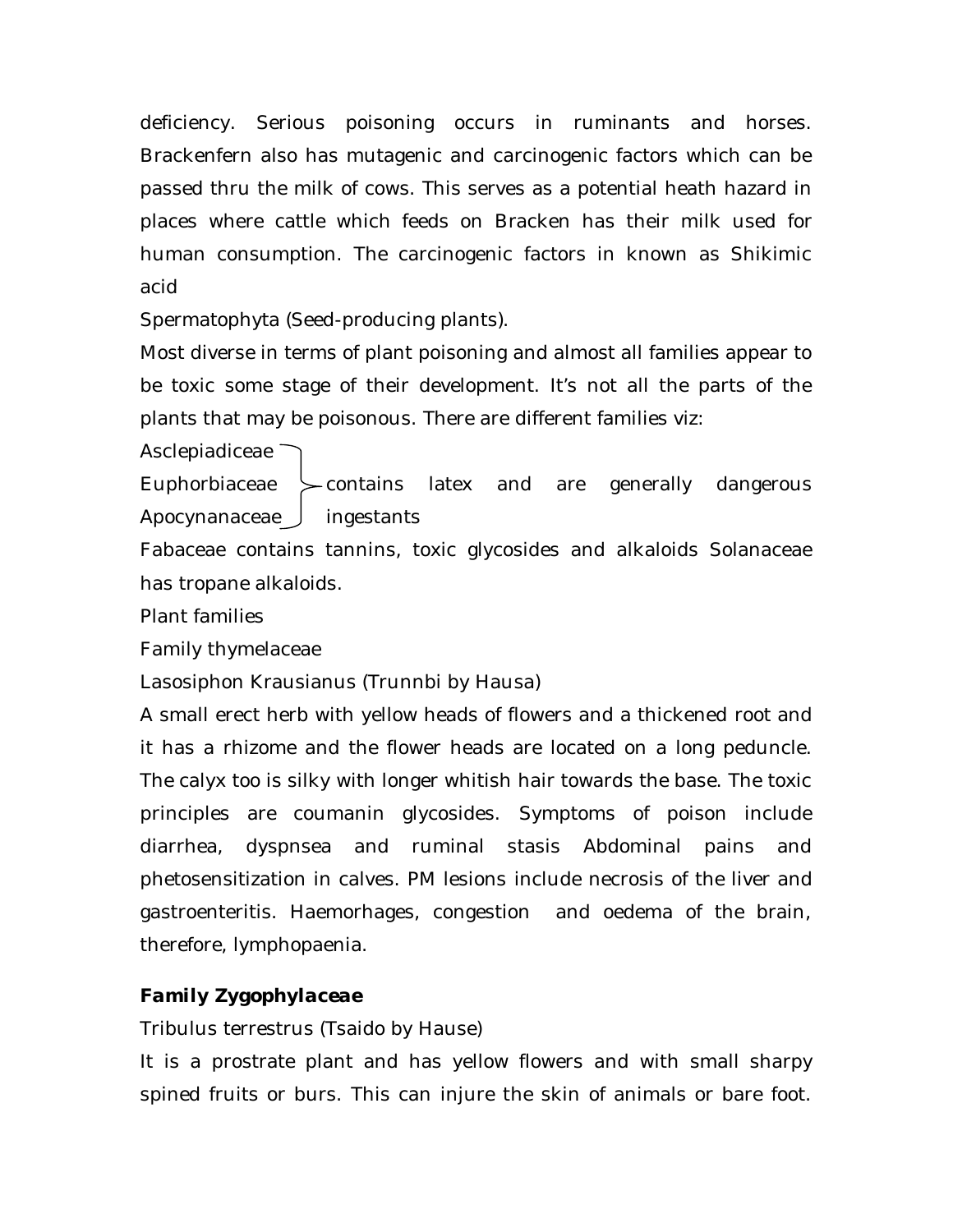deficiency. Serious poisoning occurs in ruminants and horses. Brackenfern also has mutagenic and carcinogenic factors which can be passed thru the milk of cows. This serves as a potential heath hazard in places where cattle which feeds on Bracken has their milk used for human consumption. The carcinogenic factors in known as Shikimic acid

Spermatophyta (Seed-producing plants).

Most diverse in terms of plant poisoning and almost all families appear to be toxic some stage of their development. It's not all the parts of the plants that may be poisonous. There are different families viz:

Asclepiadiceae
Euphorbiaceae
Apocynanaceae

} contains latex and are generally dangerous ingestants

Fabaceae contains tannins, toxic glycosides and alkaloids Solanaceae has tropane alkaloids.

Plant families

Family thymelaceae

Lasosiphon Krausianus (Trunnbi by Hausa)

A small erect herb with yellow heads of flowers and a thickened root and it has a rhizome and the flower heads are located on a long peduncle. The calyx too is silky with longer whitish hair towards the base. The toxic principles are coumanin glycosides. Symptoms of poison include diarrhea, dyspnsea and ruminal stasis Abdominal pains and phetosensitization in calves. PM lesions include necrosis of the liver and gastroenteritis. Haemorhages, congestion and oedema of the brain, therefore, lymphopaenia.

**Family Zygophylaceae**

Tribulus terrestrus (Tsaido by Hause)

It is a prostrate plant and has yellow flowers and with small sharpy spined fruits or burs. This can injure the skin of animals or bare foot.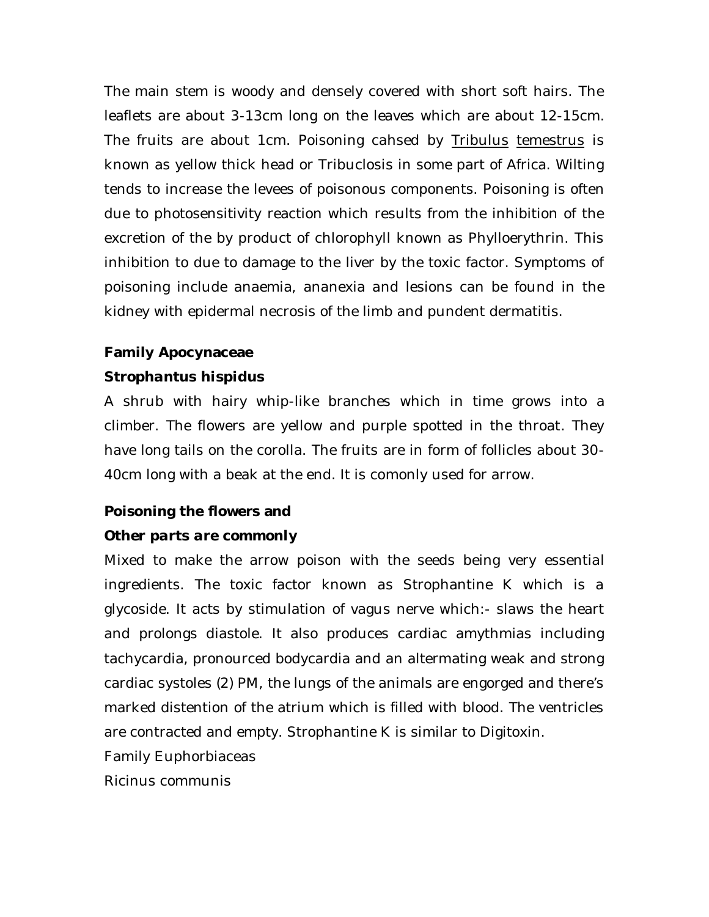The main stem is woody and densely covered with short soft hairs. The leaflets are about 3-13cm long on the leaves which are about 12-15cm. The fruits are about 1cm. Poisoning cahsed by <u>Tribulus</u> <u>temestrus</u> is known as yellow thick head or Tribuclosis in some part of Africa. Wilting tends to increase the levees of poisonous components. Poisoning is often due to photosensitivity reaction which results from the inhibition of the excretion of the by product of chlorophyll known as Phylloerythrin. This inhibition to due to damage to the liver by the toxic factor. Symptoms of poisoning include anaemia, ananexia and lesions can be found in the kidney with epidermal necrosis of the limb and pundent dermatitis.

**Family Apocynaceae**

***Strophantus hispidus***

A shrub with hairy whip-like branches which in time grows into a climber. The flowers are yellow and purple spotted in the throat. They have long tails on the corolla. The fruits are in form of follicles about 30-40cm long with a beak at the end. It is comonly used for arrow.

**Poisoning the flowers and**

***Other parts are commonly***

Mixed to make the arrow poison with the seeds being very essential ingredients. The toxic factor known as Strophantine K which is a glycoside. It acts by stimulation of vagus nerve which:- slaws the heart and prolongs diastole. It also produces cardiac amythmias including tachycardia, pronourced bodycardia and an altermating weak and strong cardiac systoles (2) PM, the lungs of the animals are engorged and there's marked distention of the atrium which is filled with blood. The ventricles are contracted and empty. Strophantine K is similar to Digitoxin.

Family Euphorbiaceas

Ricinus communis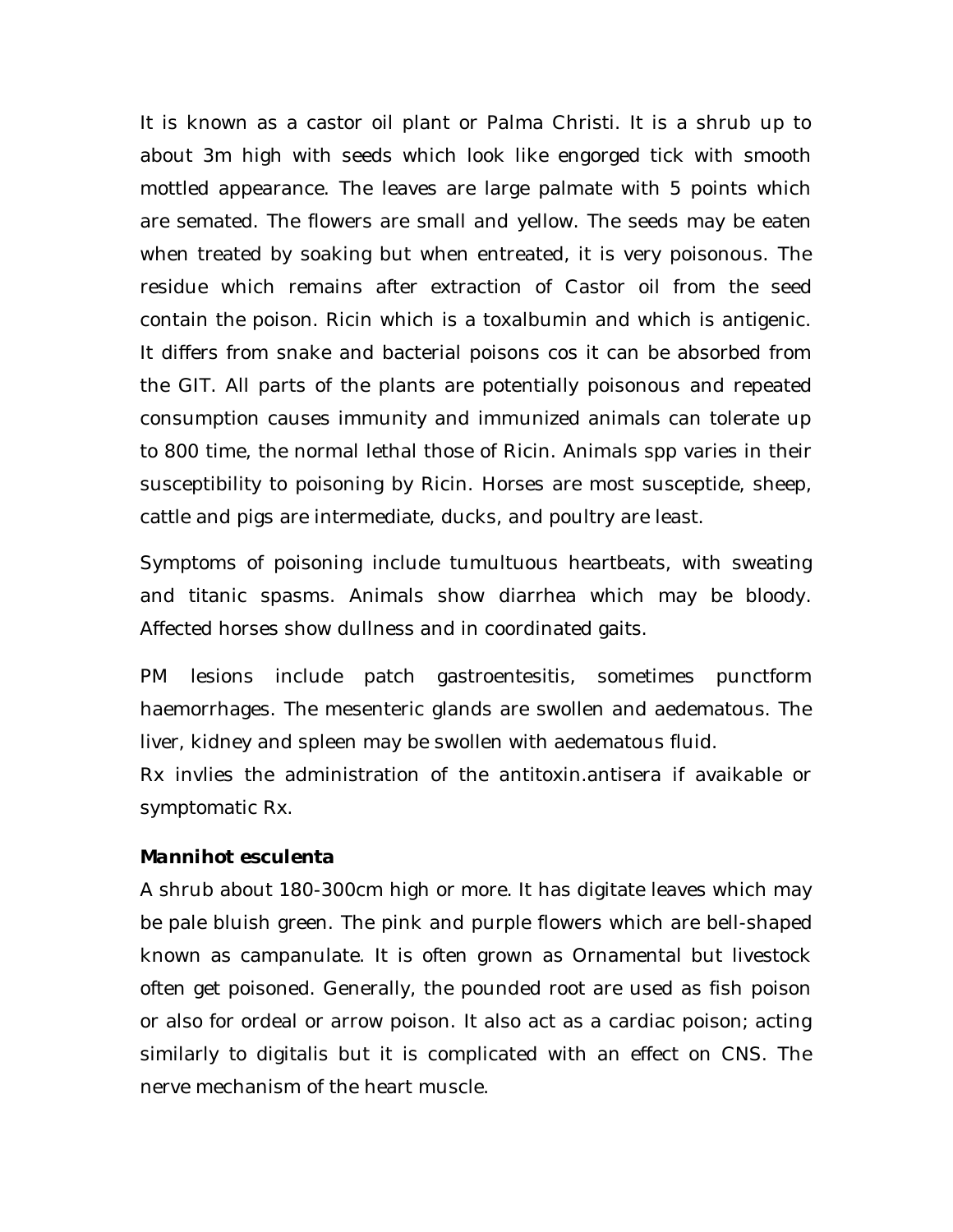It is known as a castor oil plant or Palma Christi. It is a shrub up to about 3m high with seeds which look like engorged tick with smooth mottled appearance. The leaves are large palmate with 5 points which are semated. The flowers are small and yellow. The seeds may be eaten when treated by soaking but when entreated, it is very poisonous. The residue which remains after extraction of Castor oil from the seed contain the poison. Ricin which is a toxalbumin and which is antigenic. It differs from snake and bacterial poisons cos it can be absorbed from the GIT. All parts of the plants are potentially poisonous and repeated consumption causes immunity and immunized animals can tolerate up to 800 time, the normal lethal those of Ricin. Animals spp varies in their susceptibility to poisoning by Ricin. Horses are most susceptide, sheep, cattle and pigs are intermediate, ducks, and poultry are least.

Symptoms of poisoning include tumultuous heartbeats, with sweating and titanic spasms. Animals show diarrhea which may be bloody. Affected horses show dullness and in coordinated gaits.

PM lesions include patch gastroentesitis, sometimes punctform haemorrhages. The mesenteric glands are swollen and aedematous. The liver, kidney and spleen may be swollen with aedematous fluid.

Rx invlies the administration of the antitoxin.antisera if avaikable or symptomatic Rx.

***Mannihot esculenta***

A shrub about 180-300cm high or more. It has digitate leaves which may be pale bluish green. The pink and purple flowers which are bell-shaped known as campanulate. It is often grown as Ornamental but livestock often get poisoned. Generally, the pounded root are used as fish poison or also for ordeal or arrow poison. It also act as a cardiac poison; acting similarly to digitalis but it is complicated with an effect on CNS. The nerve mechanism of the heart muscle.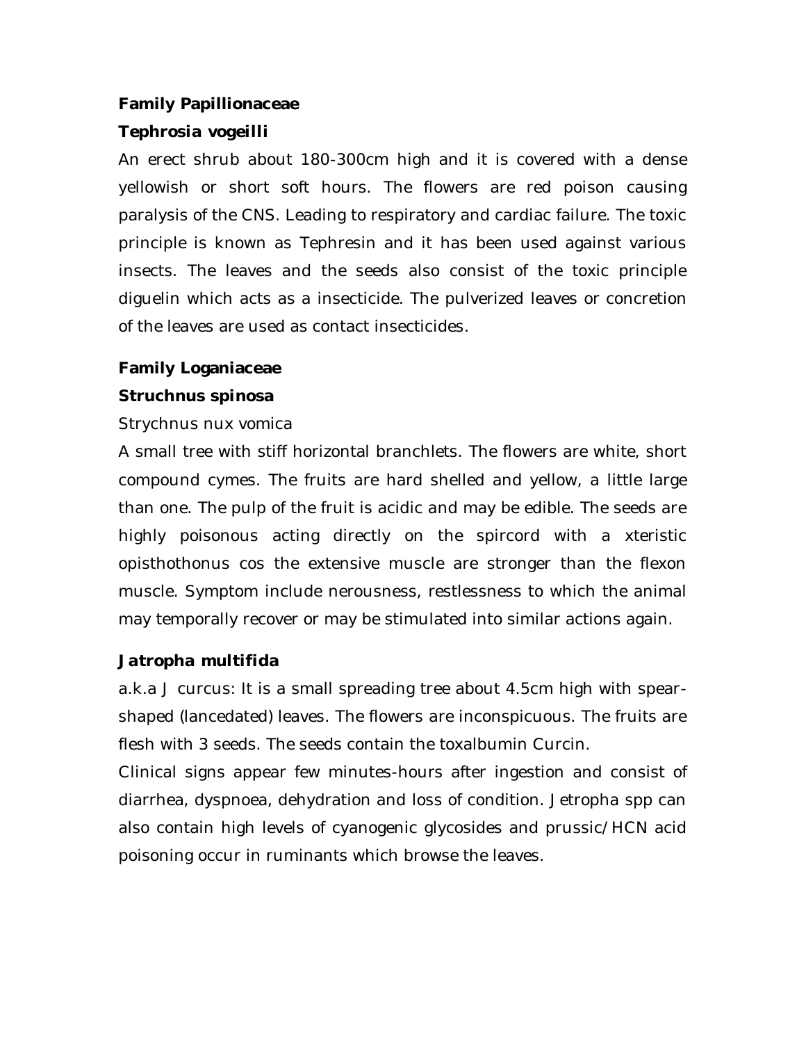**Family Papillionaceae**

***Tephrosia vogeilli***

An erect shrub about 180-300cm high and it is covered with a dense yellowish or short soft hours. The flowers are red poison causing paralysis of the CNS. Leading to respiratory and cardiac failure. The toxic principle is known as Tephresin and it has been used against various insects. The leaves and the seeds also consist of the toxic principle diguelin which acts as a insecticide. The pulverized leaves or concretion of the leaves are used as contact insecticides.

**Family Loganiaceae**

***Struchnus spinosa***

*Strychnus nux vomica*

A small tree with stiff horizontal branchlets. The flowers are white, short compound cymes. The fruits are hard shelled and yellow, a little large than one. The pulp of the fruit is acidic and may be edible. The seeds are highly poisonous acting directly on the spircord with a xteristic opisthothonus cos the extensive muscle are stronger than the flexon muscle. Symptom include nerousness, restlessness to which the animal may temporally recover or may be stimulated into similar actions again.

***Jatropha multifida***

a.k.a J curcus: It is a small spreading tree about 4.5cm high with spear-shaped (lancedated) leaves. The flowers are inconspicuous. The fruits are flesh with 3 seeds. The seeds contain the toxalbumin Curcin.

Clinical signs appear few minutes-hours after ingestion and consist of diarrhea, dyspnoea, dehydration and loss of condition. Jetropha spp can also contain high levels of cyanogenic glycosides and prussic/HCN acid poisoning occur in ruminants which browse the leaves.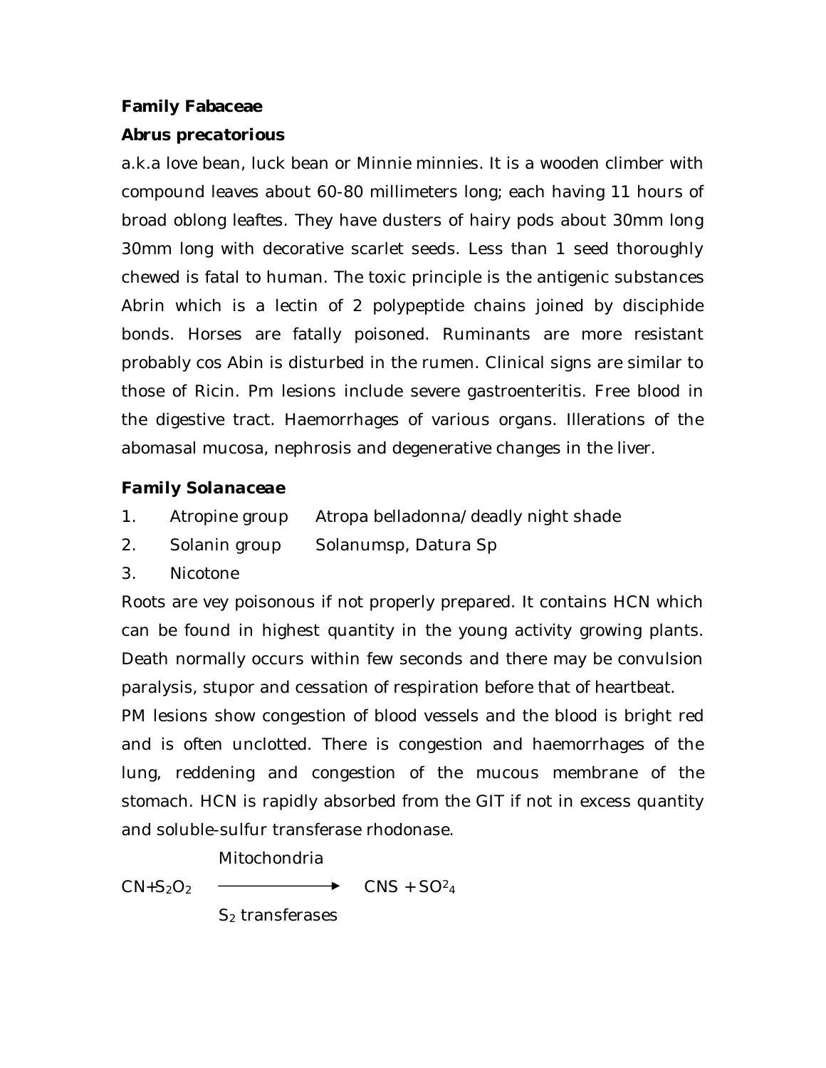**Family Fabaceae**

***Abrus precatorious***

a.k.a love bean, luck bean or Minnie minnies. It is a wooden climber with compound leaves about 60-80 millimeters long; each having 11 hours of broad oblong leaftes. They have dusters of hairy pods about 30mm long 30mm long with decorative scarlet seeds. Less than 1 seed thoroughly chewed is fatal to human. The toxic principle is the antigenic substances Abrin which is a lectin of 2 polypeptide chains joined by disciphide bonds. Horses are fatally poisoned. Ruminants are more resistant probably cos Abin is disturbed in the rumen. Clinical signs are similar to those of Ricin. Pm lesions include severe gastroenteritis. Free blood in the digestive tract. Haemorrhages of various organs. Illerations of the abomasal mucosa, nephrosis and degenerative changes in the liver.

**Family Solanaceae**

1. Atropine group  Atropa belladonna/deadly night shade
2. Solanin group  Solanumsp, Datura Sp
3. Nicotone

Roots are vey poisonous if not properly prepared. It contains HCN which can be found in highest quantity in the young activity growing plants. Death normally occurs within few seconds and there may be convulsion paralysis, stupor and cessation of respiration before that of heartbeat.

PM lesions show congestion of blood vessels and the blood is bright red and is often unclotted. There is congestion and haemorrhages of the lung, reddening and congestion of the mucous membrane of the stomach. HCN is rapidly absorbed from the GIT if not in excess quantity and soluble-sulfur transferase rhodonase.

$$CN + S_2O_2 \xrightarrow[S_2 \text{ transferases}]{\text{Mitochondria}} CNS + SO^2_4$$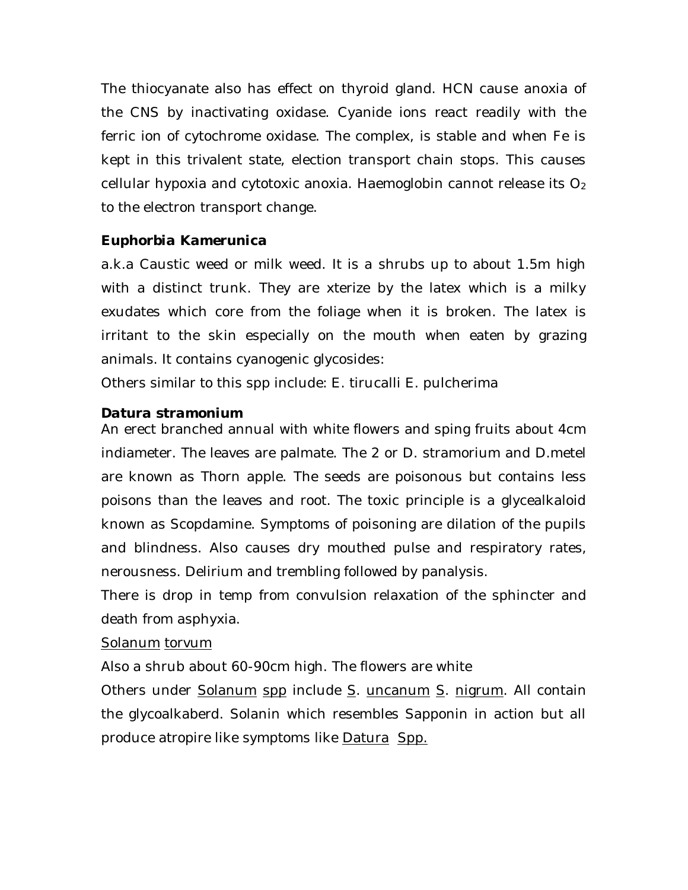The thiocyanate also has effect on thyroid gland. HCN cause anoxia of the CNS by inactivating oxidase. Cyanide ions react readily with the ferric ion of cytochrome oxidase. The complex, is stable and when Fe is kept in this trivalent state, election transport chain stops. This causes cellular hypoxia and cytotoxic anoxia. Haemoglobin cannot release its $O_2$ to the electron transport change.

**Euphorbia Kamerunica**

a.k.a Caustic weed or milk weed. It is a shrubs up to about 1.5m high with a distinct trunk. They are xterize by the latex which is a milky exudates which core from the foliage when it is broken. The latex is irritant to the skin especially on the mouth when eaten by grazing animals. It contains cyanogenic glycosides:

Others similar to this spp include: E. tirucalli E. pulcherima

***Datura stramonium***

An erect branched annual with white flowers and sping fruits about 4cm indiameter. The leaves are palmate. The 2 or D. stramorium and D.metel are known as Thorn apple. The seeds are poisonous but contains less poisons than the leaves and root. The toxic principle is a glycealkaloid known as Scopdamine. Symptoms of poisoning are dilation of the pupils and blindness. Also causes dry mouthed pulse and respiratory rates, nerousness. Delirium and trembling followed by panalysis.

There is drop in temp from convulsion relaxation of the sphincter and death from asphyxia.

Solanum torvum

Also a shrub about 60-90cm high. The flowers are white

Others under Solanum spp include S. uncanum S. nigrum. All contain the glycoalkaberd. Solanin which resembles Sapponin in action but all produce atropire like symptoms like Datura Spp.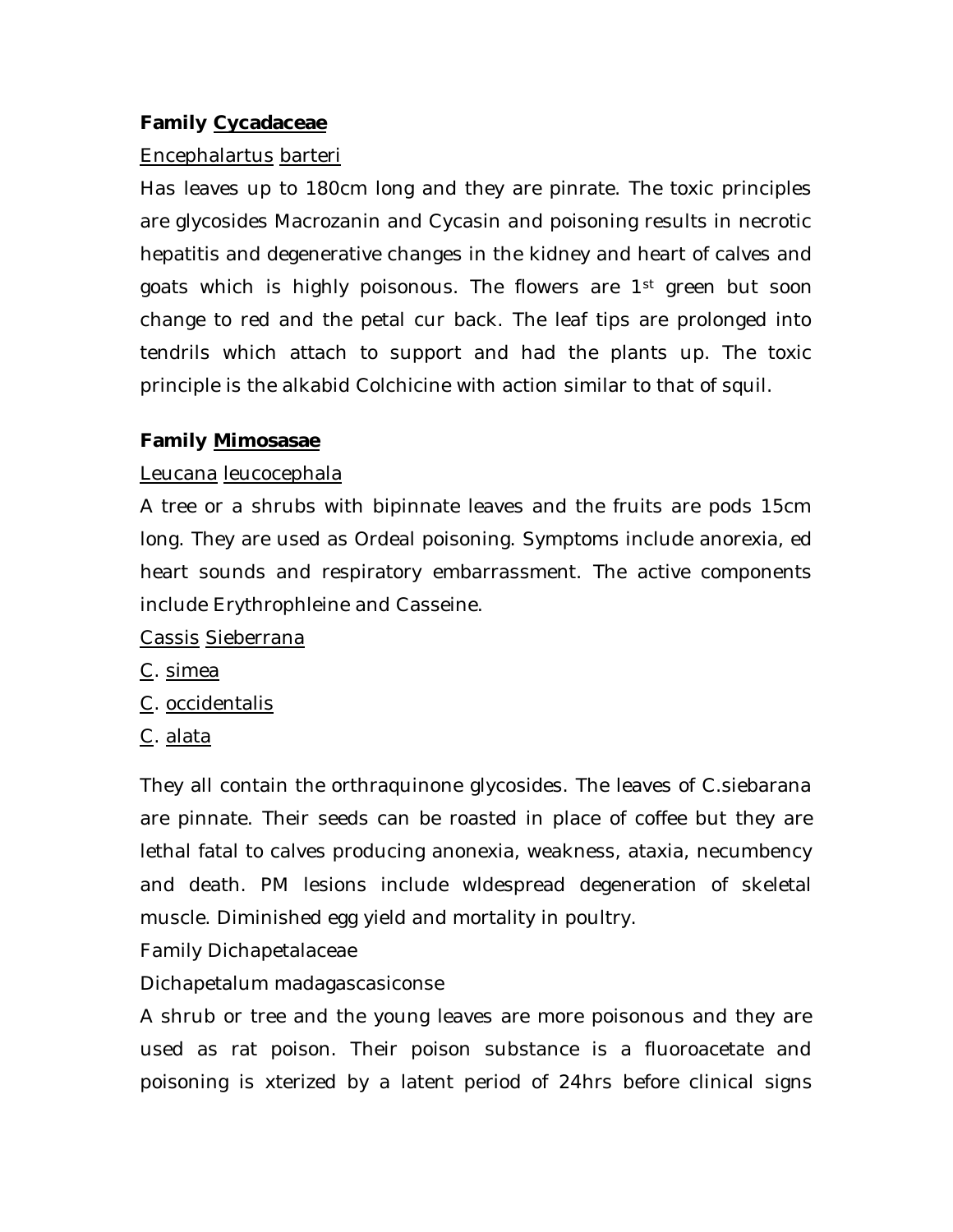**Family <u>Cycadaceae</u>**

<u>Encephalartus</u> <u>barteri</u>

Has leaves up to 180cm long and they are pinrate. The toxic principles are glycosides Macrozanin and Cycasin and poisoning results in necrotic hepatitis and degenerative changes in the kidney and heart of calves and goats which is highly poisonous. The flowers are 1st green but soon change to red and the petal cur back. The leaf tips are prolonged into tendrils which attach to support and had the plants up. The toxic principle is the alkabid Colchicine with action similar to that of squil.

**Family <u>Mimosasae</u>**

<u>Leucana</u> <u>leucocephala</u>

A tree or a shrubs with bipinnate leaves and the fruits are pods 15cm long. They are used as Ordeal poisoning. Symptoms include anorexia, ed heart sounds and respiratory embarrassment. The active components include Erythrophleine and Casseine.

<u>Cassis</u> <u>Sieberrana</u>

<u>C</u>. <u>simea</u>

<u>C</u>. <u>occidentalis</u>

<u>C</u>. <u>alata</u>

They all contain the orthraquinone glycosides. The leaves of C.siebarana are pinnate. Their seeds can be roasted in place of coffee but they are lethal fatal to calves producing anonexia, weakness, ataxia, necumbency and death. PM lesions include wldespread degeneration of skeletal muscle. Diminished egg yield and mortality in poultry.

Family Dichapetalaceae

Dichapetalum madagascasiconse

A shrub or tree and the young leaves are more poisonous and they are used as rat poison. Their poison substance is a fluoroacetate and poisoning is xterized by a latent period of 24hrs before clinical signs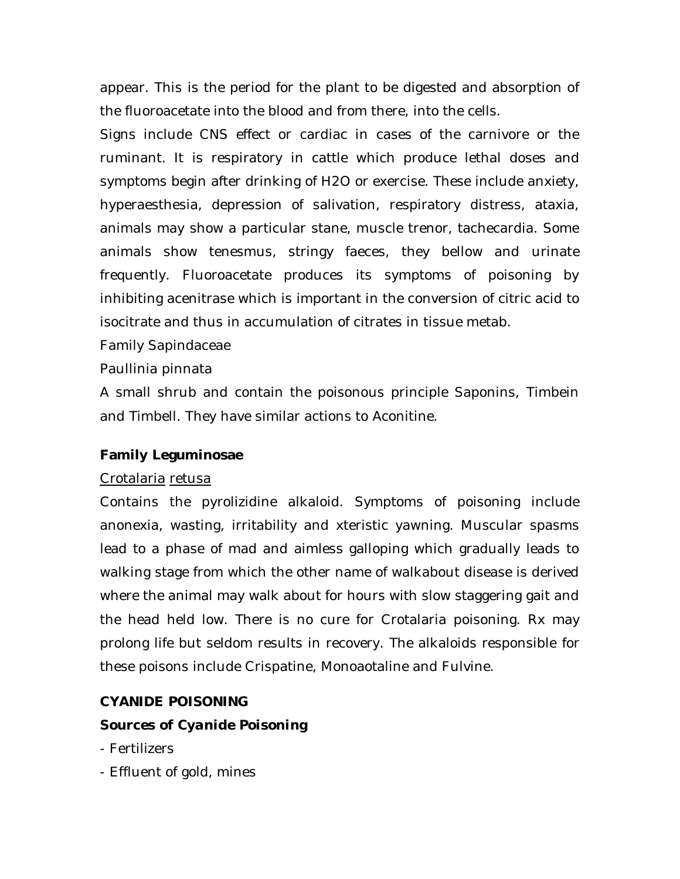appear. This is the period for the plant to be digested and absorption of the fluoroacetate into the blood and from there, into the cells.

Signs include CNS effect or cardiac in cases of the carnivore or the ruminant. It is respiratory in cattle which produce lethal doses and symptoms begin after drinking of $H_2O$ or exercise. These include anxiety, hyperaesthesia, depression of salivation, respiratory distress, ataxia, animals may show a particular stane, muscle trenor, tachecardia. Some animals show tenesmus, stringy faeces, they bellow and urinate frequently. Fluoroacetate produces its symptoms of poisoning by inhibiting acenitrase which is important in the conversion of citric acid to isocitrate and thus in accumulation of citrates in tissue metab.

Family Sapindaceae

Paullinia pinnata

A small shrub and contain the poisonous principle Saponins, Timbein and Timbell. They have similar actions to Aconitine.

**Family Leguminosae**

Crotalaria retusa

Contains the pyrolizidine alkaloid. Symptoms of poisoning include anonexia, wasting, irritability and xteristic yawning. Muscular spasms lead to a phase of mad and aimless galloping which gradually leads to walking stage from which the other name of walkabout disease is derived where the animal may walk about for hours with slow staggering gait and the head held low. There is no cure for Crotalaria poisoning. Rx may prolong life but seldom results in recovery. The alkaloids responsible for these poisons include Crispatine, Monoaotaline and Fulvine.

**CYANIDE POISONING**

***Sources of Cyanide Poisoning***

- Fertilizers
- Effluent of gold, mines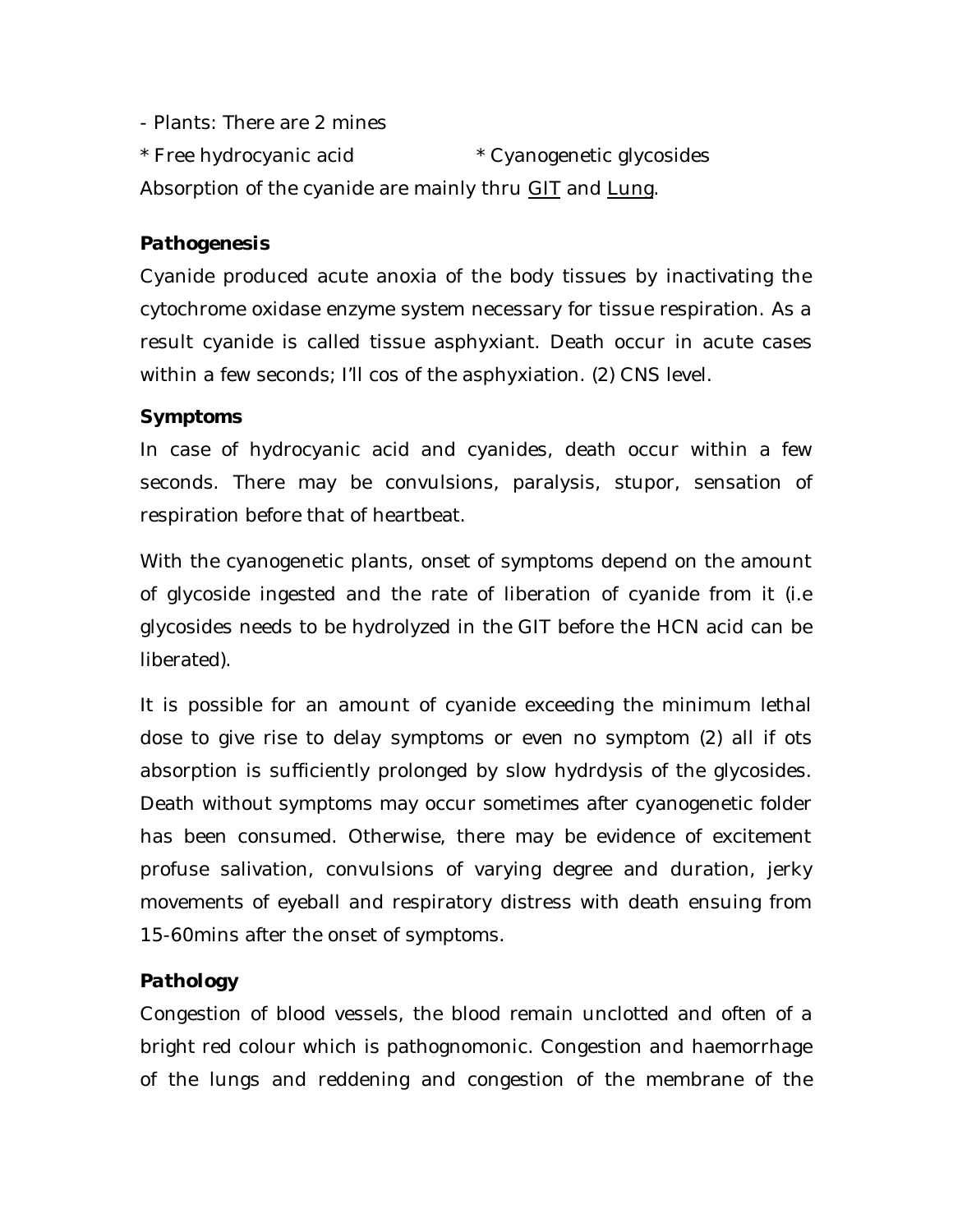- Plants: There are 2 mines

* Free hydrocyanic acid * Cyanogenetic glycosides

Absorption of the cyanide are mainly thru <u>GIT</u> and <u>Lung</u>.

### *Pathogenesis*

Cyanide produced acute anoxia of the body tissues by inactivating the cytochrome oxidase enzyme system necessary for tissue respiration. As a result cyanide is called tissue asphyxiant. Death occur in acute cases within a few seconds; I'll cos of the asphyxiation. (2) CNS level.

### Symptoms

In case of hydrocyanic acid and cyanides, death occur within a few seconds. There may be convulsions, paralysis, stupor, sensation of respiration before that of heartbeat.

With the cyanogenetic plants, onset of symptoms depend on the amount of glycoside ingested and the rate of liberation of cyanide from it (i.e glycosides needs to be hydrolyzed in the GIT before the HCN acid can be liberated).

It is possible for an amount of cyanide exceeding the minimum lethal dose to give rise to delay symptoms or even no symptom (2) all if ots absorption is sufficiently prolonged by slow hydrdysis of the glycosides. Death without symptoms may occur sometimes after cyanogenetic folder has been consumed. Otherwise, there may be evidence of excitement profuse salivation, convulsions of varying degree and duration, jerky movements of eyeball and respiratory distress with death ensuing from 15-60mins after the onset of symptoms.

### *Pathology*

Congestion of blood vessels, the blood remain unclotted and often of a bright red colour which is pathognomonic. Congestion and haemorrhage of the lungs and reddening and congestion of the membrane of the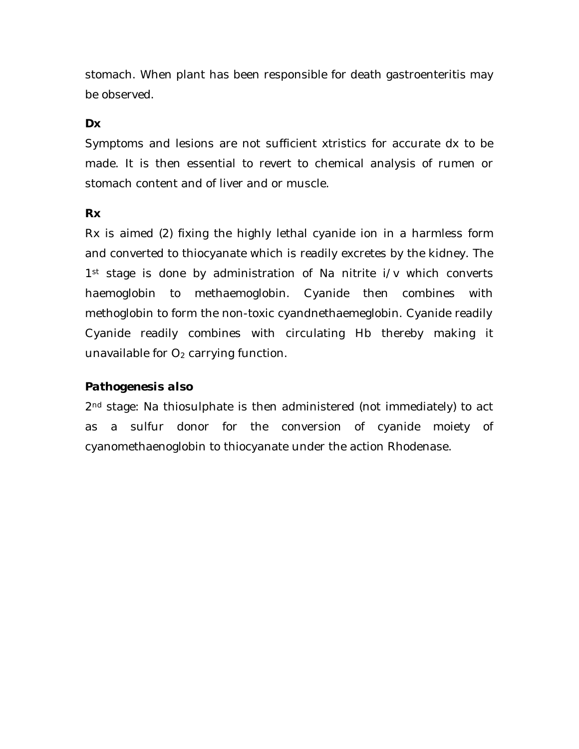stomach. When plant has been responsible for death gastroenteritis may be observed.

**Dx**

Symptoms and lesions are not sufficient xtristics for accurate dx to be made. It is then essential to revert to chemical analysis of rumen or stomach content and of liver and or muscle.

**Rx**

Rx is aimed (2) fixing the highly lethal cyanide ion in a harmless form and converted to thiocyanate which is readily excretes by the kidney. The 1st stage is done by administration of Na nitrite i/v which converts haemoglobin to methaemoglobin. Cyanide then combines with methoglobin to form the non-toxic cyandnethaemeglobin. Cyanide readily Cyanide readily combines with circulating Hb thereby making it unavailable for $O_2$ carrying function.

***Pathogenesis also***

2nd stage: Na thiosulphate is then administered (not immediately) to act as a sulfur donor for the conversion of cyanide moiety of cyanomethaenoglobin to thiocyanate under the action Rhodenase.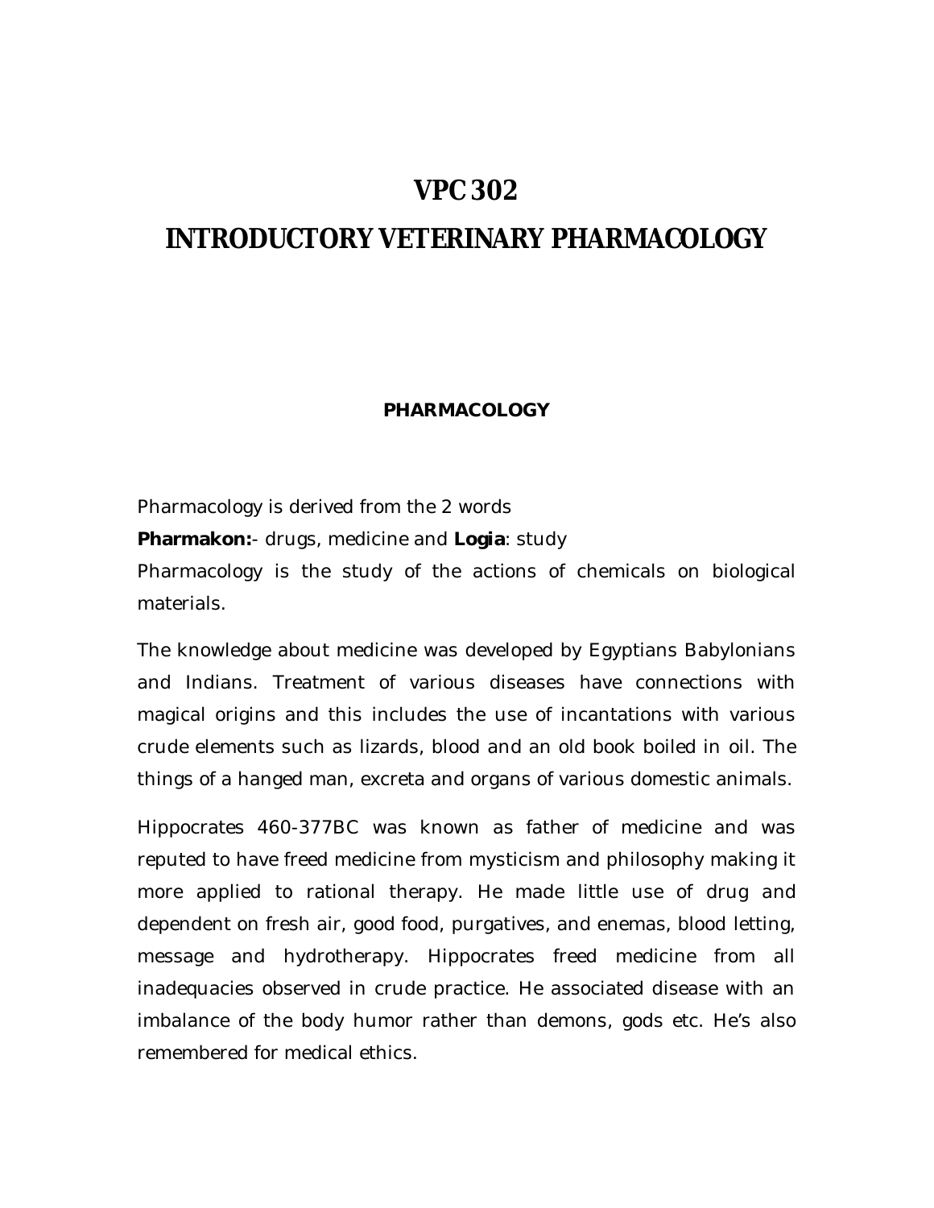# VPC 302

# INTRODUCTORY VETERINARY PHARMACOLOGY

## PHARMACOLOGY

Pharmacology is derived from the 2 words

**Pharmakon:**- drugs, medicine and **Logia**: study

Pharmacology is the study of the actions of chemicals on biological materials.

The knowledge about medicine was developed by Egyptians Babylonians and Indians. Treatment of various diseases have connections with magical origins and this includes the use of incantations with various crude elements such as lizards, blood and an old book boiled in oil. The things of a hanged man, excreta and organs of various domestic animals.

Hippocrates 460-377BC was known as father of medicine and was reputed to have freed medicine from mysticism and philosophy making it more applied to rational therapy. He made little use of drug and dependent on fresh air, good food, purgatives, and enemas, blood letting, message and hydrotherapy. Hippocrates freed medicine from all inadequacies observed in crude practice. He associated disease with an imbalance of the body humor rather than demons, gods etc. He's also remembered for medical ethics.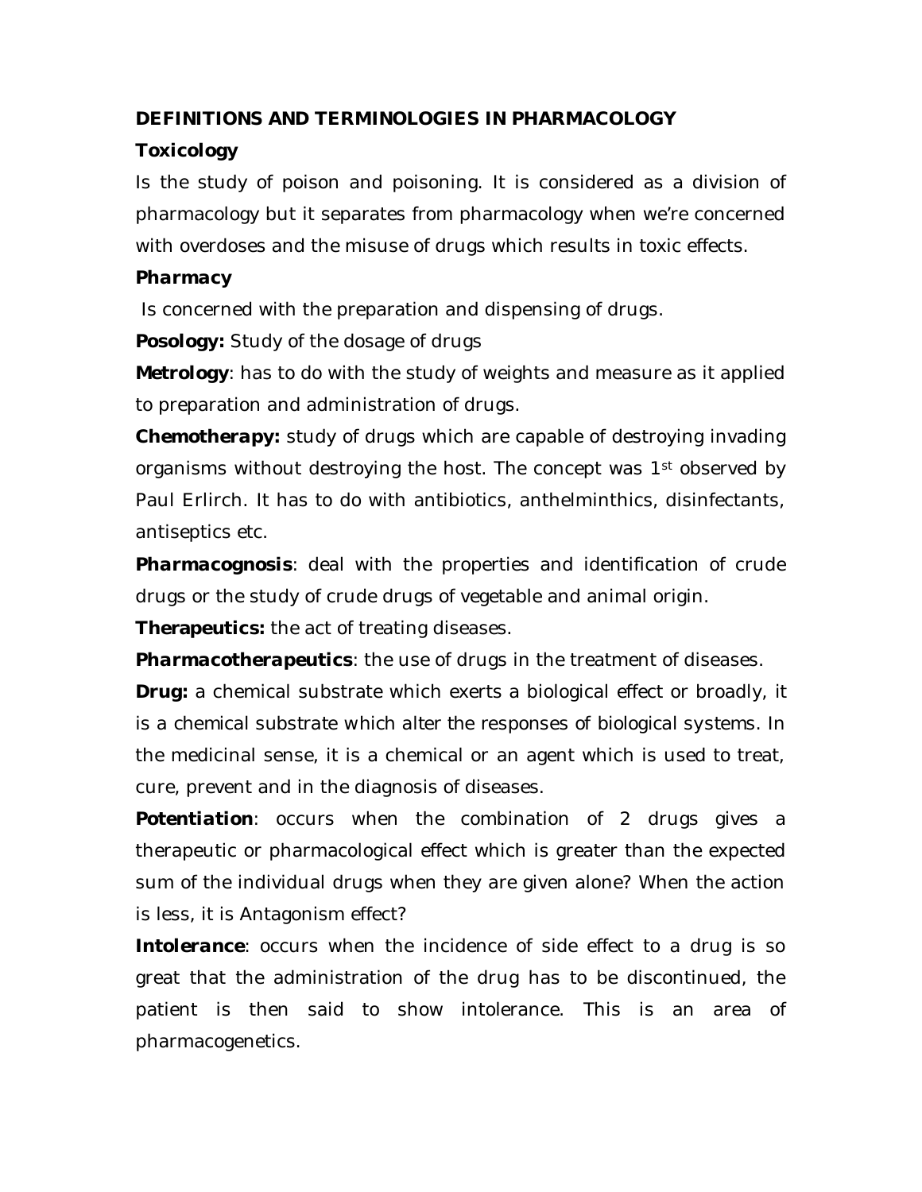**DEFINITIONS AND TERMINOLOGIES IN PHARMACOLOGY**

***Toxicology***

Is the study of poison and poisoning. It is considered as a division of pharmacology but it separates from pharmacology when we're concerned with overdoses and the misuse of drugs which results in toxic effects.

***Pharmacy***

Is concerned with the preparation and dispensing of drugs.

**Posology:** Study of the dosage of drugs

**Metrology**: has to do with the study of weights and measure as it applied to preparation and administration of drugs.

**Chemotherapy:** study of drugs which are capable of destroying invading organisms without destroying the host. The concept was 1st observed by Paul Erlirch. It has to do with antibiotics, anthelminthics, disinfectants, antiseptics etc.

***Pharmacognosis***: deal with the properties and identification of crude drugs or the study of crude drugs of vegetable and animal origin.

**Therapeutics:** the act of treating diseases.

***Pharmacotherapeutics***: the use of drugs in the treatment of diseases.

**Drug:** a chemical substrate which exerts a biological effect or broadly, it is a chemical substrate which alter the responses of biological systems. In the medicinal sense, it is a chemical or an agent which is used to treat, cure, prevent and in the diagnosis of diseases.

***Potentiation***: occurs when the combination of 2 drugs gives a therapeutic or pharmacological effect which is greater than the expected sum of the individual drugs when they are given alone? When the action is less, it is Antagonism effect?

***Intolerance***: occurs when the incidence of side effect to a drug is so great that the administration of the drug has to be discontinued, the patient is then said to show intolerance. This is an area of pharmacogenetics.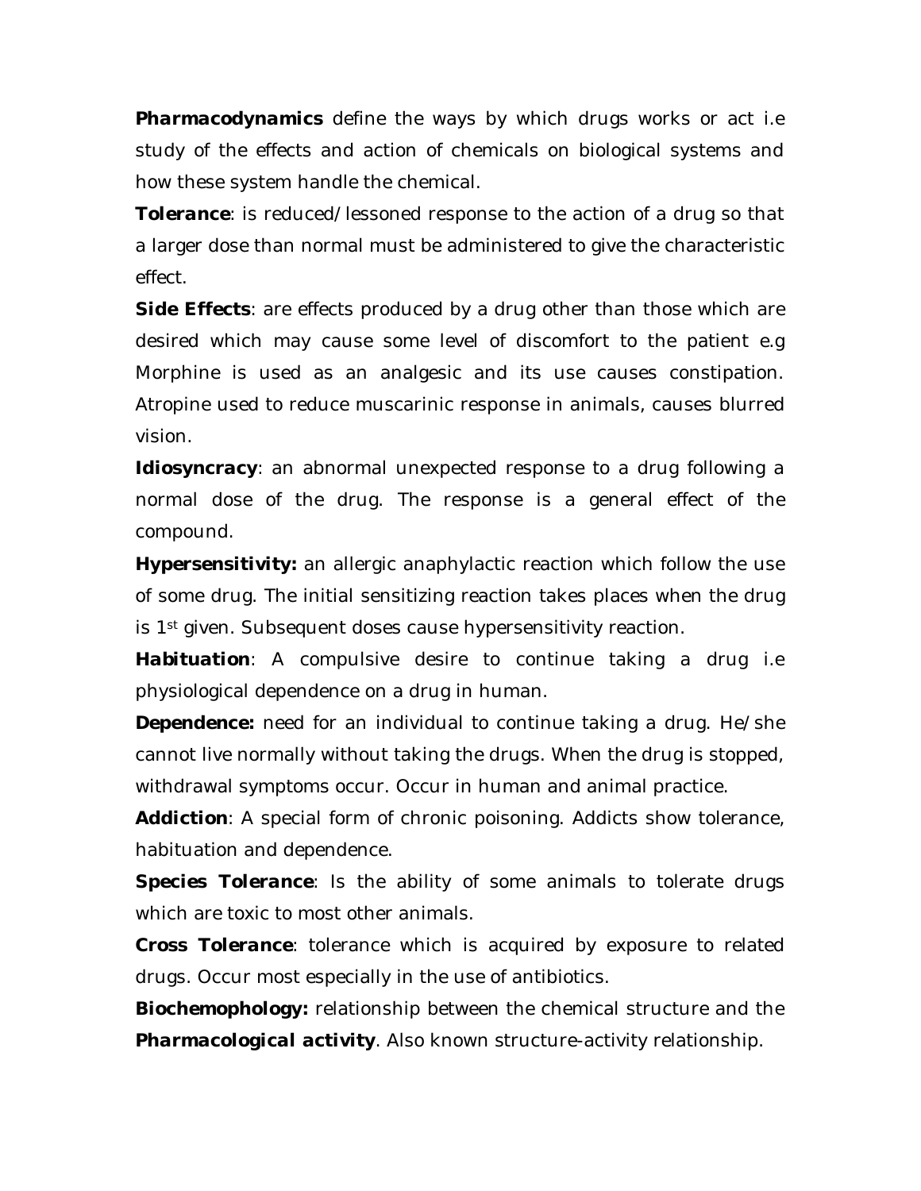**Pharmacodynamics** define the ways by which drugs works or act i.e study of the effects and action of chemicals on biological systems and how these system handle the chemical.

**Tolerance**: is reduced/lessoned response to the action of a drug so that a larger dose than normal must be administered to give the characteristic effect.

**Side Effects**: are effects produced by a drug other than those which are desired which may cause some level of discomfort to the patient e.g Morphine is used as an analgesic and its use causes constipation. Atropine used to reduce muscarinic response in animals, causes blurred vision.

**Idiosyncracy**: an abnormal unexpected response to a drug following a normal dose of the drug. The response is a general effect of the compound.

**Hypersensitivity:** an allergic anaphylactic reaction which follow the use of some drug. The initial sensitizing reaction takes places when the drug is 1st given. Subsequent doses cause hypersensitivity reaction.

**Habituation**: A compulsive desire to continue taking a drug i.e physiological dependence on a drug in human.

**Dependence:** need for an individual to continue taking a drug. He/she cannot live normally without taking the drugs. When the drug is stopped, withdrawal symptoms occur. Occur in human and animal practice.

**Addiction**: A special form of chronic poisoning. Addicts show tolerance, habituation and dependence.

**Species Tolerance**: Is the ability of some animals to tolerate drugs which are toxic to most other animals.

**Cross Tolerance**: tolerance which is acquired by exposure to related drugs. Occur most especially in the use of antibiotics.

**Biochemophology:** relationship between the chemical structure and the **Pharmacological activity**. Also known structure-activity relationship.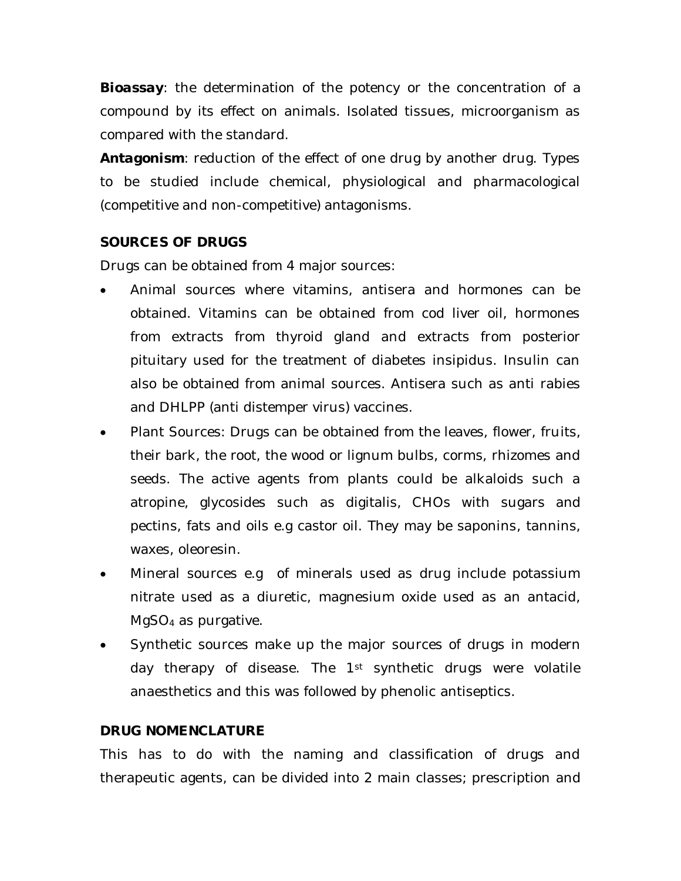**Bioassay**: the determination of the potency or the concentration of a compound by its effect on animals. Isolated tissues, microorganism as compared with the standard.

**Antagonism**: reduction of the effect of one drug by another drug. Types to be studied include chemical, physiological and pharmacological (competitive and non-competitive) antagonisms.

**SOURCES OF DRUGS**

Drugs can be obtained from 4 major sources:

- Animal sources where vitamins, antisera and hormones can be obtained. Vitamins can be obtained from cod liver oil, hormones from extracts from thyroid gland and extracts from posterior pituitary used for the treatment of diabetes insipidus. Insulin can also be obtained from animal sources. Antisera such as anti rabies and DHLPP (anti distemper virus) vaccines.
- Plant Sources: Drugs can be obtained from the leaves, flower, fruits, their bark, the root, the wood or lignum bulbs, corms, rhizomes and seeds. The active agents from plants could be alkaloids such a atropine, glycosides such as digitalis, CHOs with sugars and pectins, fats and oils e.g castor oil. They may be saponins, tannins, waxes, oleoresin.
- Mineral sources e.g of minerals used as drug include potassium nitrate used as a diuretic, magnesium oxide used as an antacid, $MgSO_4$ as purgative.
- Synthetic sources make up the major sources of drugs in modern day therapy of disease. The 1st synthetic drugs were volatile anaesthetics and this was followed by phenolic antiseptics.

**DRUG NOMENCLATURE**

This has to do with the naming and classification of drugs and therapeutic agents, can be divided into 2 main classes; prescription and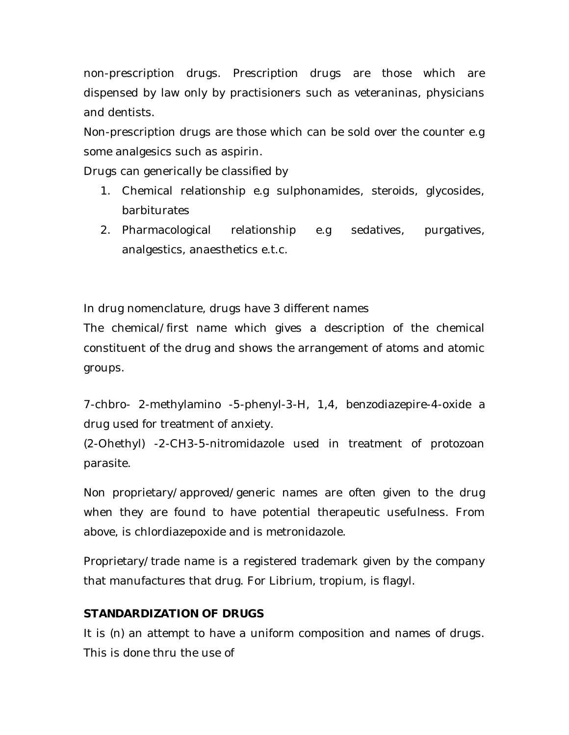non-prescription drugs. Prescription drugs are those which are dispensed by law only by practisioners such as veteraninas, physicians and dentists.

Non-prescription drugs are those which can be sold over the counter e.g some analgesics such as aspirin.

Drugs can generically be classified by

1. Chemical relationship e.g sulphonamides, steroids, glycosides, barbiturates
2. Pharmacological relationship e.g sedatives, purgatives, analgestics, anaesthetics e.t.c.

In drug nomenclature, drugs have 3 different names

The chemical/first name which gives a description of the chemical constituent of the drug and shows the arrangement of atoms and atomic groups.

7-chbro- 2-methylamino -5-phenyl-3-H, 1,4, benzodiazepire-4-oxide a drug used for treatment of anxiety.

(2-Ohethyl) -2-CH3-5-nitromidazole used in treatment of protozoan parasite.

Non proprietary/approved/generic names are often given to the drug when they are found to have potential therapeutic usefulness. From above, is chlordiazepoxide and is metronidazole.

Proprietary/trade name is a registered trademark given by the company that manufactures that drug. For Librium, tropium, is flagyl.

**STANDARDIZATION OF DRUGS**

It is (n) an attempt to have a uniform composition and names of drugs. This is done thru the use of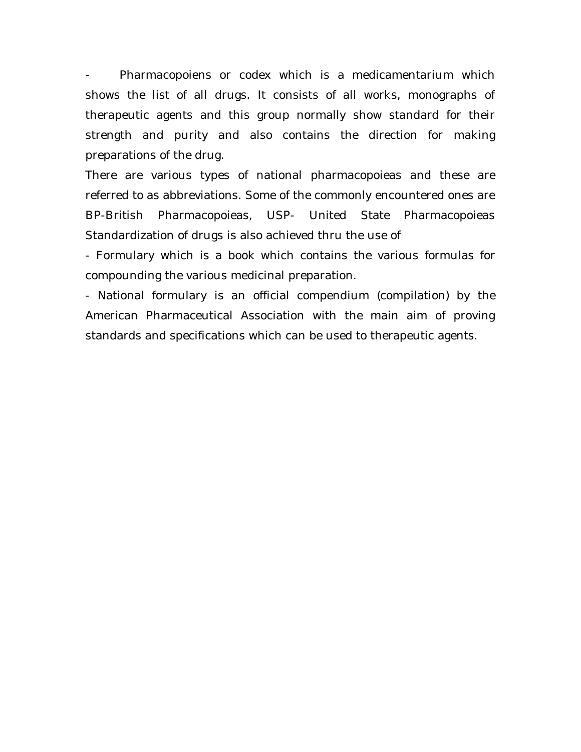- Pharmacopoiens or codex which is a medicamentarium which shows the list of all drugs. It consists of all works, monographs of therapeutic agents and this group normally show standard for their strength and purity and also contains the direction for making preparations of the drug.

There are various types of national pharmacopoieas and these are referred to as abbreviations. Some of the commonly encountered ones are BP-British Pharmacopoieas, USP- United State Pharmacopoieas Standardization of drugs is also achieved thru the use of

- Formulary which is a book which contains the various formulas for compounding the various medicinal preparation.
- National formulary is an official compendium (compilation) by the American Pharmaceutical Association with the main aim of proving standards and specifications which can be used to therapeutic agents.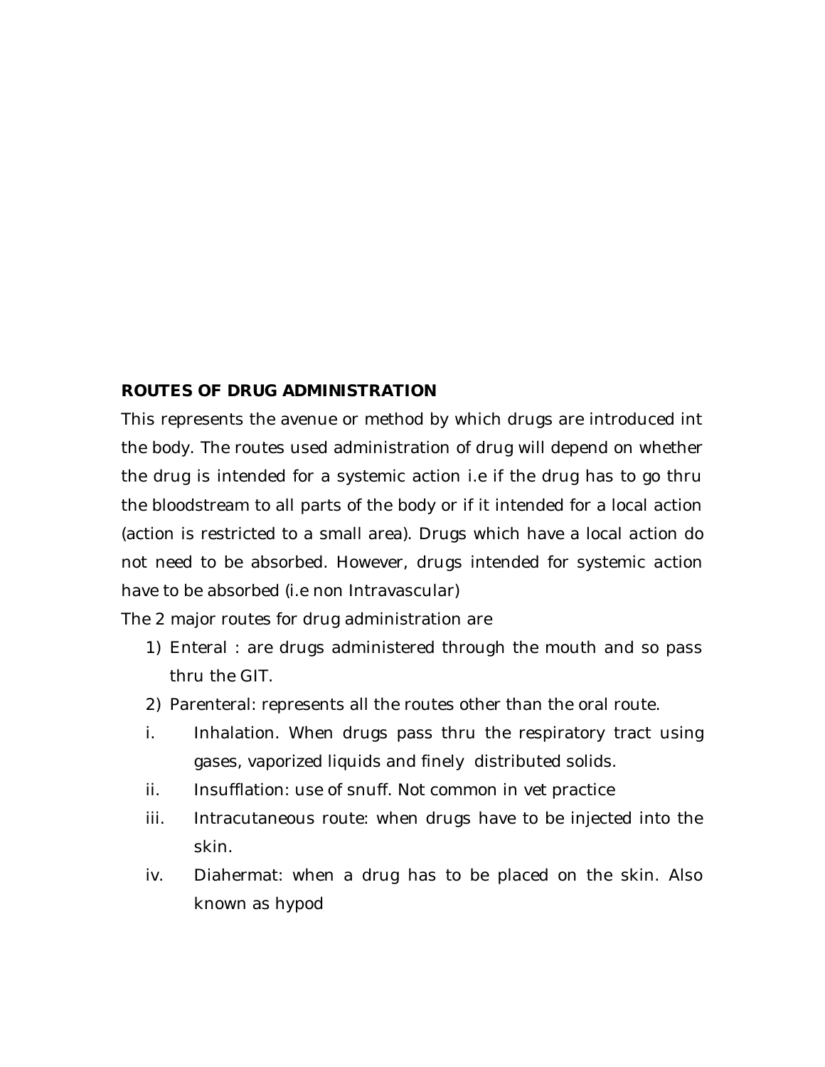**ROUTES OF DRUG ADMINISTRATION**

This represents the avenue or method by which drugs are introduced int the body. The routes used administration of drug will depend on whether the drug is intended for a systemic action i.e if the drug has to go thru the bloodstream to all parts of the body or if it intended for a local action (action is restricted to a small area). Drugs which have a local action do not need to be absorbed. However, drugs intended for systemic action have to be absorbed (i.e non Intravascular)

The 2 major routes for drug administration are

1) Enteral : are drugs administered through the mouth and so pass thru the GIT.
2) Parenteral: represents all the routes other than the oral route.

i. Inhalation. When drugs pass thru the respiratory tract using gases, vaporized liquids and finely distributed solids.
ii. Insufflation: use of snuff. Not common in vet practice
iii. Intracutaneous route: when drugs have to be injected into the skin.
iv. Diahermat: when a drug has to be placed on the skin. Also known as hypod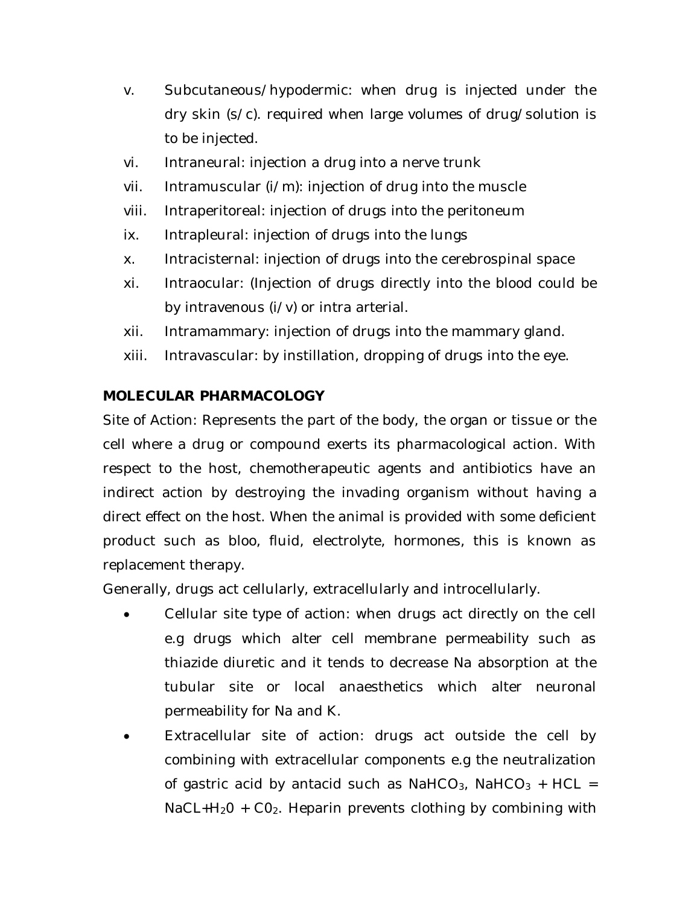v. Subcutaneous/hypodermic: when drug is injected under the dry skin (s/c). required when large volumes of drug/solution is to be injected.
vi. Intraneural: injection a drug into a nerve trunk
vii. Intramuscular (i/m): injection of drug into the muscle
viii. Intraperitoreal: injection of drugs into the peritoneum
ix. Intrapleural: injection of drugs into the lungs
x. Intracisternal: injection of drugs into the cerebrospinal space
xi. Intraocular: (Injection of drugs directly into the blood could be by intravenous (i/v) or intra arterial.
xii. Intramammary: injection of drugs into the mammary gland.
xiii. Intravascular: by instillation, dropping of drugs into the eye.

**MOLECULAR PHARMACOLOGY**

Site of Action: Represents the part of the body, the organ or tissue or the cell where a drug or compound exerts its pharmacological action. With respect to the host, chemotherapeutic agents and antibiotics have an indirect action by destroying the invading organism without having a direct effect on the host. When the animal is provided with some deficient product such as bloo, fluid, electrolyte, hormones, this is known as replacement therapy.

Generally, drugs act cellularly, extracellularly and introcellularly.

- Cellular site type of action: when drugs act directly on the cell e.g drugs which alter cell membrane permeability such as thiazide diuretic and it tends to decrease Na absorption at the tubular site or local anaesthetics which alter neuronal permeability for Na and K.
- Extracellular site of action: drugs act outside the cell by combining with extracellular components e.g the neutralization of gastric acid by antacid such as $NaHCO_3$, $NaHCO_3 + HCL = NaCL + H_2O + CO_2$. Heparin prevents clothing by combining with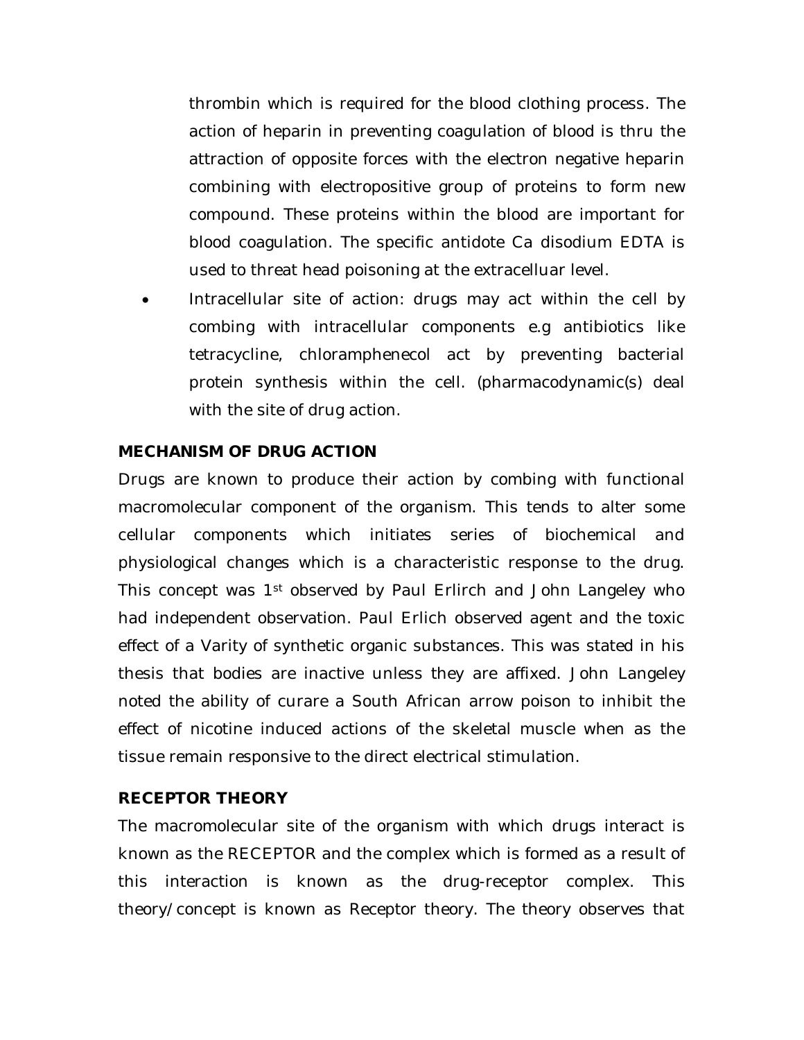thrombin which is required for the blood clothing process. The action of heparin in preventing coagulation of blood is thru the attraction of opposite forces with the electron negative heparin combining with electropositive group of proteins to form new compound. These proteins within the blood are important for blood coagulation. The specific antidote Ca disodium EDTA is used to threat head poisoning at the extracelluar level.

- Intracellular site of action: drugs may act within the cell by combing with intracellular components e.g antibiotics like tetracycline, chloramphenecol act by preventing bacterial protein synthesis within the cell. (pharmacodynamic(s) deal with the site of drug action.

**MECHANISM OF DRUG ACTION**

Drugs are known to produce their action by combing with functional macromolecular component of the organism. This tends to alter some cellular components which initiates series of biochemical and physiological changes which is a characteristic response to the drug. This concept was 1st observed by Paul Erlirch and John Langeley who had independent observation. Paul Erlich observed agent and the toxic effect of a Varity of synthetic organic substances. This was stated in his thesis that bodies are inactive unless they are affixed. John Langeley noted the ability of curare a South African arrow poison to inhibit the effect of nicotine induced actions of the skeletal muscle when as the tissue remain responsive to the direct electrical stimulation.

**RECEPTOR THEORY**

The macromolecular site of the organism with which drugs interact is known as the RECEPTOR and the complex which is formed as a result of this interaction is known as the drug-receptor complex. This theory/concept is known as Receptor theory. The theory observes that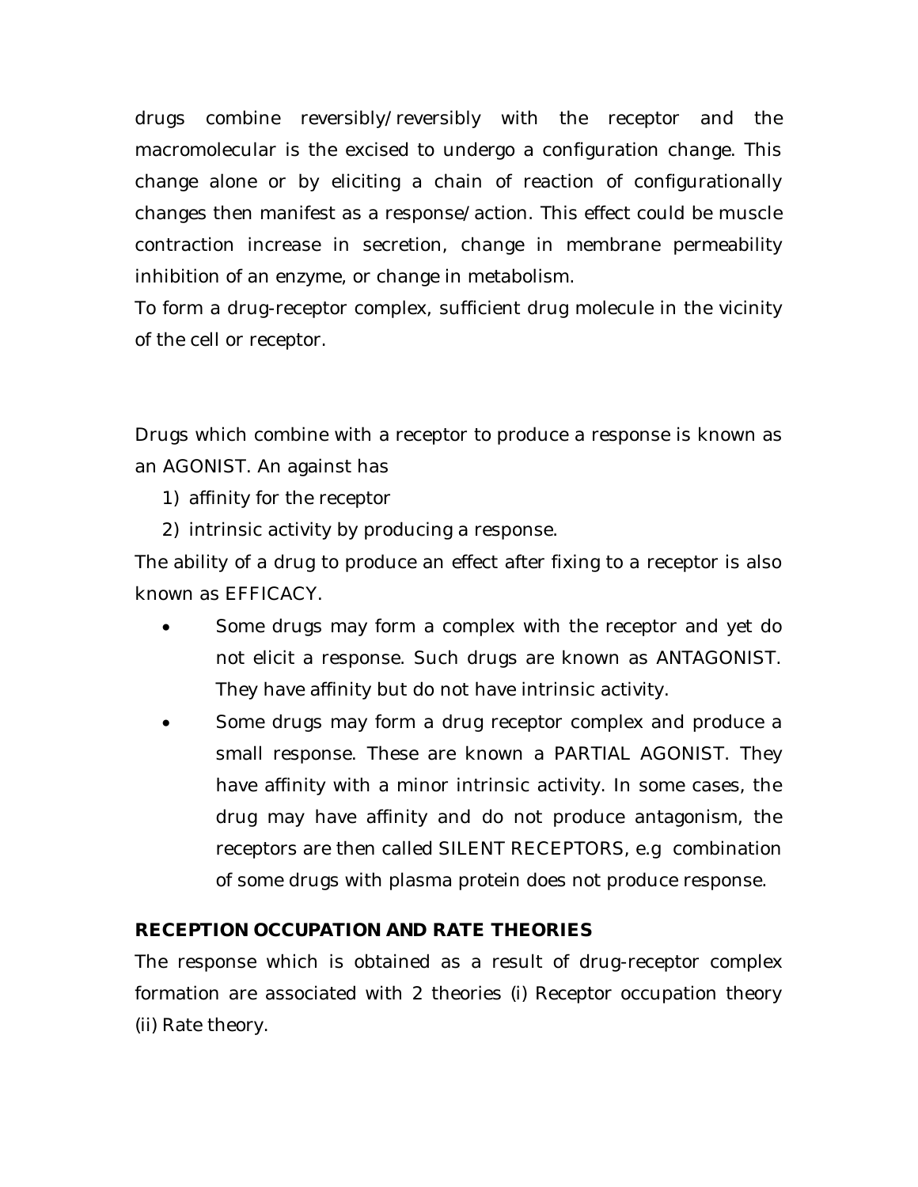drugs combine reversibly/reversibly with the receptor and the macromolecular is the excised to undergo a configuration change. This change alone or by eliciting a chain of reaction of configurationally changes then manifest as a response/action. This effect could be muscle contraction increase in secretion, change in membrane permeability inhibition of an enzyme, or change in metabolism.
To form a drug-receptor complex, sufficient drug molecule in the vicinity of the cell or receptor.

Drugs which combine with a receptor to produce a response is known as an AGONIST. An against has

1) affinity for the receptor
2) intrinsic activity by producing a response.

The ability of a drug to produce an effect after fixing to a receptor is also known as EFFICACY.

- Some drugs may form a complex with the receptor and yet do not elicit a response. Such drugs are known as ANTAGONIST. They have affinity but do not have intrinsic activity.
- Some drugs may form a drug receptor complex and produce a small response. These are known a PARTIAL AGONIST. They have affinity with a minor intrinsic activity. In some cases, the drug may have affinity and do not produce antagonism, the receptors are then called SILENT RECEPTORS, e.g combination of some drugs with plasma protein does not produce response.

**RECEPTION OCCUPATION AND RATE THEORIES**

The response which is obtained as a result of drug-receptor complex formation are associated with 2 theories (i) Receptor occupation theory (ii) Rate theory.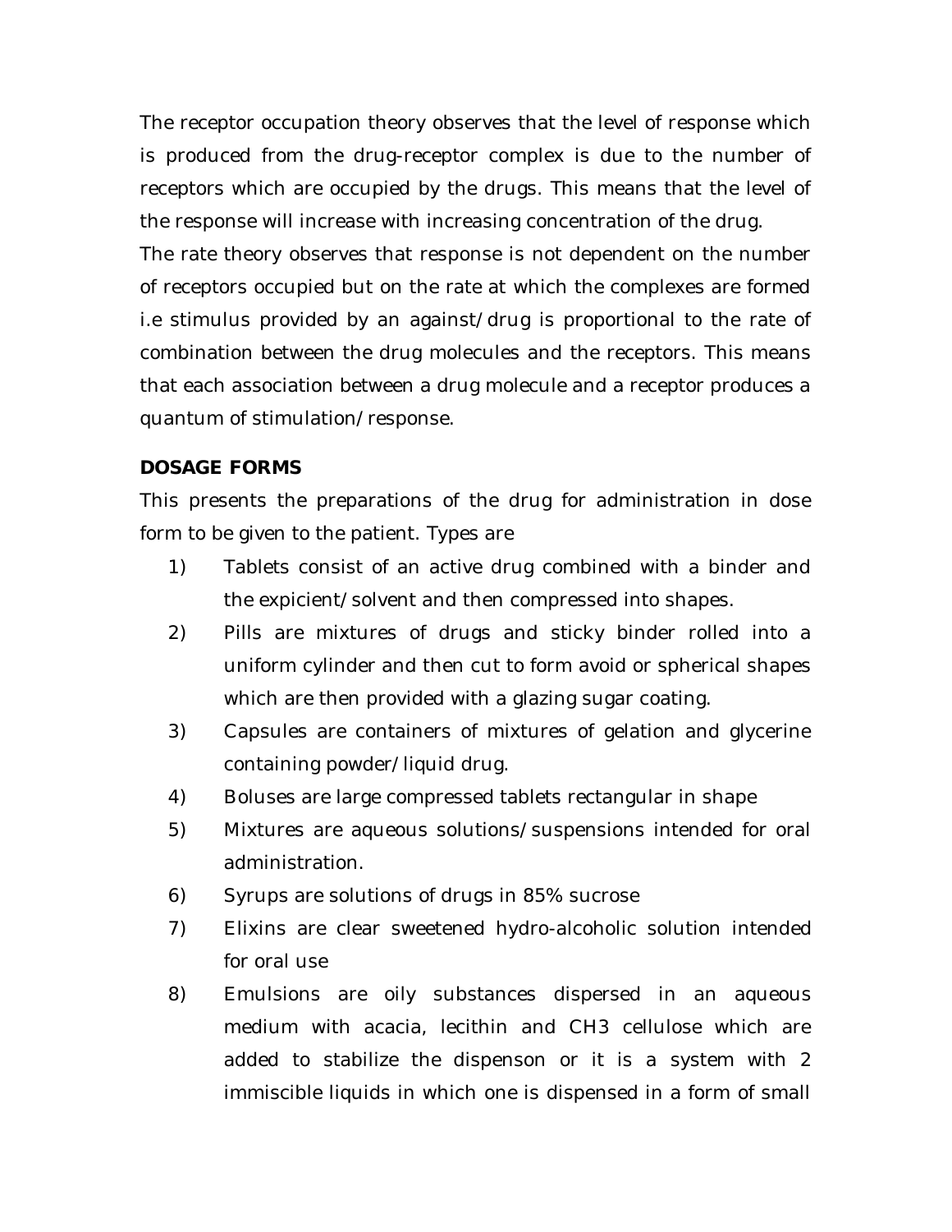The receptor occupation theory observes that the level of response which is produced from the drug-receptor complex is due to the number of receptors which are occupied by the drugs. This means that the level of the response will increase with increasing concentration of the drug.

The rate theory observes that response is not dependent on the number of receptors occupied but on the rate at which the complexes are formed i.e stimulus provided by an against/drug is proportional to the rate of combination between the drug molecules and the receptors. This means that each association between a drug molecule and a receptor produces a quantum of stimulation/response.

**DOSAGE FORMS**

This presents the preparations of the drug for administration in dose form to be given to the patient. Types are

1) Tablets consist of an active drug combined with a binder and the expicient/solvent and then compressed into shapes.
2) Pills are mixtures of drugs and sticky binder rolled into a uniform cylinder and then cut to form avoid or spherical shapes which are then provided with a glazing sugar coating.
3) Capsules are containers of mixtures of gelation and glycerine containing powder/liquid drug.
4) Boluses are large compressed tablets rectangular in shape
5) Mixtures are aqueous solutions/suspensions intended for oral administration.
6) Syrups are solutions of drugs in 85% sucrose
7) Elixins are clear sweetened hydro-alcoholic solution intended for oral use
8) Emulsions are oily substances dispersed in an aqueous medium with acacia, lecithin and CH3 cellulose which are added to stabilize the dispenson or it is a system with 2 immiscible liquids in which one is dispensed in a form of small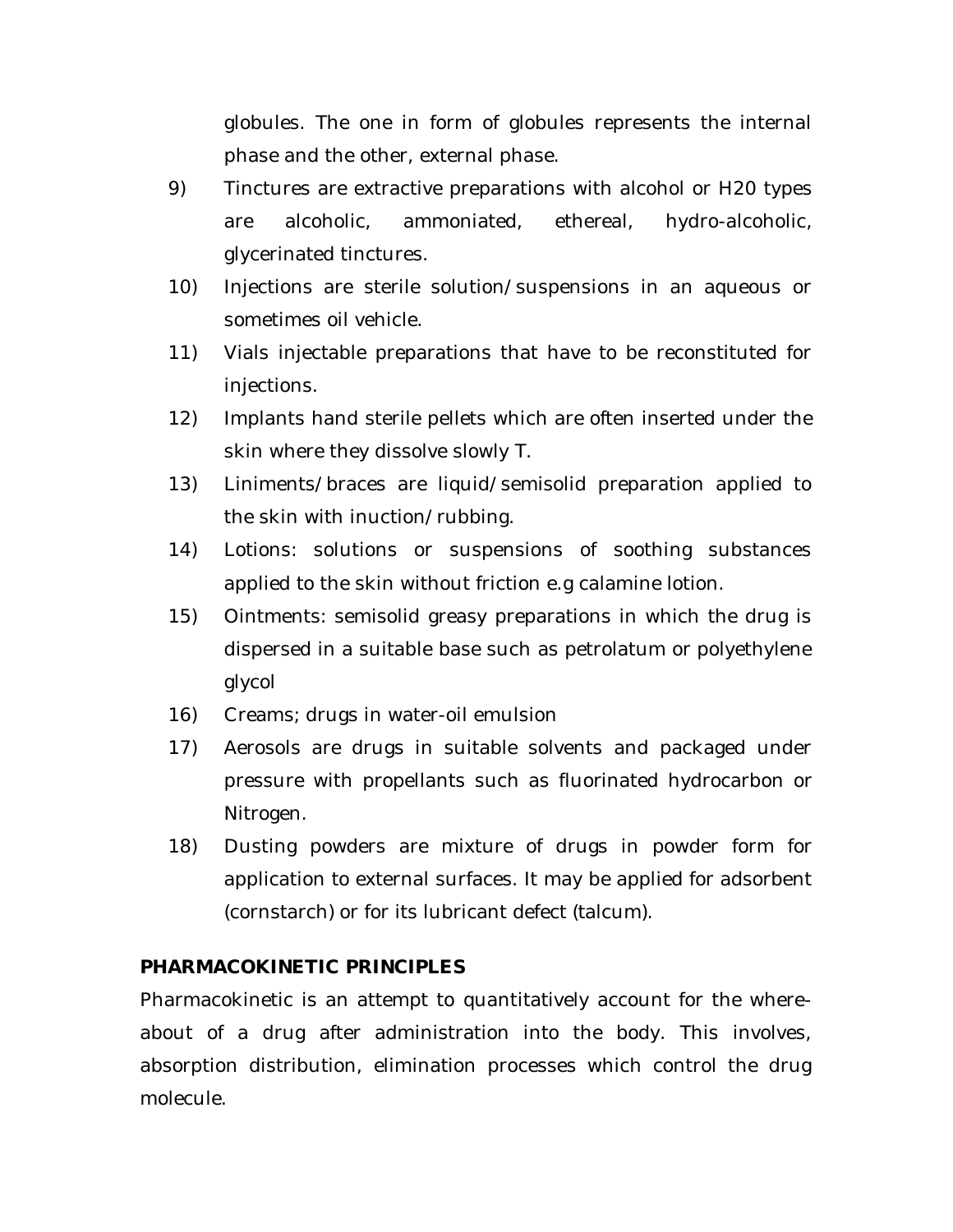globules. The one in form of globules represents the internal phase and the other, external phase.

9) Tinctures are extractive preparations with alcohol or H20 types are alcoholic, ammoniated, ethereal, hydro-alcoholic, glycerinated tinctures.

10) Injections are sterile solution/suspensions in an aqueous or sometimes oil vehicle.

11) Vials injectable preparations that have to be reconstituted for injections.

12) Implants hand sterile pellets which are often inserted under the skin where they dissolve slowly T.

13) Liniments/braces are liquid/semisolid preparation applied to the skin with inuction/rubbing.

14) Lotions: solutions or suspensions of soothing substances applied to the skin without friction e.g calamine lotion.

15) Ointments: semisolid greasy preparations in which the drug is dispersed in a suitable base such as petrolatum or polyethylene glycol

16) Creams; drugs in water-oil emulsion

17) Aerosols are drugs in suitable solvents and packaged under pressure with propellants such as fluorinated hydrocarbon or Nitrogen.

18) Dusting powders are mixture of drugs in powder form for application to external surfaces. It may be applied for adsorbent (cornstarch) or for its lubricant defect (talcum).

## PHARMACOKINETIC PRINCIPLES

Pharmacokinetic is an attempt to quantitatively account for the where-about of a drug after administration into the body. This involves, absorption distribution, elimination processes which control the drug molecule.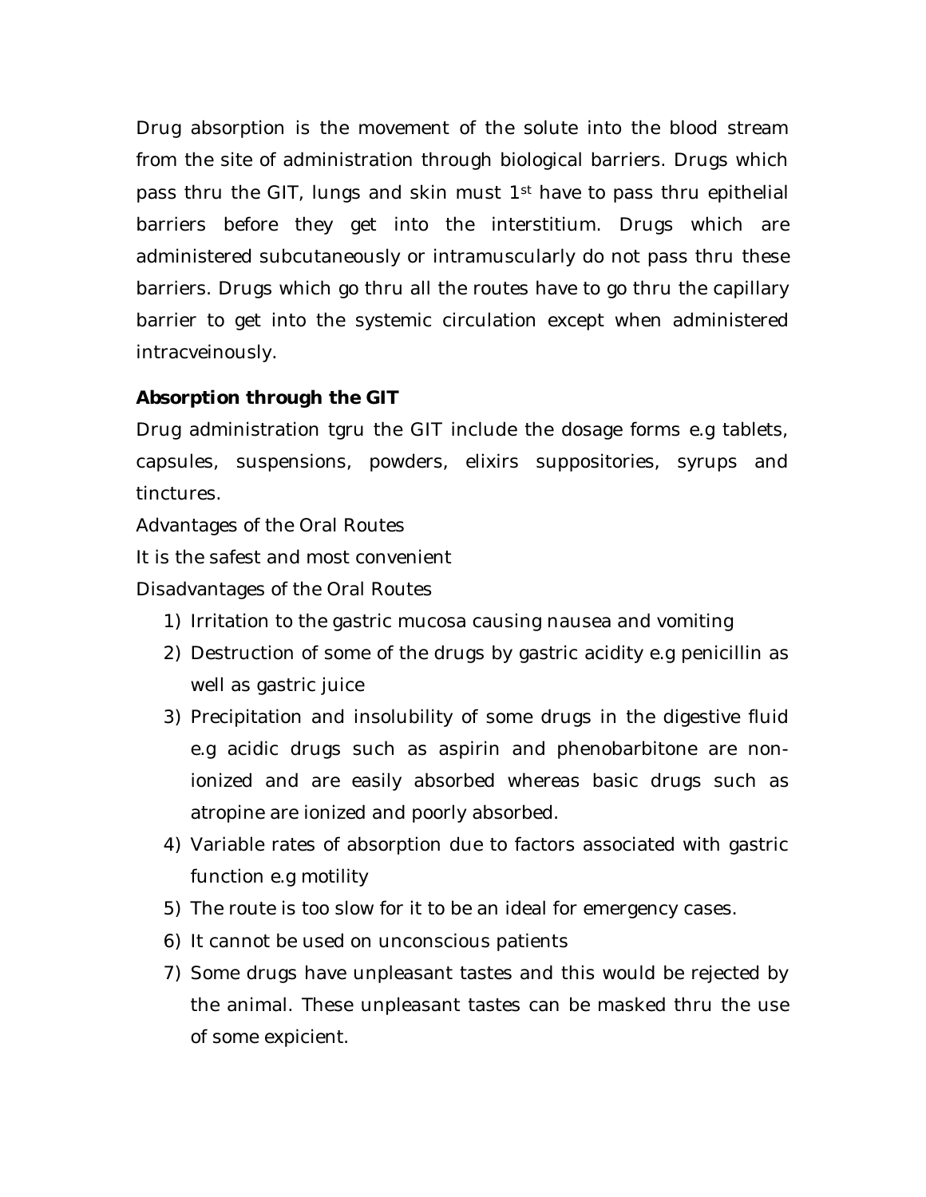Drug absorption is the movement of the solute into the blood stream from the site of administration through biological barriers. Drugs which pass thru the GIT, lungs and skin must 1st have to pass thru epithelial barriers before they get into the interstitium. Drugs which are administered subcutaneously or intramuscularly do not pass thru these barriers. Drugs which go thru all the routes have to go thru the capillary barrier to get into the systemic circulation except when administered intracveinously.

**Absorption through the GIT**

Drug administration tgru the GIT include the dosage forms e.g tablets, capsules, suspensions, powders, elixirs suppositories, syrups and tinctures.

Advantages of the Oral Routes

It is the safest and most convenient

Disadvantages of the Oral Routes

1) Irritation to the gastric mucosa causing nausea and vomiting
2) Destruction of some of the drugs by gastric acidity e.g penicillin as well as gastric juice
3) Precipitation and insolubility of some drugs in the digestive fluid e.g acidic drugs such as aspirin and phenobarbitone are non-ionized and are easily absorbed whereas basic drugs such as atropine are ionized and poorly absorbed.
4) Variable rates of absorption due to factors associated with gastric function e.g motility
5) The route is too slow for it to be an ideal for emergency cases.
6) It cannot be used on unconscious patients
7) Some drugs have unpleasant tastes and this would be rejected by the animal. These unpleasant tastes can be masked thru the use of some expicient.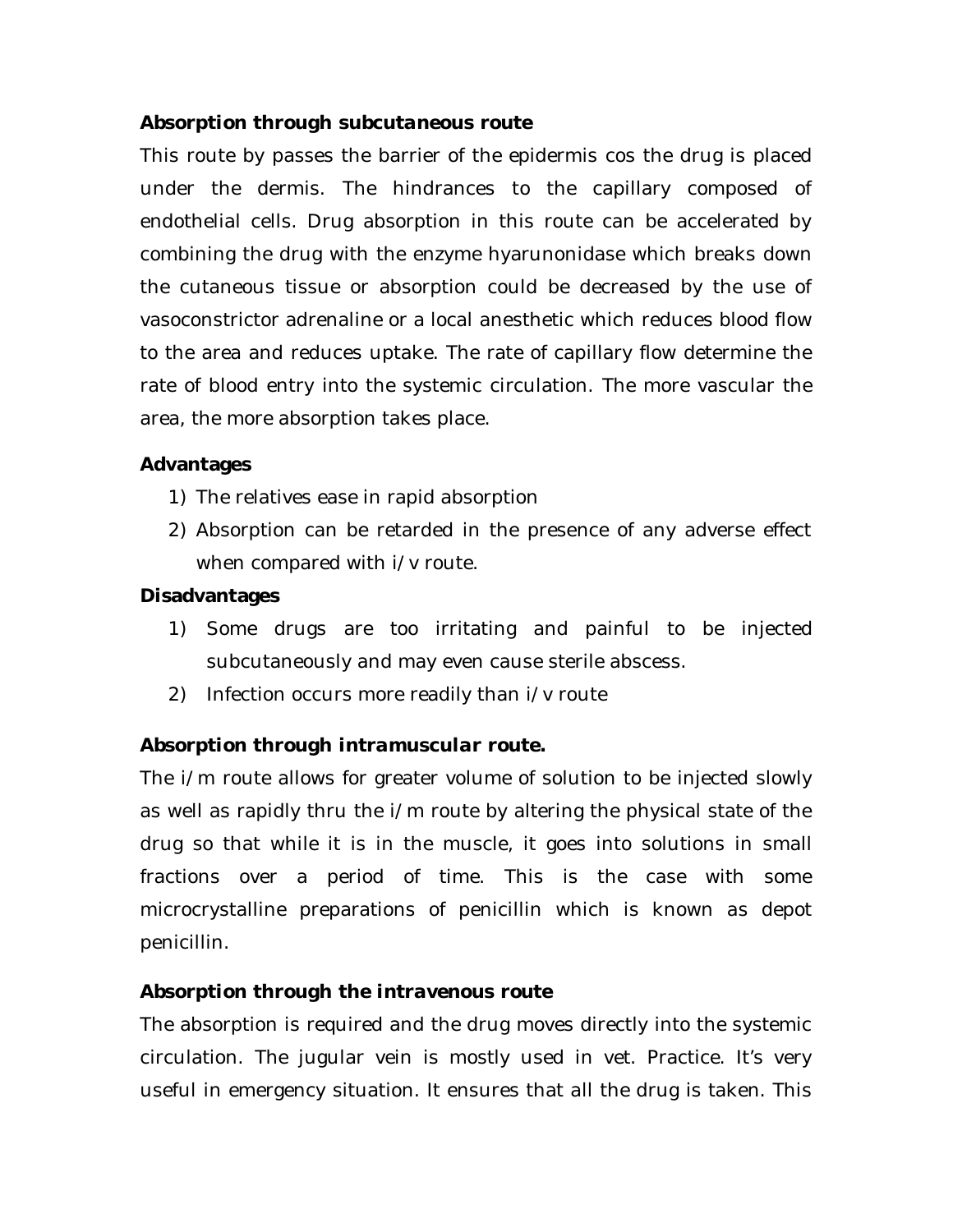**Absorption through subcutaneous route**

This route by passes the barrier of the epidermis cos the drug is placed under the dermis. The hindrances to the capillary composed of endothelial cells. Drug absorption in this route can be accelerated by combining the drug with the enzyme hyarunonidase which breaks down the cutaneous tissue or absorption could be decreased by the use of vasoconstrictor adrenaline or a local anesthetic which reduces blood flow to the area and reduces uptake. The rate of capillary flow determine the rate of blood entry into the systemic circulation. The more vascular the area, the more absorption takes place.

**Advantages**

1) The relatives ease in rapid absorption
2) Absorption can be retarded in the presence of any adverse effect when compared with i/v route.

**Disadvantages**

1) Some drugs are too irritating and painful to be injected subcutaneously and may even cause sterile abscess.
2) Infection occurs more readily than i/v route

**Absorption through intramuscular route.**

The i/m route allows for greater volume of solution to be injected slowly as well as rapidly thru the i/m route by altering the physical state of the drug so that while it is in the muscle, it goes into solutions in small fractions over a period of time. This is the case with some microcrystalline preparations of penicillin which is known as depot penicillin.

**Absorption through the intravenous route**

The absorption is required and the drug moves directly into the systemic circulation. The jugular vein is mostly used in vet. Practice. It's very useful in emergency situation. It ensures that all the drug is taken. This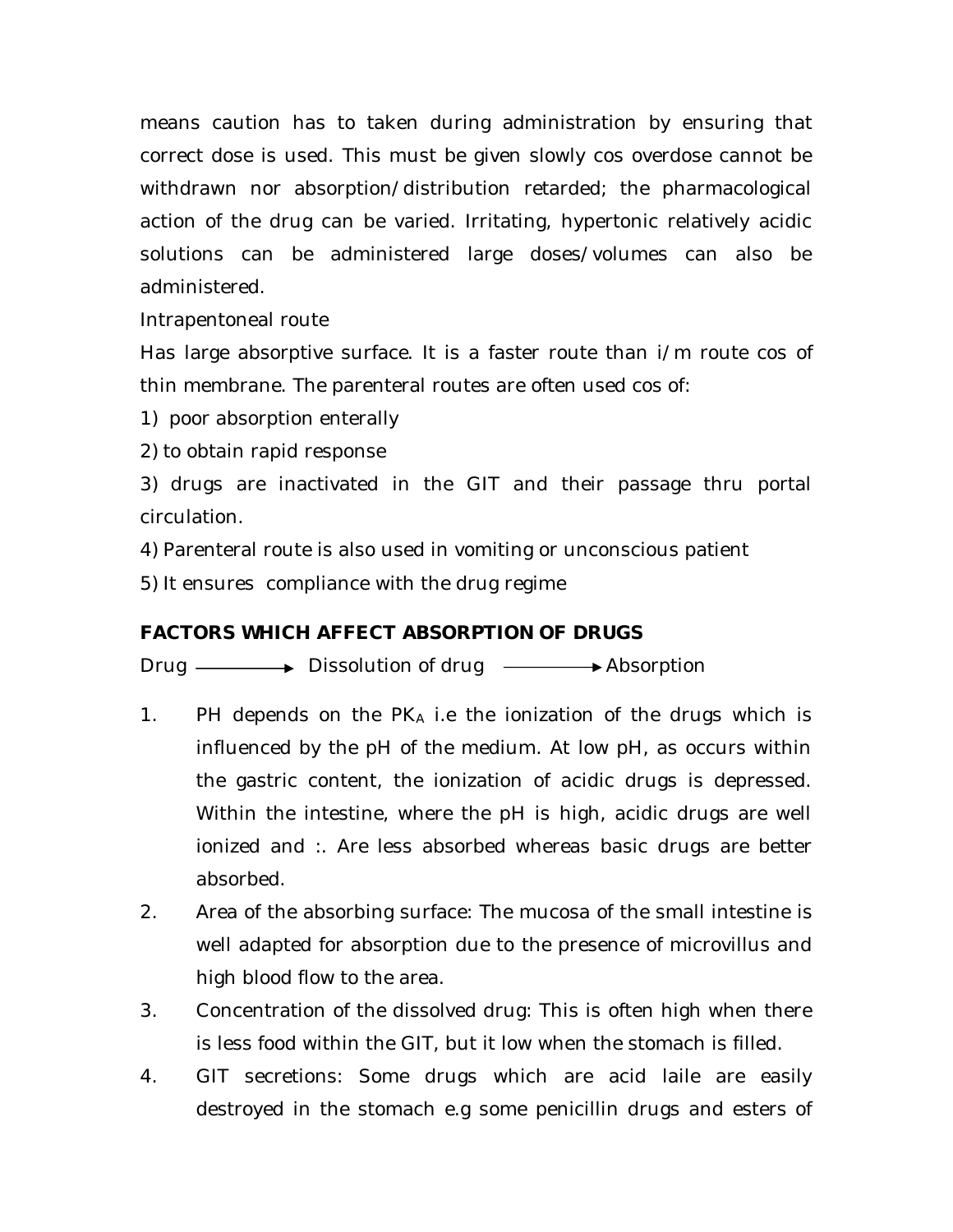means caution has to taken during administration by ensuring that correct dose is used. This must be given slowly cos overdose cannot be withdrawn nor absorption/distribution retarded; the pharmacological action of the drug can be varied. Irritating, hypertonic relatively acidic solutions can be administered large doses/volumes can also be administered.

Intrapentoneal route

Has large absorptive surface. It is a faster route than i/m route cos of thin membrane. The parenteral routes are often used cos of:

1) poor absorption enterally
2) to obtain rapid response
3) drugs are inactivated in the GIT and their passage thru portal circulation.
4) Parenteral route is also used in vomiting or unconscious patient
5) It ensures compliance with the drug regime

**FACTORS WHICH AFFECT ABSORPTION OF DRUGS**

Drug ⟶ Dissolution of drug ⟶ Absorption

1. PH depends on the $PK_A$ i.e the ionization of the drugs which is influenced by the pH of the medium. At low pH, as occurs within the gastric content, the ionization of acidic drugs is depressed. Within the intestine, where the pH is high, acidic drugs are well ionized and :. Are less absorbed whereas basic drugs are better absorbed.
2. Area of the absorbing surface: The mucosa of the small intestine is well adapted for absorption due to the presence of microvillus and high blood flow to the area.
3. Concentration of the dissolved drug: This is often high when there is less food within the GIT, but it low when the stomach is filled.
4. GIT secretions: Some drugs which are acid laile are easily destroyed in the stomach e.g some penicillin drugs and esters of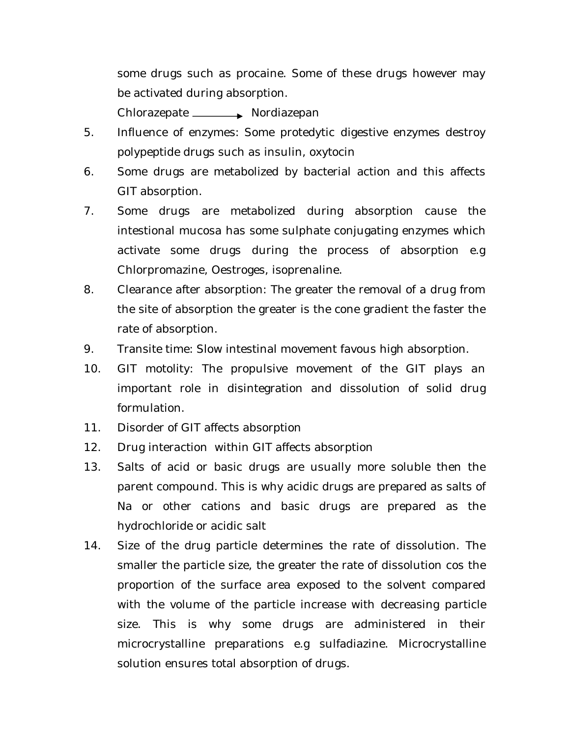some drugs such as procaine. Some of these drugs however may be activated during absorption.

Chlorazepate $\longrightarrow$ Nordiazepan

5. Influence of enzymes: Some protedytic digestive enzymes destroy polypeptide drugs such as insulin, oxytocin
6. Some drugs are metabolized by bacterial action and this affects GIT absorption.
7. Some drugs are metabolized during absorption cause the intestional mucosa has some sulphate conjugating enzymes which activate some drugs during the process of absorption e.g Chlorpromazine, Oestroges, isoprenaline.
8. Clearance after absorption: The greater the removal of a drug from the site of absorption the greater is the cone gradient the faster the rate of absorption.
9. Transite time: Slow intestinal movement favous high absorption.
10. GIT motolity: The propulsive movement of the GIT plays an important role in disintegration and dissolution of solid drug formulation.
11. Disorder of GIT affects absorption
12. Drug interaction within GIT affects absorption
13. Salts of acid or basic drugs are usually more soluble then the parent compound. This is why acidic drugs are prepared as salts of Na or other cations and basic drugs are prepared as the hydrochloride or acidic salt
14. Size of the drug particle determines the rate of dissolution. The smaller the particle size, the greater the rate of dissolution cos the proportion of the surface area exposed to the solvent compared with the volume of the particle increase with decreasing particle size. This is why some drugs are administered in their microcrystalline preparations e.g sulfadiazine. Microcrystalline solution ensures total absorption of drugs.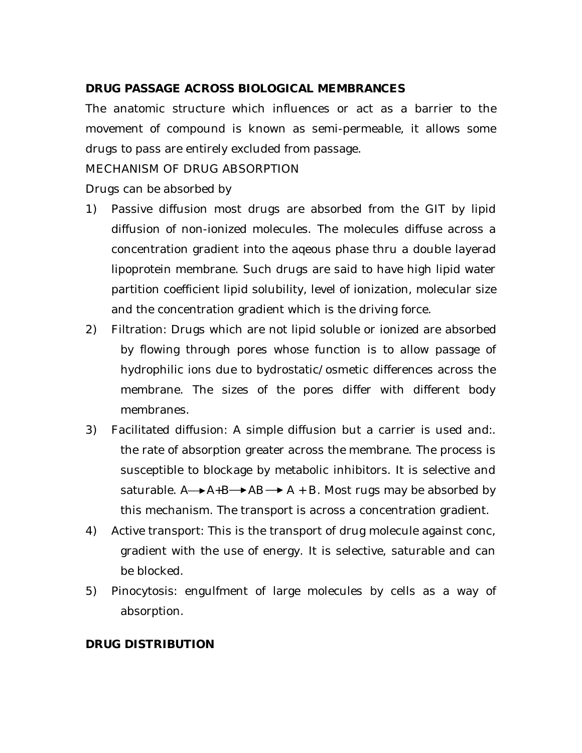**DRUG PASSAGE ACROSS BIOLOGICAL MEMBRANCES**

The anatomic structure which influences or act as a barrier to the movement of compound is known as semi-permeable, it allows some drugs to pass are entirely excluded from passage.

MECHANISM OF DRUG ABSORPTION

Drugs can be absorbed by

1) Passive diffusion most drugs are absorbed from the GIT by lipid diffusion of non-ionized molecules. The molecules diffuse across a concentration gradient into the aqeous phase thru a double layerad lipoprotein membrane. Such drugs are said to have high lipid water partition coefficient lipid solubility, level of ionization, molecular size and the concentration gradient which is the driving force.

2) Filtration: Drugs which are not lipid soluble or ionized are absorbed by flowing through pores whose function is to allow passage of hydrophilic ions due to bydrostatic/osmetic differences across the membrane. The sizes of the pores differ with different body membranes.

3) Facilitated diffusion: A simple diffusion but a carrier is used and:. the rate of absorption greater across the membrane. The process is susceptible to blockage by metabolic inhibitors. It is selective and saturable. $A \longrightarrow A + B \longrightarrow AB \longrightarrow A + B$. Most rugs may be absorbed by this mechanism. The transport is across a concentration gradient.

4) Active transport: This is the transport of drug molecule against conc, gradient with the use of energy. It is selective, saturable and can be blocked.

5) Pinocytosis: engulfment of large molecules by cells as a way of absorption.

**DRUG DISTRIBUTION**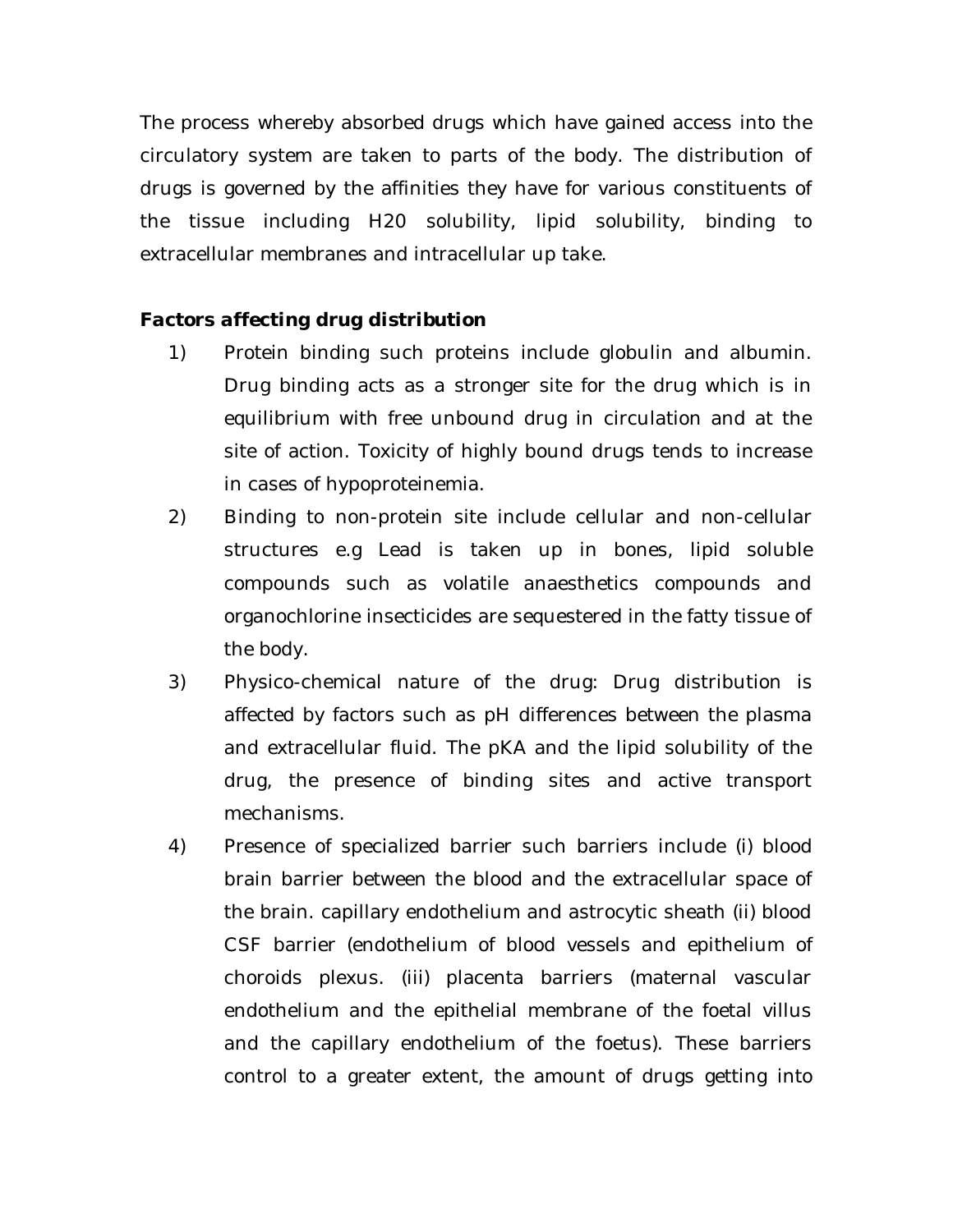The process whereby absorbed drugs which have gained access into the circulatory system are taken to parts of the body. The distribution of drugs is governed by the affinities they have for various constituents of the tissue including H20 solubility, lipid solubility, binding to extracellular membranes and intracellular up take.

**Factors affecting drug distribution**

1) Protein binding such proteins include globulin and albumin. Drug binding acts as a stronger site for the drug which is in equilibrium with free unbound drug in circulation and at the site of action. Toxicity of highly bound drugs tends to increase in cases of hypoproteinemia.
2) Binding to non-protein site include cellular and non-cellular structures e.g Lead is taken up in bones, lipid soluble compounds such as volatile anaesthetics compounds and organochlorine insecticides are sequestered in the fatty tissue of the body.
3) Physico-chemical nature of the drug: Drug distribution is affected by factors such as pH differences between the plasma and extracellular fluid. The pKA and the lipid solubility of the drug, the presence of binding sites and active transport mechanisms.
4) Presence of specialized barrier such barriers include (i) blood brain barrier between the blood and the extracellular space of the brain. capillary endothelium and astrocytic sheath (ii) blood CSF barrier (endothelium of blood vessels and epithelium of choroids plexus. (iii) placenta barriers (maternal vascular endothelium and the epithelial membrane of the foetal villus and the capillary endothelium of the foetus). These barriers control to a greater extent, the amount of drugs getting into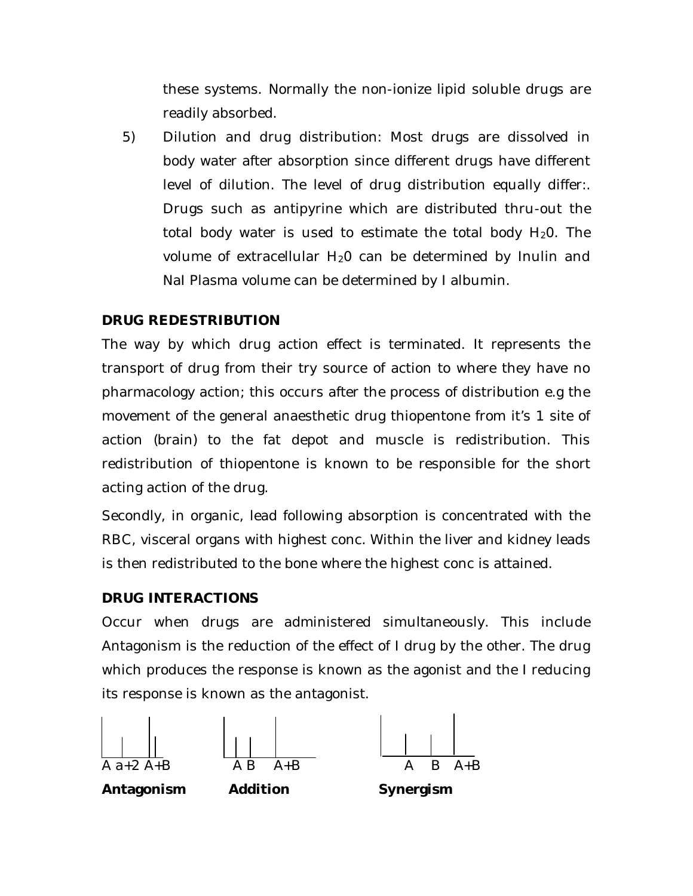these systems. Normally the non-ionize lipid soluble drugs are readily absorbed.

5) Dilution and drug distribution: Most drugs are dissolved in body water after absorption since different drugs have different level of dilution. The level of drug distribution equally differ:. Drugs such as antipyrine which are distributed thru-out the total body water is used to estimate the total body $H_2 0$. The volume of extracellular $H_2 0$ can be determined by Inulin and NaI Plasma volume can be determined by I albumin.

**DRUG REDESTRIBUTION**

The way by which drug action effect is terminated. It represents the transport of drug from their try source of action to where they have no pharmacology action; this occurs after the process of distribution e.g the movement of the general anaesthetic drug thiopentone from it's 1 site of action (brain) to the fat depot and muscle is redistribution. This redistribution of thiopentone is known to be responsible for the short acting action of the drug.

Secondly, in organic, lead following absorption is concentrated with the RBC, visceral organs with highest conc. Within the liver and kidney leads is then redistributed to the bone where the highest conc is attained.

**DRUG INTERACTIONS**

Occur when drugs are administered simultaneously. This include Antagonism is the reduction of the effect of I drug by the other. The drug which produces the response is known as the agonist and the I reducing its response is known as the antagonist.

A a+2 A+B — **Antagonism**

A B A+B — **Addition**

A B A+B — **Synergism**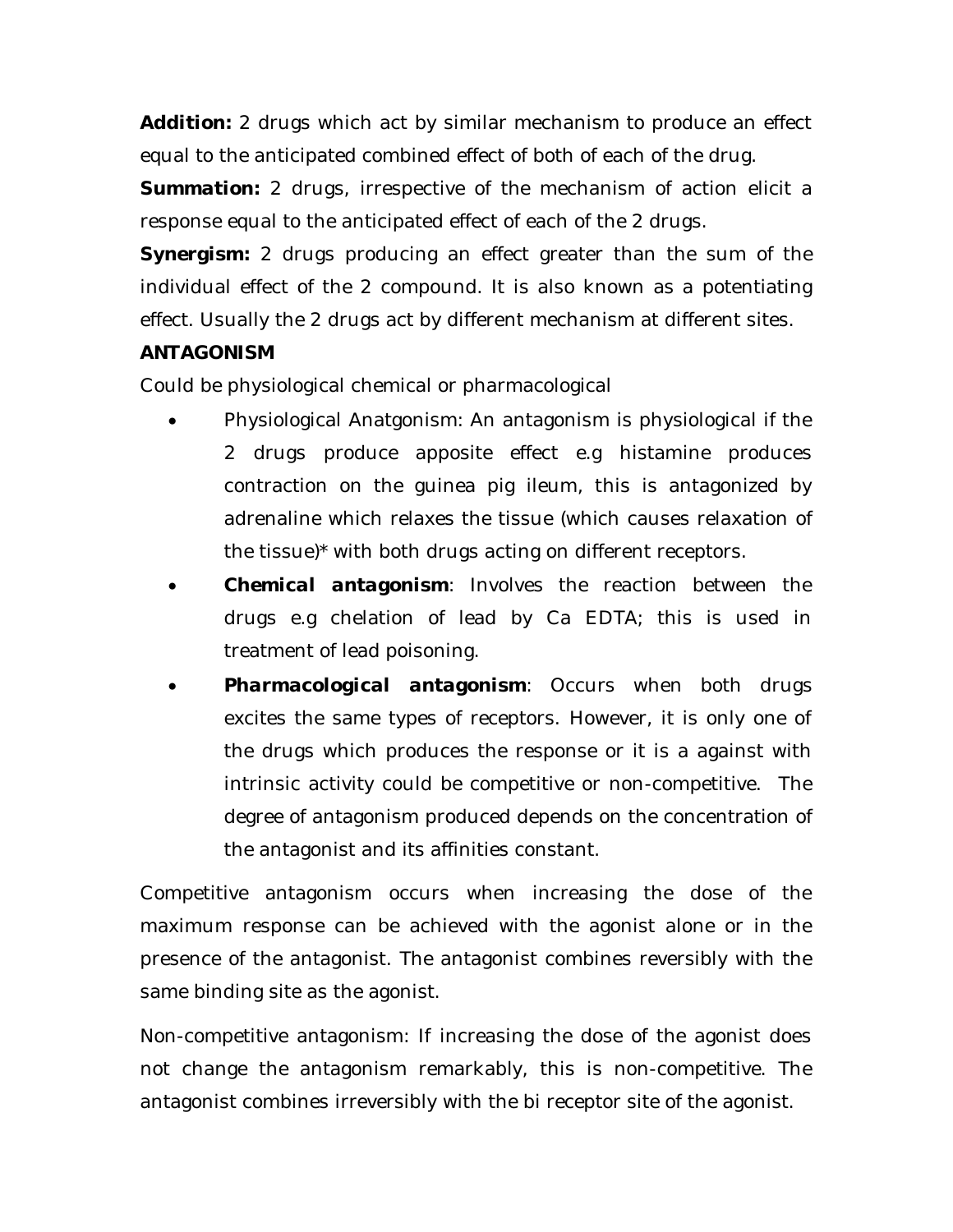**Addition:** 2 drugs which act by similar mechanism to produce an effect equal to the anticipated combined effect of both of each of the drug.

**Summation:** 2 drugs, irrespective of the mechanism of action elicit a response equal to the anticipated effect of each of the 2 drugs.

**Synergism:** 2 drugs producing an effect greater than the sum of the individual effect of the 2 compound. It is also known as a potentiating effect. Usually the 2 drugs act by different mechanism at different sites.

**ANTAGONISM**

Could be physiological chemical or pharmacological

- Physiological Anatgonism: An antagonism is physiological if the 2 drugs produce apposite effect e.g histamine produces contraction on the guinea pig ileum, this is antagonized by adrenaline which relaxes the tissue (which causes relaxation of the tissue)* with both drugs acting on different receptors.
- ***Chemical antagonism***: Involves the reaction between the drugs e.g chelation of lead by Ca EDTA; this is used in treatment of lead poisoning.
- ***Pharmacological antagonism***: Occurs when both drugs excites the same types of receptors. However, it is only one of the drugs which produces the response or it is a against with intrinsic activity could be competitive or non-competitive. The degree of antagonism produced depends on the concentration of the antagonist and its affinities constant.

Competitive antagonism occurs when increasing the dose of the maximum response can be achieved with the agonist alone or in the presence of the antagonist. The antagonist combines reversibly with the same binding site as the agonist.

Non-competitive antagonism: If increasing the dose of the agonist does not change the antagonism remarkably, this is non-competitive. The antagonist combines irreversibly with the bi receptor site of the agonist.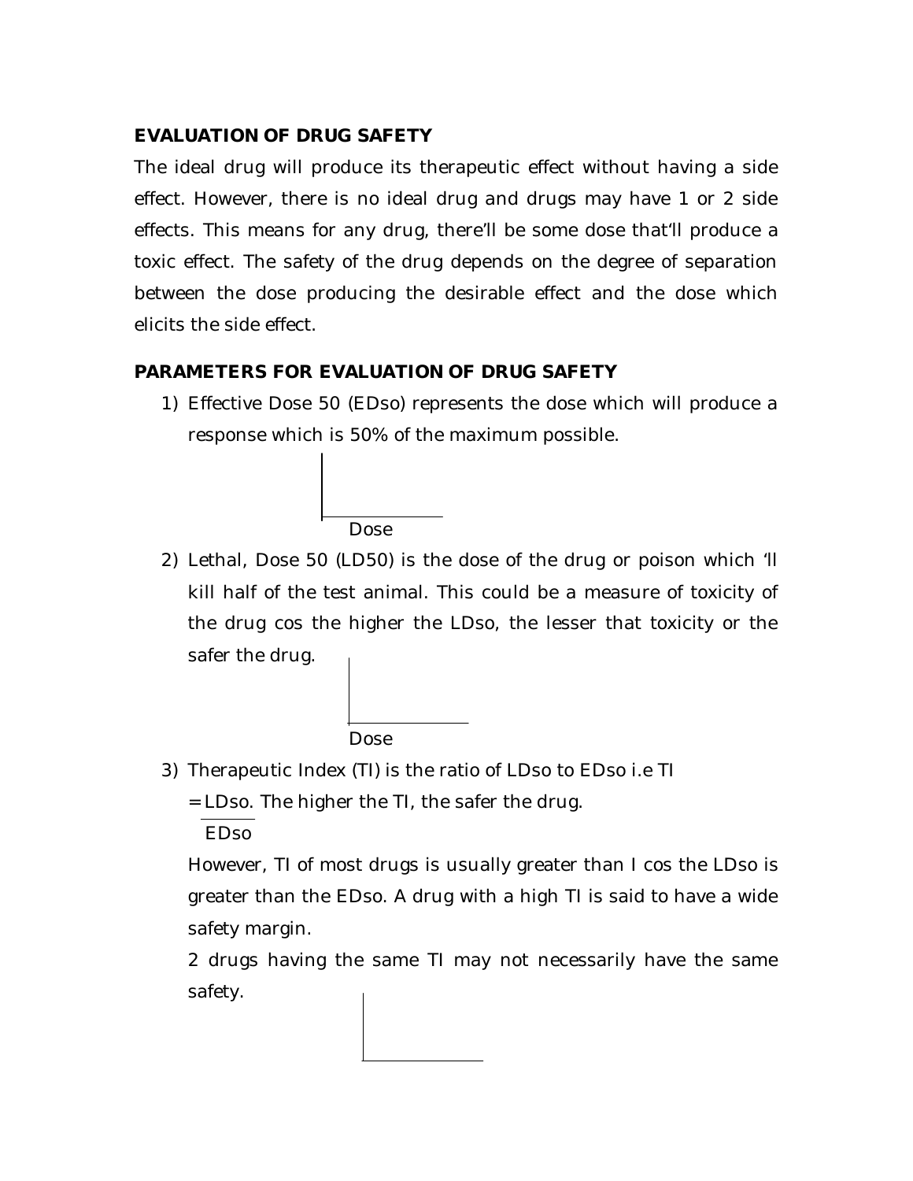## EVALUATION OF DRUG SAFETY

The ideal drug will produce its therapeutic effect without having a side effect. However, there is no ideal drug and drugs may have 1 or 2 side effects. This means for any drug, there'll be some dose that'll produce a toxic effect. The safety of the drug depends on the degree of separation between the dose producing the desirable effect and the dose which elicits the side effect.

## PARAMETERS FOR EVALUATION OF DRUG SAFETY

1) Effective Dose 50 (EDso) represents the dose which will produce a response which is 50% of the maximum possible.

   Dose

2) Lethal, Dose 50 (LD50) is the dose of the drug or poison which 'll kill half of the test animal. This could be a measure of toxicity of the drug cos the higher the LDso, the lesser that toxicity or the safer the drug.

   Dose

3) Therapeutic Index (TI) is the ratio of LDso to EDso i.e TI $= \frac{LDso}{EDso}$. The higher the TI, the safer the drug.

   However, TI of most drugs is usually greater than I cos the LDso is greater than the EDso. A drug with a high TI is said to have a wide safety margin.

   2 drugs having the same TI may not necessarily have the same safety.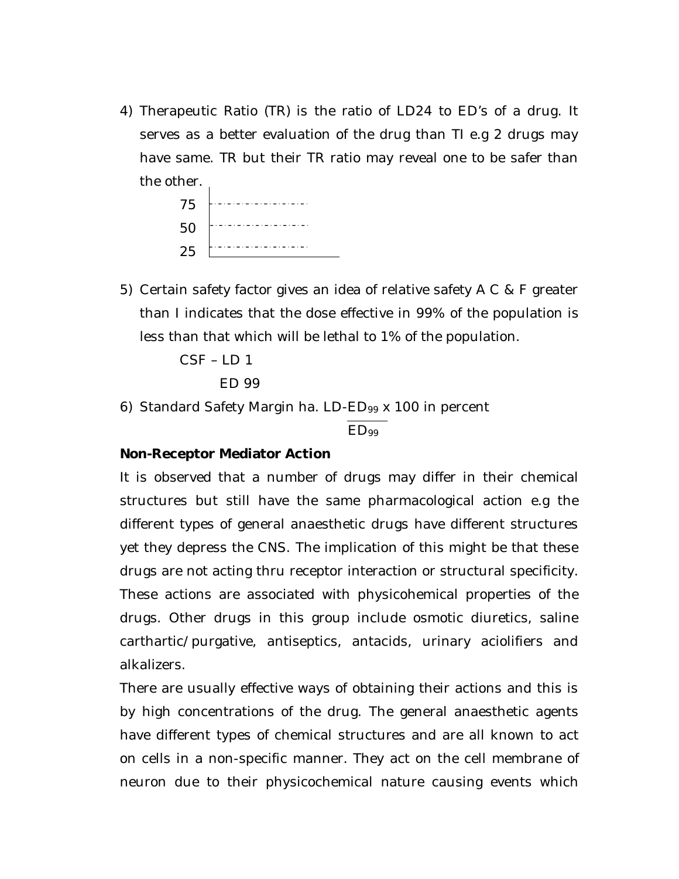4) Therapeutic Ratio (TR) is the ratio of LD24 to ED's of a drug. It serves as a better evaluation of the drug than TI e.g 2 drugs may have same. TR but their TR ratio may reveal one to be safer than the other.

75

50

25

5) Certain safety factor gives an idea of relative safety A C & F greater than I indicates that the dose effective in 99% of the population is less than that which will be lethal to 1% of the population.

$$CSF - \frac{LD\ 1}{ED\ 99}$$

6) Standard Safety Margin ha. $\frac{LD\text{-}ED_{99}}{ED_{99}} \times 100$ in percent

**Non-Receptor Mediator Action**

It is observed that a number of drugs may differ in their chemical structures but still have the same pharmacological action e.g the different types of general anaesthetic drugs have different structures yet they depress the CNS. The implication of this might be that these drugs are not acting thru receptor interaction or structural specificity. These actions are associated with physicohemical properties of the drugs. Other drugs in this group include osmotic diuretics, saline carthartic/purgative, antiseptics, antacids, urinary aciolifiers and alkalizers.

There are usually effective ways of obtaining their actions and this is by high concentrations of the drug. The general anaesthetic agents have different types of chemical structures and are all known to act on cells in a non-specific manner. They act on the cell membrane of neuron due to their physicochemical nature causing events which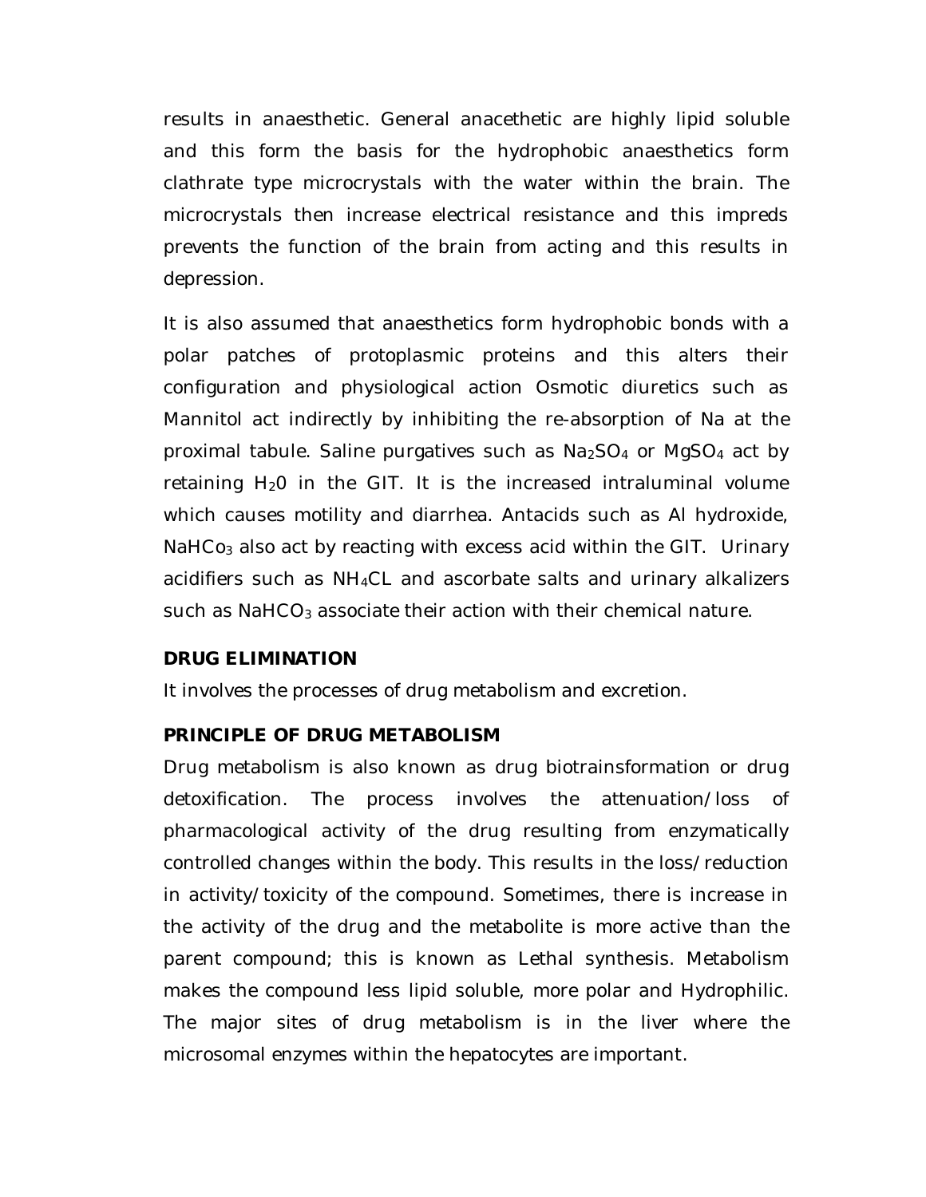results in anaesthetic. General anacethetic are highly lipid soluble and this form the basis for the hydrophobic anaesthetics form clathrate type microcrystals with the water within the brain. The microcrystals then increase electrical resistance and this impreds prevents the function of the brain from acting and this results in depression.

It is also assumed that anaesthetics form hydrophobic bonds with a polar patches of protoplasmic proteins and this alters their configuration and physiological action Osmotic diuretics such as Mannitol act indirectly by inhibiting the re-absorption of Na at the proximal tabule. Saline purgatives such as $Na_2SO_4$ or $MgSO_4$ act by retaining $H_20$ in the GIT. It is the increased intraluminal volume which causes motility and diarrhea. Antacids such as Al hydroxide, $NaHCo_3$ also act by reacting with excess acid within the GIT. Urinary acidifiers such as $NH_4CL$ and ascorbate salts and urinary alkalizers such as $NaHCO_3$ associate their action with their chemical nature.

**DRUG ELIMINATION**

It involves the processes of drug metabolism and excretion.

**PRINCIPLE OF DRUG METABOLISM**

Drug metabolism is also known as drug biotrainsformation or drug detoxification. The process involves the attenuation/loss of pharmacological activity of the drug resulting from enzymatically controlled changes within the body. This results in the loss/reduction in activity/toxicity of the compound. Sometimes, there is increase in the activity of the drug and the metabolite is more active than the parent compound; this is known as Lethal synthesis. Metabolism makes the compound less lipid soluble, more polar and Hydrophilic. The major sites of drug metabolism is in the liver where the microsomal enzymes within the hepatocytes are important.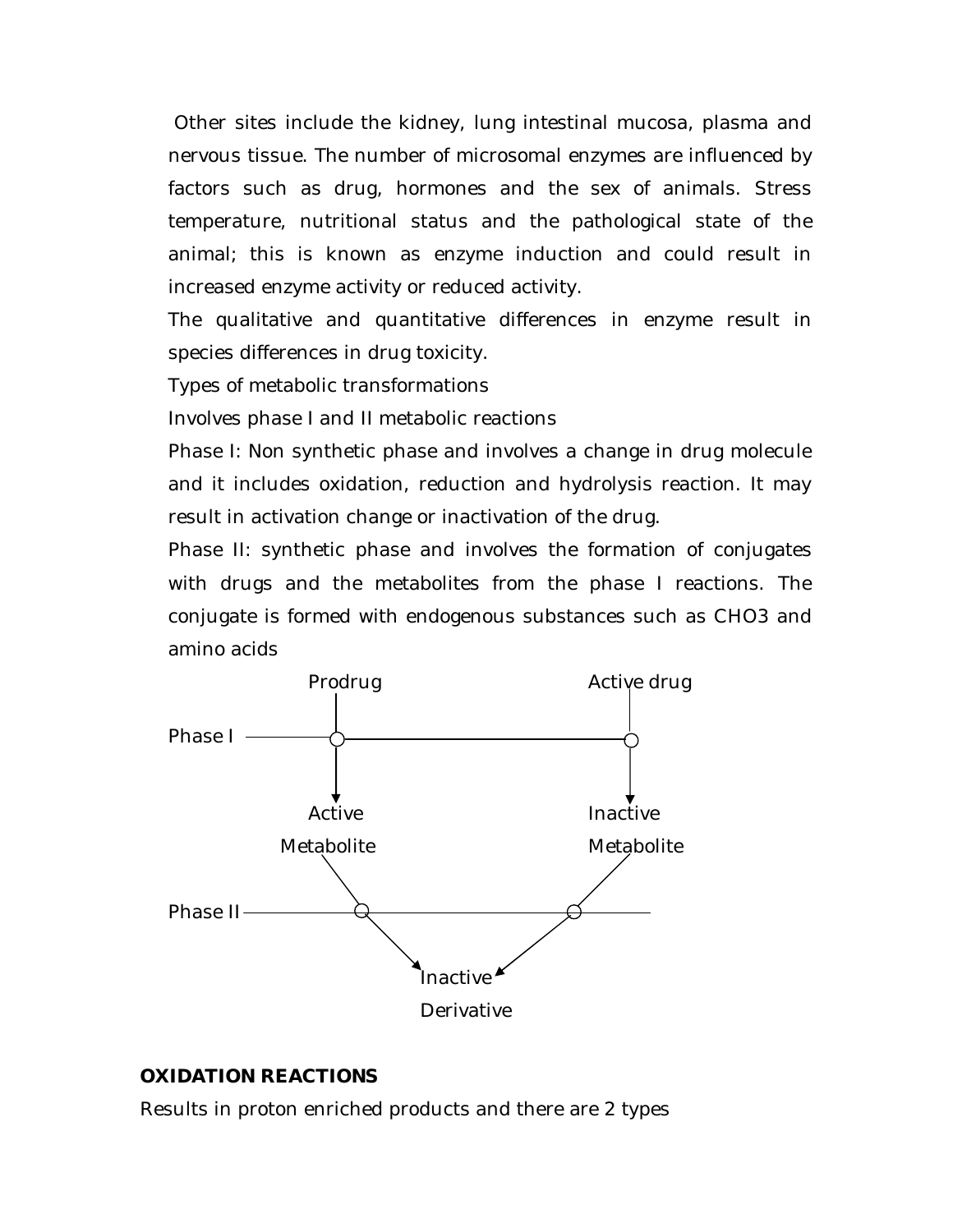Other sites include the kidney, lung intestinal mucosa, plasma and nervous tissue. The number of microsomal enzymes are influenced by factors such as drug, hormones and the sex of animals. Stress temperature, nutritional status and the pathological state of the animal; this is known as enzyme induction and could result in increased enzyme activity or reduced activity.

The qualitative and quantitative differences in enzyme result in species differences in drug toxicity.

Types of metabolic transformations

Involves phase I and II metabolic reactions

Phase I: Non synthetic phase and involves a change in drug molecule and it includes oxidation, reduction and hydrolysis reaction. It may result in activation change or inactivation of the drug.

Phase II: synthetic phase and involves the formation of conjugates with drugs and the metabolites from the phase I reactions. The conjugate is formed with endogenous substances such as CHO3 and amino acids

Prodrug Active drug

Phase I

Active Metabolite Inactive Metabolite

Phase II

Inactive Derivative

**OXIDATION REACTIONS**

Results in proton enriched products and there are 2 types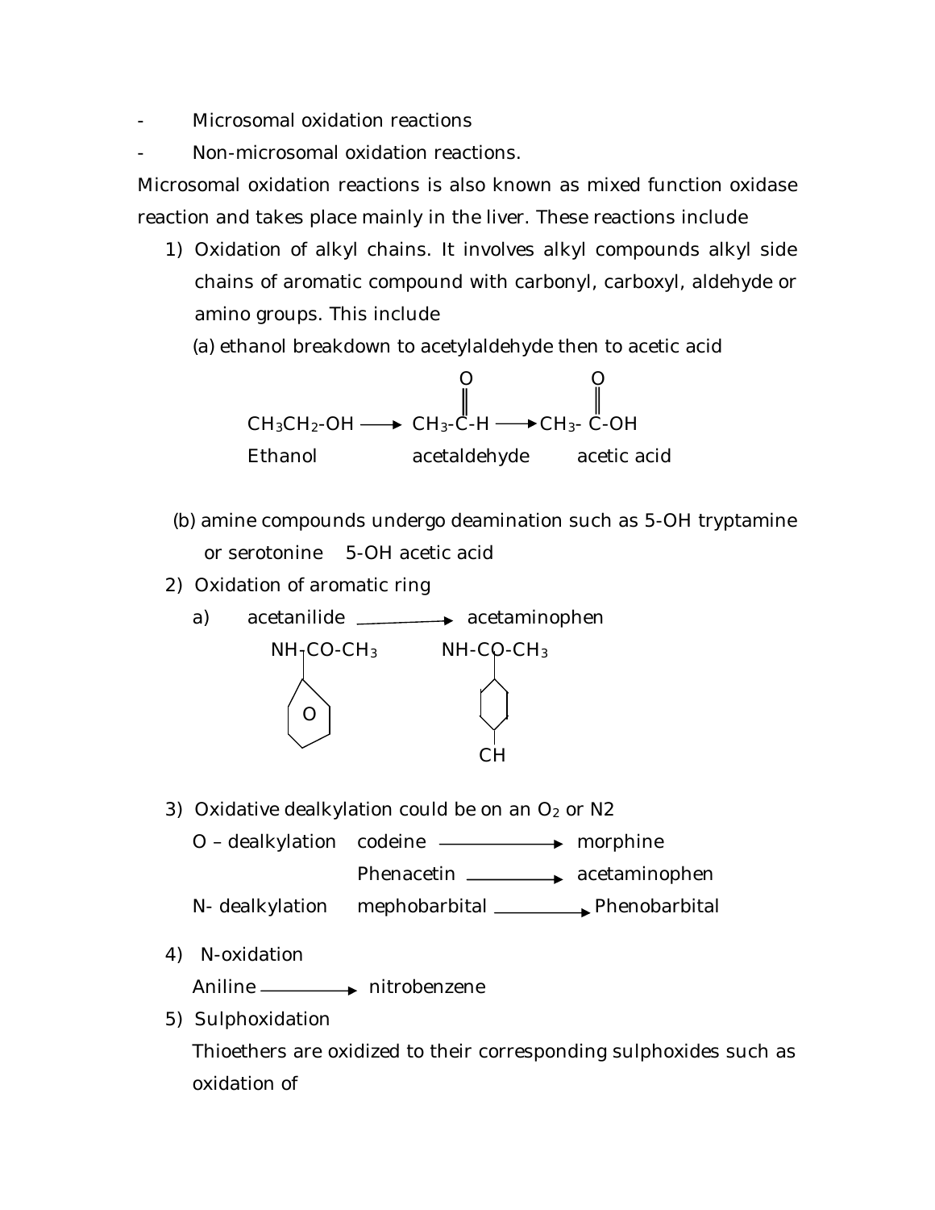- Microsomal oxidation reactions
- Non-microsomal oxidation reactions.

Microsomal oxidation reactions is also known as mixed function oxidase reaction and takes place mainly in the liver. These reactions include

1) Oxidation of alkyl chains. It involves alkyl compounds alkyl side chains of aromatic compound with carbonyl, carboxyl, aldehyde or amino groups. This include

   (a) ethanol breakdown to acetylaldehyde then to acetic acid

$$CH_3CH_2\text{-}OH \longrightarrow CH_3\text{-}\overset{\overset{\large O}{\|}}{C}\text{-}H \longrightarrow CH_3\text{-}\overset{\overset{\large O}{\|}}{C}\text{-}OH$$

   Ethanol — acetaldehyde — acetic acid

   (b) amine compounds undergo deamination such as 5-OH tryptamine or serotonine 5-OH acetic acid

2) Oxidation of aromatic ring

   a) acetanilide ⟶ acetaminophen

   NH-CO-$CH_3$ (on benzene ring) ⟶ NH-CO-$CH_3$ (on benzene ring with para CH)

3) Oxidative dealkylation could be on an $O_2$ or N2

   O – dealkylation  codeine ⟶ morphine

   Phenacetin ⟶ acetaminophen

   N- dealkylation  mephobarbital ⟶ Phenobarbital

4) N-oxidation

   Aniline ⟶ nitrobenzene

5) Sulphoxidation

   Thioethers are oxidized to their corresponding sulphoxides such as oxidation of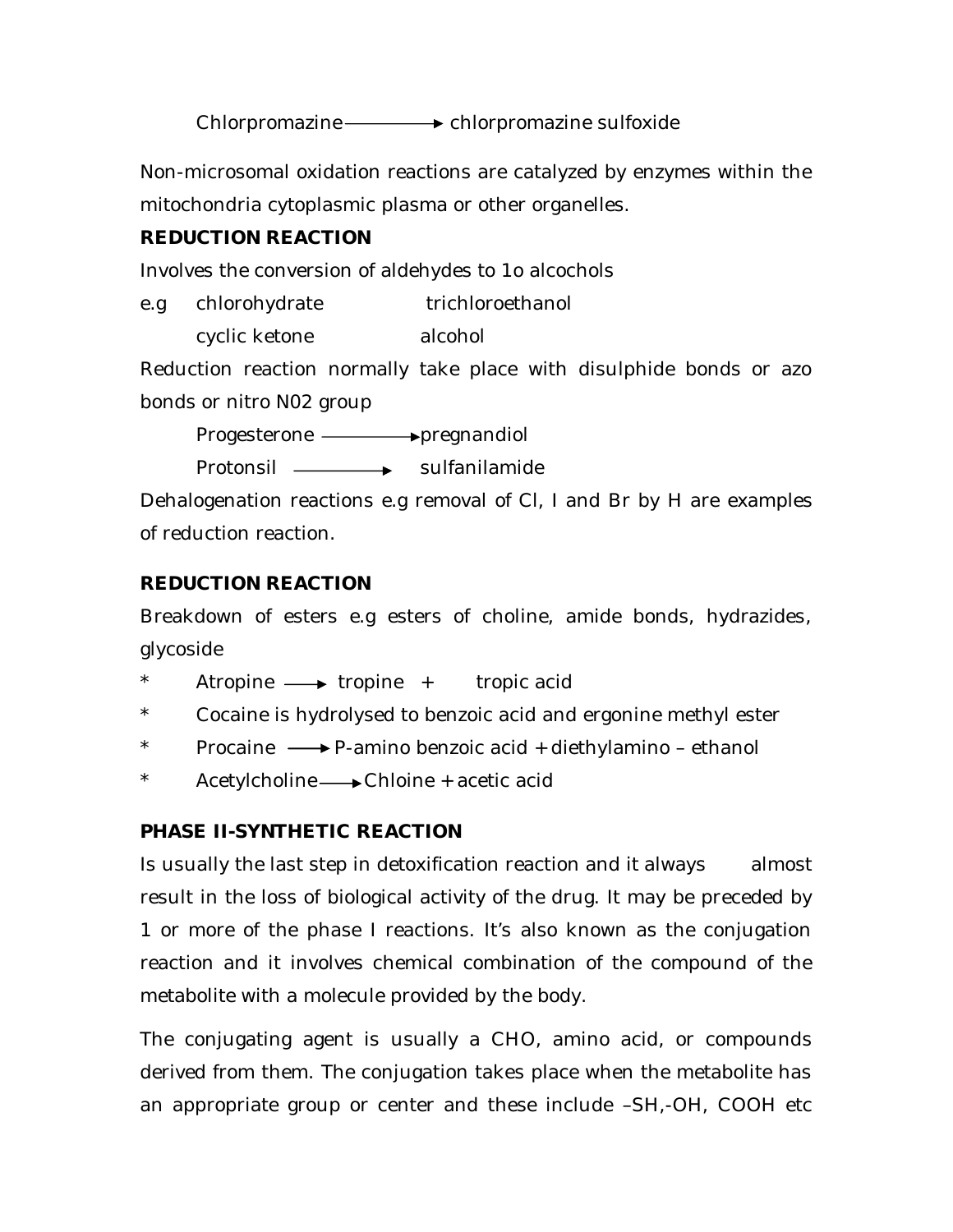Chlorpromazine ⟶ chlorpromazine sulfoxide

Non-microsomal oxidation reactions are catalyzed by enzymes within the mitochondria cytoplasmic plasma or other organelles.

**REDUCTION REACTION**

Involves the conversion of aldehydes to 1o alcochols

e.g chlorohydrate trichloroethanol

cyclic ketone alcohol

Reduction reaction normally take place with disulphide bonds or azo bonds or nitro N02 group

Progesterone ⟶ pregnandiol

Protonsil ⟶ sulfanilamide

Dehalogenation reactions e.g removal of Cl, I and Br by H are examples of reduction reaction.

**REDUCTION REACTION**

Breakdown of esters e.g esters of choline, amide bonds, hydrazides, glycoside

* Atropine ⟶ tropine + tropic acid
* Cocaine is hydrolysed to benzoic acid and ergonine methyl ester
* Procaine ⟶ P-amino benzoic acid + diethylamino – ethanol
* Acetylcholine ⟶ Chloine + acetic acid

**PHASE II-SYNTHETIC REACTION**

Is usually the last step in detoxification reaction and it always almost result in the loss of biological activity of the drug. It may be preceded by 1 or more of the phase I reactions. It's also known as the conjugation reaction and it involves chemical combination of the compound of the metabolite with a molecule provided by the body.

The conjugating agent is usually a CHO, amino acid, or compounds derived from them. The conjugation takes place when the metabolite has an appropriate group or center and these include –SH,-OH, COOH etc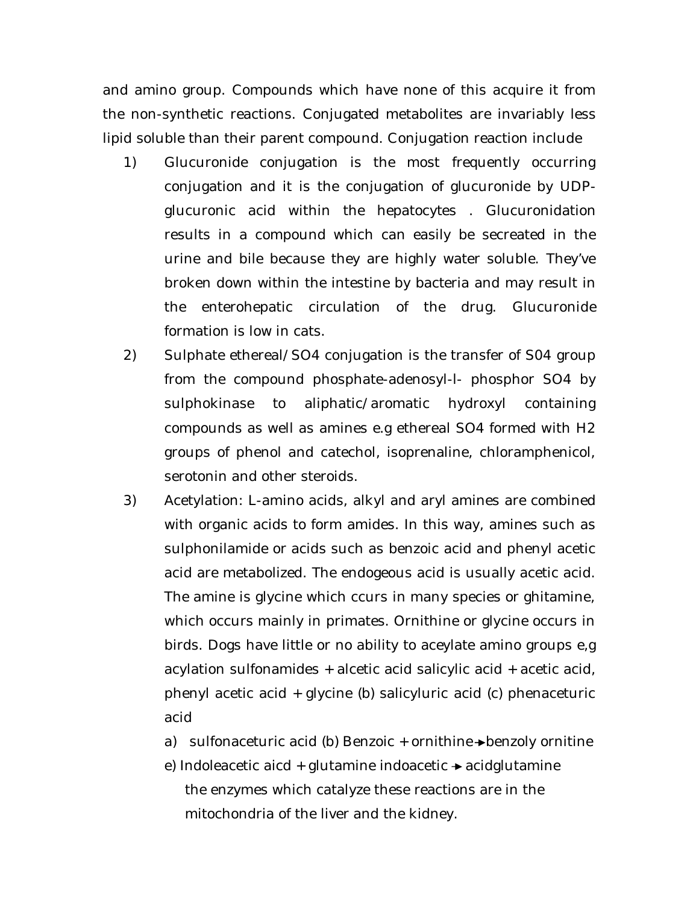and amino group. Compounds which have none of this acquire it from the non-synthetic reactions. Conjugated metabolites are invariably less lipid soluble than their parent compound. Conjugation reaction include

1) Glucuronide conjugation is the most frequently occurring conjugation and it is the conjugation of glucuronide by UDP-glucuronic acid within the hepatocytes . Glucuronidation results in a compound which can easily be secreated in the urine and bile because they are highly water soluble. They've broken down within the intestine by bacteria and may result in the enterohepatic circulation of the drug. Glucuronide formation is low in cats.

2) Sulphate ethereal/SO4 conjugation is the transfer of S04 group from the compound phosphate-adenosyl-l- phosphor SO4 by sulphokinase to aliphatic/aromatic hydroxyl containing compounds as well as amines e.g ethereal SO4 formed with H2 groups of phenol and catechol, isoprenaline, chloramphenicol, serotonin and other steroids.

3) Acetylation: L-amino acids, alkyl and aryl amines are combined with organic acids to form amides. In this way, amines such as sulphonilamide or acids such as benzoic acid and phenyl acetic acid are metabolized. The endogeous acid is usually acetic acid. The amine is glycine which ccurs in many species or ghitamine, which occurs mainly in primates. Ornithine or glycine occurs in birds. Dogs have little or no ability to aceylate amino groups e,g acylation sulfonamides + alcetic acid salicylic acid + acetic acid, phenyl acetic acid + glycine (b) salicyluric acid (c) phenaceturic acid

   a) sulfonaceturic acid (b) Benzoic + ornithine → benzoly ornitine

   e) Indoleacetic aicd + glutamine indoacetic → acidglutamine

   the enzymes which catalyze these reactions are in the mitochondria of the liver and the kidney.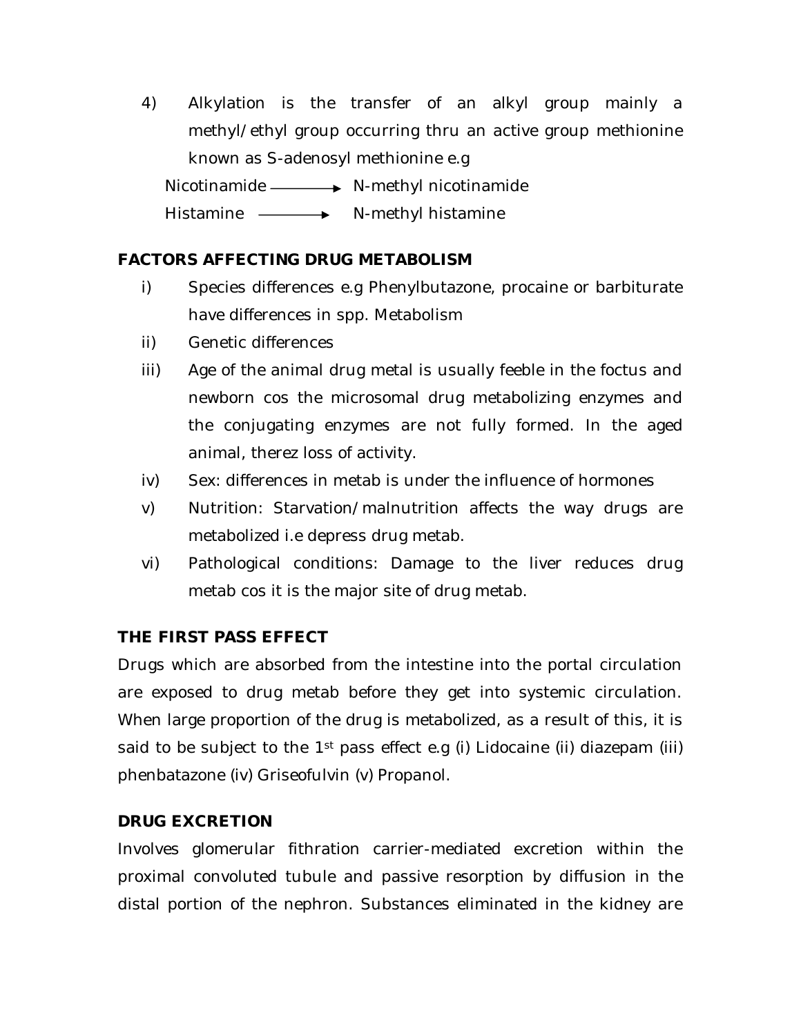4) Alkylation is the transfer of an alkyl group mainly a methyl/ethyl group occurring thru an active group methionine known as S-adenosyl methionine e.g

Nicotinamide ⟶ N-methyl nicotinamide

Histamine ⟶ N-methyl histamine

**FACTORS AFFECTING DRUG METABOLISM**

i) Species differences e.g Phenylbutazone, procaine or barbiturate have differences in spp. Metabolism

ii) Genetic differences

iii) Age of the animal drug metal is usually feeble in the foctus and newborn cos the microsomal drug metabolizing enzymes and the conjugating enzymes are not fully formed. In the aged animal, therez loss of activity.

iv) Sex: differences in metab is under the influence of hormones

v) Nutrition: Starvation/malnutrition affects the way drugs are metabolized i.e depress drug metab.

vi) Pathological conditions: Damage to the liver reduces drug metab cos it is the major site of drug metab.

**THE FIRST PASS EFFECT**

Drugs which are absorbed from the intestine into the portal circulation are exposed to drug metab before they get into systemic circulation. When large proportion of the drug is metabolized, as a result of this, it is said to be subject to the 1st pass effect e.g (i) Lidocaine (ii) diazepam (iii) phenbatazone (iv) Griseofulvin (v) Propanol.

**DRUG EXCRETION**

Involves glomerular fithration carrier-mediated excretion within the proximal convoluted tubule and passive resorption by diffusion in the distal portion of the nephron. Substances eliminated in the kidney are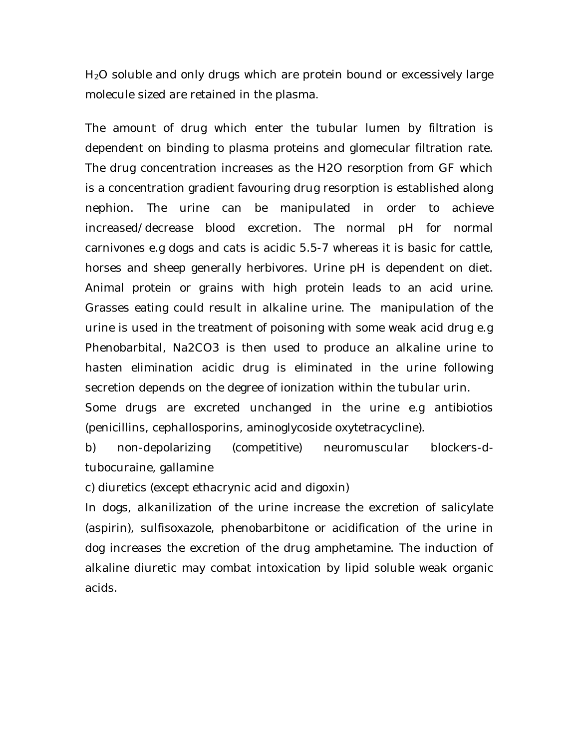$H_2O$ soluble and only drugs which are protein bound or excessively large molecule sized are retained in the plasma.

The amount of drug which enter the tubular lumen by filtration is dependent on binding to plasma proteins and glomecular filtration rate. The drug concentration increases as the $H_2O$ resorption from GF which is a concentration gradient favouring drug resorption is established along nephion. The urine can be manipulated in order to achieve increased/decrease blood excretion. The normal pH for normal carnivones e.g dogs and cats is acidic 5.5-7 whereas it is basic for cattle, horses and sheep generally herbivores. Urine pH is dependent on diet. Animal protein or grains with high protein leads to an acid urine. Grasses eating could result in alkaline urine. The manipulation of the urine is used in the treatment of poisoning with some weak acid drug e.g Phenobarbital, $Na_2CO_3$ is then used to produce an alkaline urine to hasten elimination acidic drug is eliminated in the urine following secretion depends on the degree of ionization within the tubular urin.

Some drugs are excreted unchanged in the urine e.g antibiotios (penicillins, cephallosporins, aminoglycoside oxytetracycline).

b) non-depolarizing (competitive) neuromuscular blockers-d-tubocuraine, gallamine

c) diuretics (except ethacrynic acid and digoxin)

In dogs, alkanilization of the urine increase the excretion of salicylate (aspirin), sulfisoxazole, phenobarbitone or acidification of the urine in dog increases the excretion of the drug amphetamine. The induction of alkaline diuretic may combat intoxication by lipid soluble weak organic acids.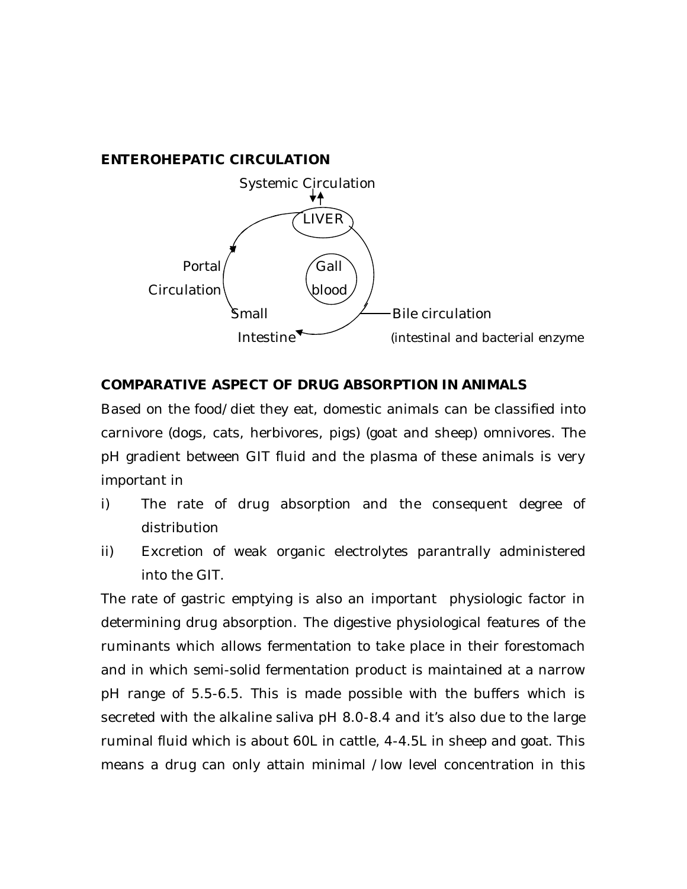**ENTEROHEPATIC CIRCULATION**

Systemic Circulation

LIVER

Portal Circulation

Gall blood

Small Intestine

Bile circulation (intestinal and bacterial enzyme

**COMPARATIVE ASPECT OF DRUG ABSORPTION IN ANIMALS**

Based on the food/diet they eat, domestic animals can be classified into carnivore (dogs, cats, herbivores, pigs) (goat and sheep) omnivores. The pH gradient between GIT fluid and the plasma of these animals is very important in

i) The rate of drug absorption and the consequent degree of distribution
ii) Excretion of weak organic electrolytes parantrally administered into the GIT.

The rate of gastric emptying is also an important physiologic factor in determining drug absorption. The digestive physiological features of the ruminants which allows fermentation to take place in their forestomach and in which semi-solid fermentation product is maintained at a narrow pH range of 5.5-6.5. This is made possible with the buffers which is secreted with the alkaline saliva pH 8.0-8.4 and it's also due to the large ruminal fluid which is about 60L in cattle, 4-4.5L in sheep and goat. This means a drug can only attain minimal /low level concentration in this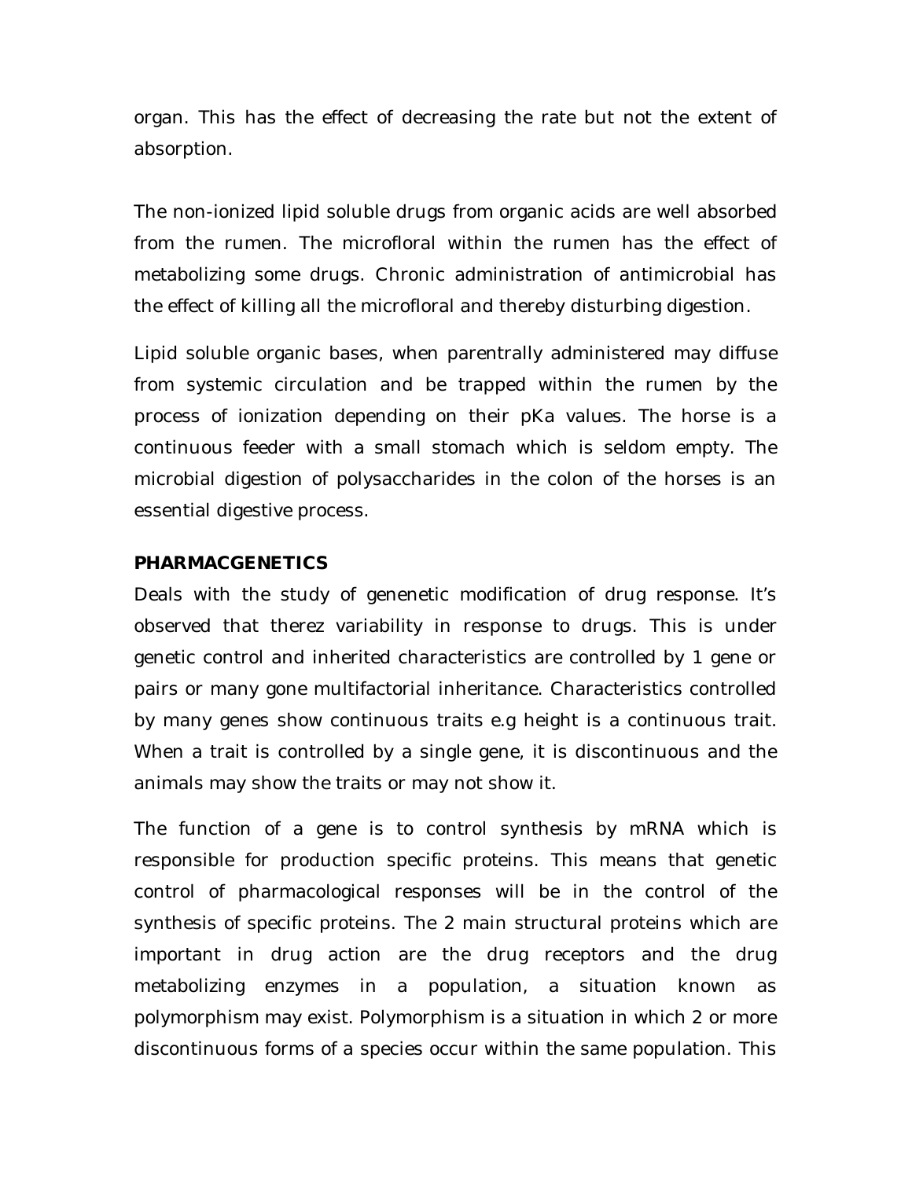organ. This has the effect of decreasing the rate but not the extent of absorption.

The non-ionized lipid soluble drugs from organic acids are well absorbed from the rumen. The microfloral within the rumen has the effect of metabolizing some drugs. Chronic administration of antimicrobial has the effect of killing all the microfloral and thereby disturbing digestion.

Lipid soluble organic bases, when parentrally administered may diffuse from systemic circulation and be trapped within the rumen by the process of ionization depending on their pKa values. The horse is a continuous feeder with a small stomach which is seldom empty. The microbial digestion of polysaccharides in the colon of the horses is an essential digestive process.

**PHARMACGENETICS**

Deals with the study of genenetic modification of drug response. It's observed that therez variability in response to drugs. This is under genetic control and inherited characteristics are controlled by 1 gene or pairs or many gone multifactorial inheritance. Characteristics controlled by many genes show continuous traits e.g height is a continuous trait. When a trait is controlled by a single gene, it is discontinuous and the animals may show the traits or may not show it.

The function of a gene is to control synthesis by mRNA which is responsible for production specific proteins. This means that genetic control of pharmacological responses will be in the control of the synthesis of specific proteins. The 2 main structural proteins which are important in drug action are the drug receptors and the drug metabolizing enzymes in a population, a situation known as polymorphism may exist. Polymorphism is a situation in which 2 or more discontinuous forms of a species occur within the same population. This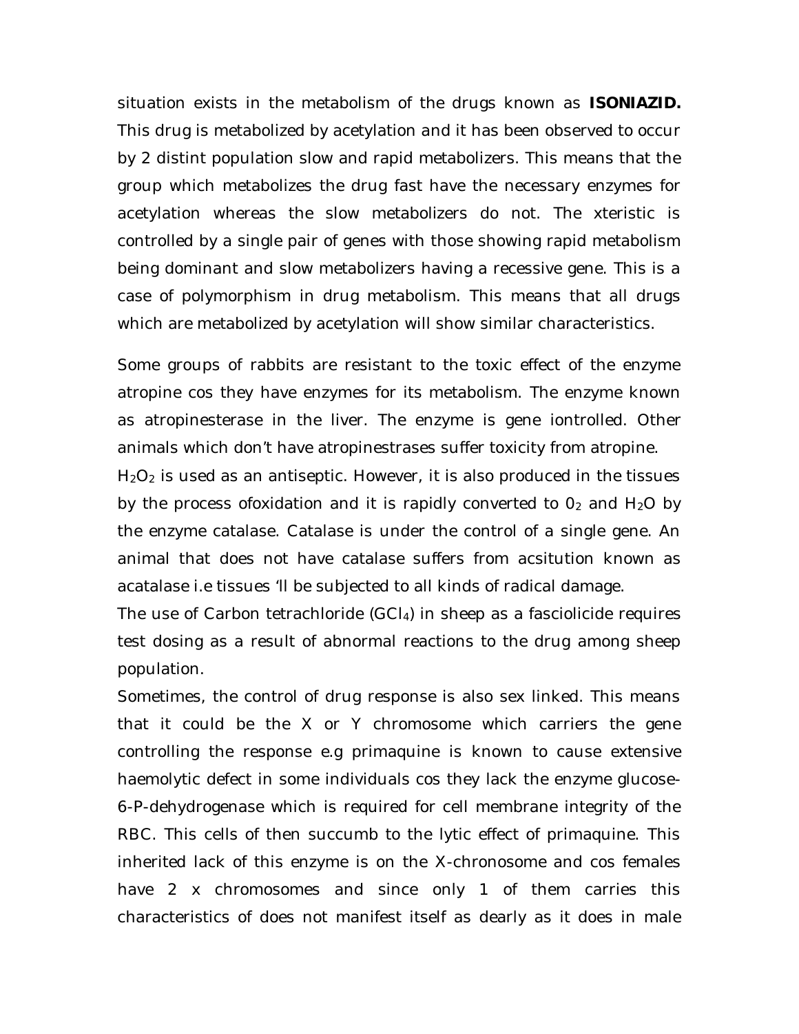situation exists in the metabolism of the drugs known as **ISONIAZID.** This drug is metabolized by acetylation and it has been observed to occur by 2 distint population slow and rapid metabolizers. This means that the group which metabolizes the drug fast have the necessary enzymes for acetylation whereas the slow metabolizers do not. The xteristic is controlled by a single pair of genes with those showing rapid metabolism being dominant and slow metabolizers having a recessive gene. This is a case of polymorphism in drug metabolism. This means that all drugs which are metabolized by acetylation will show similar characteristics.

Some groups of rabbits are resistant to the toxic effect of the enzyme atropine cos they have enzymes for its metabolism. The enzyme known as atropinesterase in the liver. The enzyme is gene iontrolled. Other animals which don't have atropinestrases suffer toxicity from atropine.

$H_2O_2$ is used as an antiseptic. However, it is also produced in the tissues by the process ofoxidation and it is rapidly converted to $0_2$ and $H_2O$ by the enzyme catalase. Catalase is under the control of a single gene. An animal that does not have catalase suffers from acsitution known as acatalase i.e tissues 'll be subjected to all kinds of radical damage.

The use of Carbon tetrachloride ($GCl_4$) in sheep as a fasciolicide requires test dosing as a result of abnormal reactions to the drug among sheep population.

Sometimes, the control of drug response is also sex linked. This means that it could be the X or Y chromosome which carriers the gene controlling the response e.g primaquine is known to cause extensive haemolytic defect in some individuals cos they lack the enzyme glucose-6-P-dehydrogenase which is required for cell membrane integrity of the RBC. This cells of then succumb to the lytic effect of primaquine. This inherited lack of this enzyme is on the X-chronosome and cos females have 2 x chromosomes and since only 1 of them carries this characteristics of does not manifest itself as dearly as it does in male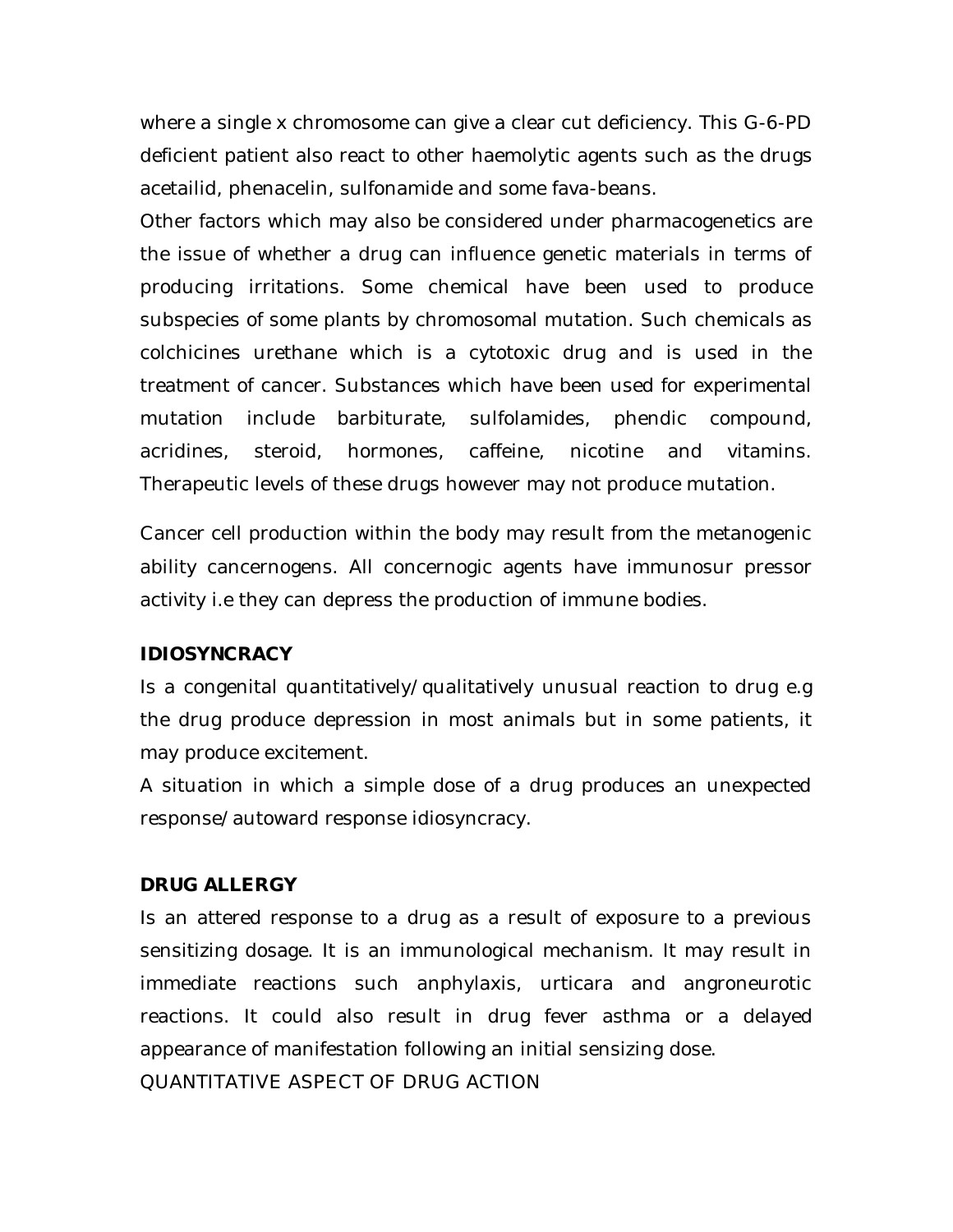where a single x chromosome can give a clear cut deficiency. This G-6-PD deficient patient also react to other haemolytic agents such as the drugs acetailid, phenacelin, sulfonamide and some fava-beans.

Other factors which may also be considered under pharmacogenetics are the issue of whether a drug can influence genetic materials in terms of producing irritations. Some chemical have been used to produce subspecies of some plants by chromosomal mutation. Such chemicals as colchicines urethane which is a cytotoxic drug and is used in the treatment of cancer. Substances which have been used for experimental mutation include barbiturate, sulfolamides, phendic compound, acridines, steroid, hormones, caffeine, nicotine and vitamins. Therapeutic levels of these drugs however may not produce mutation.

Cancer cell production within the body may result from the metanogenic ability cancernogens. All concernogic agents have immunosur pressor activity i.e they can depress the production of immune bodies.

**IDIOSYNCRACY**

Is a congenital quantitatively/qualitatively unusual reaction to drug e.g the drug produce depression in most animals but in some patients, it may produce excitement.

A situation in which a simple dose of a drug produces an unexpected response/autoward response idiosyncracy.

**DRUG ALLERGY**

Is an attered response to a drug as a result of exposure to a previous sensitizing dosage. It is an immunological mechanism. It may result in immediate reactions such anphylaxis, urticara and angroneurotic reactions. It could also result in drug fever asthma or a delayed appearance of manifestation following an initial sensizing dose.

QUANTITATIVE ASPECT OF DRUG ACTION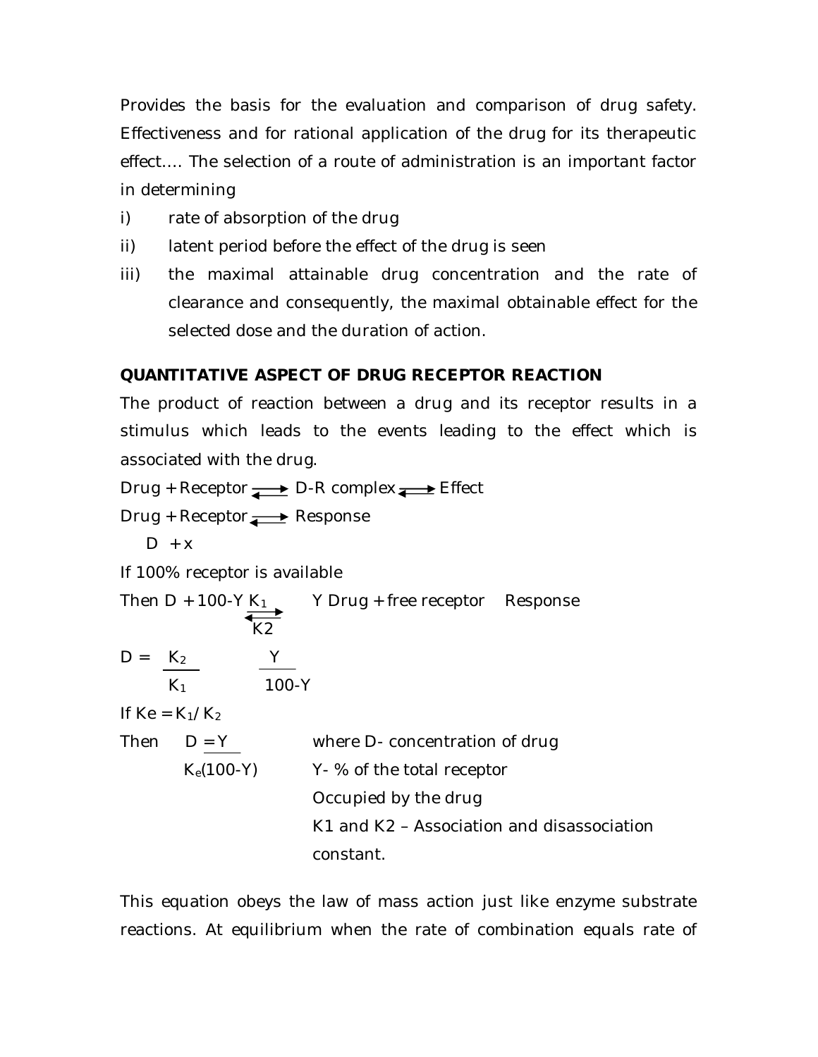Provides the basis for the evaluation and comparison of drug safety. Effectiveness and for rational application of the drug for its therapeutic effect.... The selection of a route of administration is an important factor in determining

i) rate of absorption of the drug
ii) latent period before the effect of the drug is seen
iii) the maximal attainable drug concentration and the rate of clearance and consequently, the maximal obtainable effect for the selected dose and the duration of action.

**QUANTITATIVE ASPECT OF DRUG RECEPTOR REACTION**

The product of reaction between a drug and its receptor results in a stimulus which leads to the events leading to the effect which is associated with the drug.

Drug + Receptor $\rightleftharpoons$ D-R complex $\rightleftharpoons$ Effect

Drug + Receptor $\rightleftharpoons$ Response

D + x

If 100% receptor is available

Then D + 100-Y $\underset{K2}{\overset{K_1}{\rightleftharpoons}}$ Y Drug + free receptor Response

$$D = \frac{K_2}{K_1} \quad \frac{Y}{100-Y}$$

If $Ke = K_1/K_2$

Then $D = \dfrac{Y}{K_e(100-Y)}$ where D- concentration of drug

Y- % of the total receptor Occupied by the drug

K1 and K2 – Association and disassociation constant.

This equation obeys the law of mass action just like enzyme substrate reactions. At equilibrium when the rate of combination equals rate of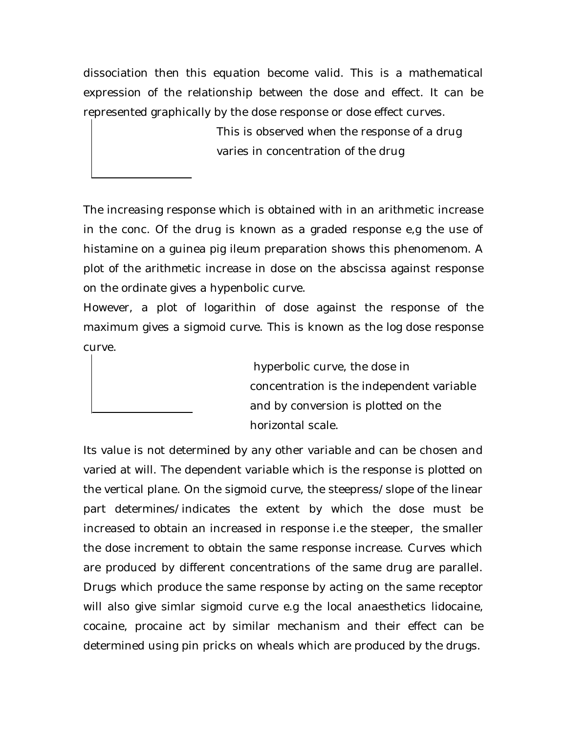dissociation then this equation become valid. This is a mathematical expression of the relationship between the dose and effect. It can be represented graphically by the dose response or dose effect curves.

This is observed when the response of a drug varies in concentration of the drug

The increasing response which is obtained with in an arithmetic increase in the conc. Of the drug is known as a graded response e,g the use of histamine on a guinea pig ileum preparation shows this phenomenom. A plot of the arithmetic increase in dose on the abscissa against response on the ordinate gives a hypenbolic curve.

However, a plot of logarithin of dose against the response of the maximum gives a sigmoid curve. This is known as the log dose response curve.

hyperbolic curve, the dose in concentration is the independent variable and by conversion is plotted on the horizontal scale.

Its value is not determined by any other variable and can be chosen and varied at will. The dependent variable which is the response is plotted on the vertical plane. On the sigmoid curve, the steepress/slope of the linear part determines/indicates the extent by which the dose must be increased to obtain an increased in response i.e the steeper, the smaller the dose increment to obtain the same response increase. Curves which are produced by different concentrations of the same drug are parallel. Drugs which produce the same response by acting on the same receptor will also give simlar sigmoid curve e.g the local anaesthetics lidocaine, cocaine, procaine act by similar mechanism and their effect can be determined using pin pricks on wheals which are produced by the drugs.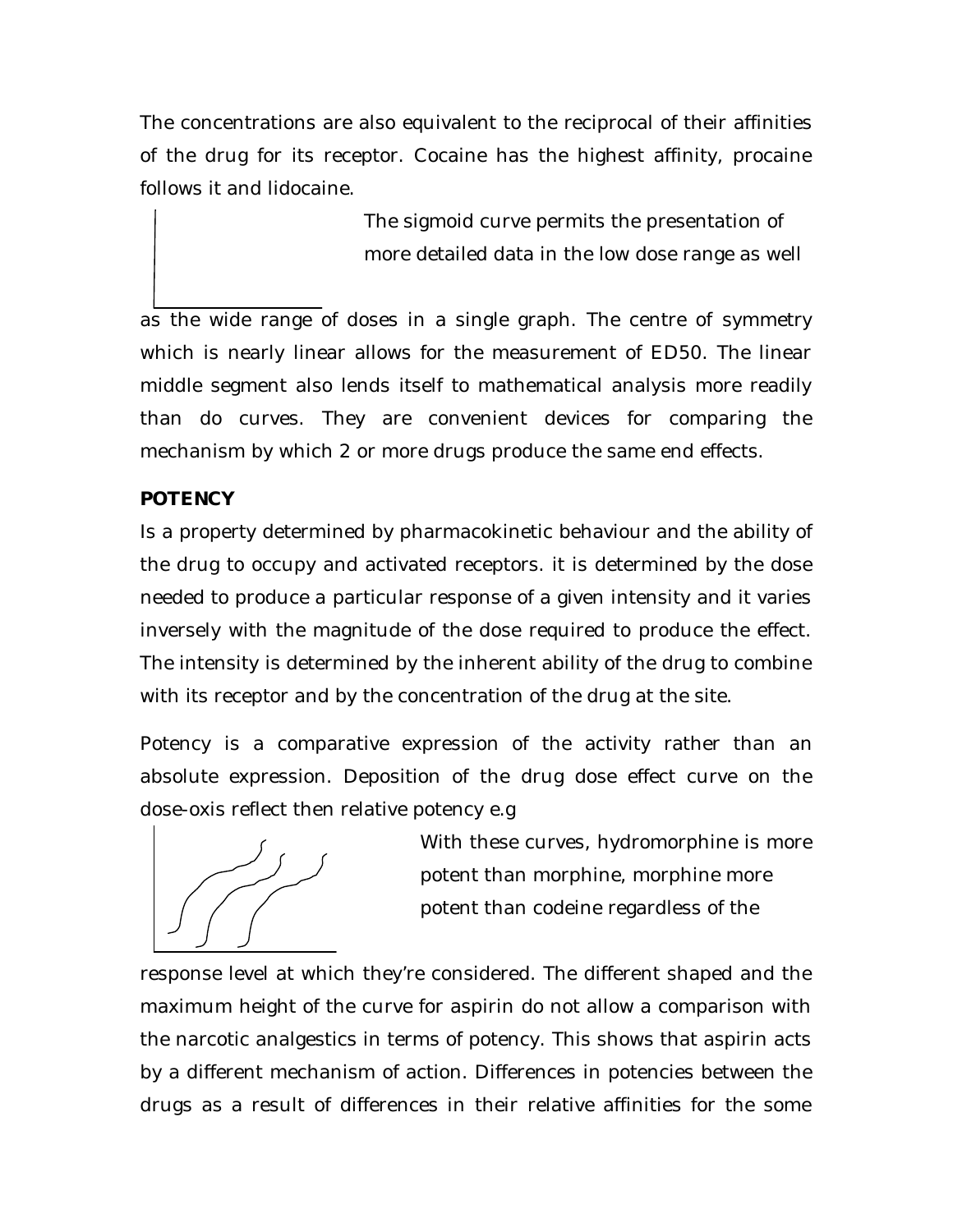The concentrations are also equivalent to the reciprocal of their affinities of the drug for its receptor. Cocaine has the highest affinity, procaine follows it and lidocaine.

The sigmoid curve permits the presentation of more detailed data in the low dose range as well as the wide range of doses in a single graph. The centre of symmetry which is nearly linear allows for the measurement of ED50. The linear middle segment also lends itself to mathematical analysis more readily than do curves. They are convenient devices for comparing the mechanism by which 2 or more drugs produce the same end effects.

**POTENCY**

Is a property determined by pharmacokinetic behaviour and the ability of the drug to occupy and activated receptors. it is determined by the dose needed to produce a particular response of a given intensity and it varies inversely with the magnitude of the dose required to produce the effect. The intensity is determined by the inherent ability of the drug to combine with its receptor and by the concentration of the drug at the site.

Potency is a comparative expression of the activity rather than an absolute expression. Deposition of the drug dose effect curve on the dose-oxis reflect then relative potency e.g

With these curves, hydromorphine is more potent than morphine, morphine more potent than codeine regardless of the response level at which they're considered. The different shaped and the maximum height of the curve for aspirin do not allow a comparison with the narcotic analgestics in terms of potency. This shows that aspirin acts by a different mechanism of action. Differences in potencies between the drugs as a result of differences in their relative affinities for the some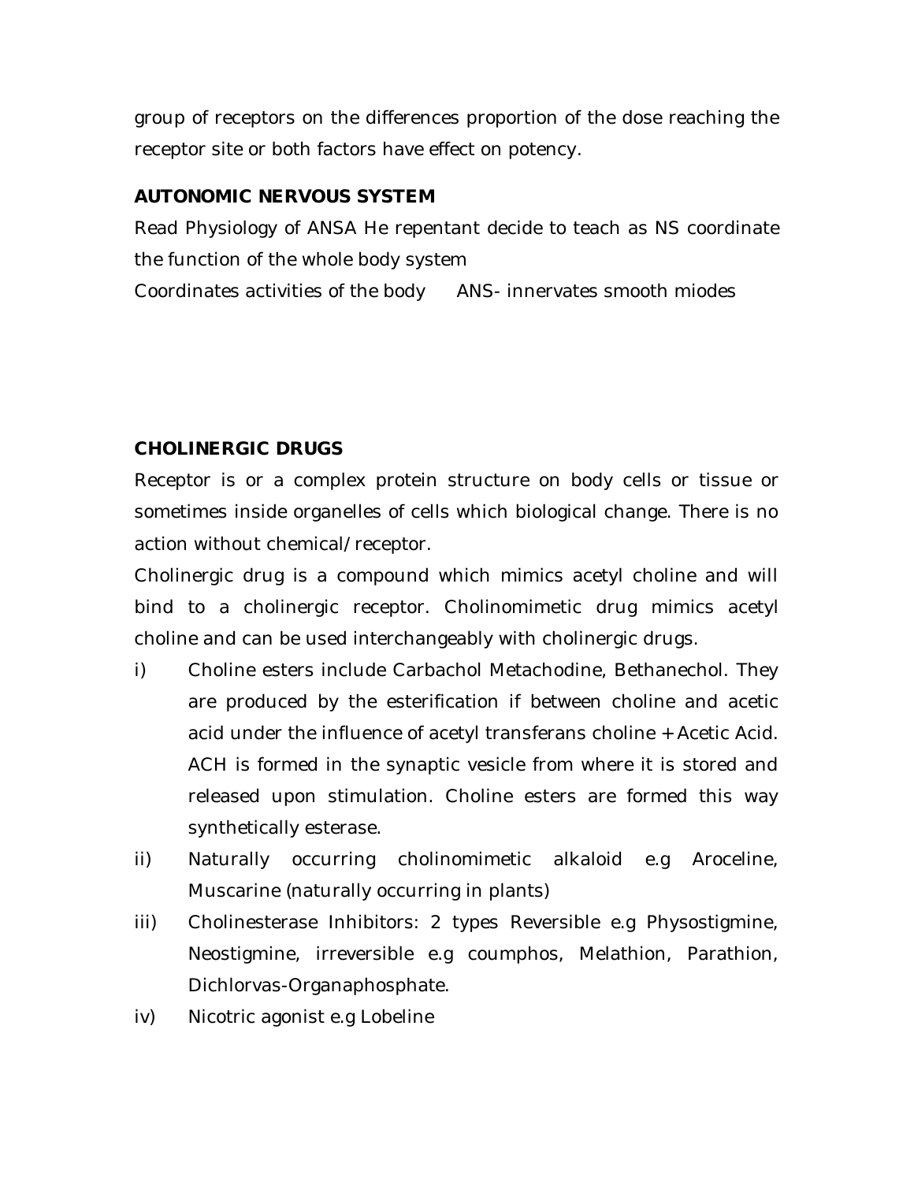group of receptors on the differences proportion of the dose reaching the receptor site or both factors have effect on potency.

**AUTONOMIC NERVOUS SYSTEM**

Read Physiology of ANSA He repentant decide to teach as NS coordinate the function of the whole body system

Coordinates activities of the body ANS- innervates smooth miodes

**CHOLINERGIC DRUGS**

Receptor is or a complex protein structure on body cells or tissue or sometimes inside organelles of cells which biological change. There is no action without chemical/receptor.

Cholinergic drug is a compound which mimics acetyl choline and will bind to a cholinergic receptor. Cholinomimetic drug mimics acetyl choline and can be used interchangeably with cholinergic drugs.

i) Choline esters include Carbachol Metachodine, Bethanechol. They are produced by the esterification if between choline and acetic acid under the influence of acetyl transferans choline + Acetic Acid. ACH is formed in the synaptic vesicle from where it is stored and released upon stimulation. Choline esters are formed this way synthetically esterase.

ii) Naturally occurring cholinomimetic alkaloid e.g Aroceline, Muscarine (naturally occurring in plants)

iii) Cholinesterase Inhibitors: 2 types Reversible e.g Physostigmine, Neostigmine, irreversible e.g coumphos, Melathion, Parathion, Dichlorvas-Organaphosphate.

iv) Nicotric agonist e.g Lobeline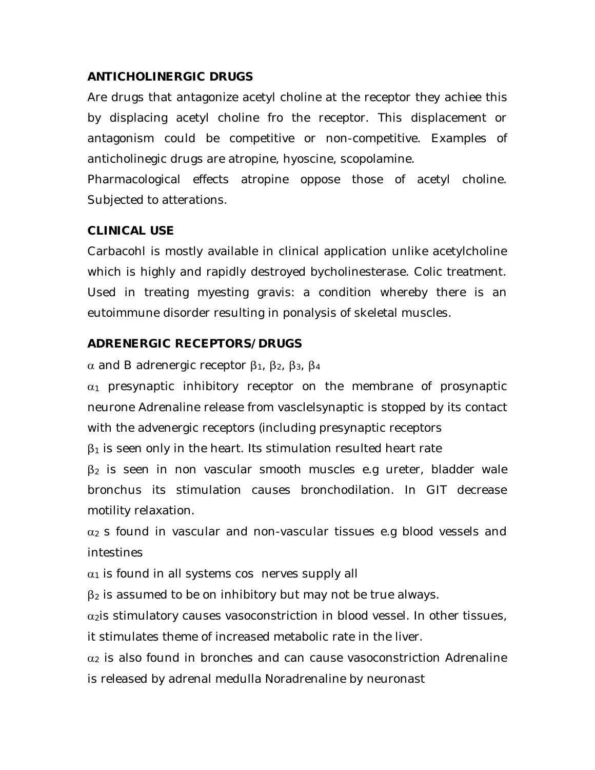**ANTICHOLINERGIC DRUGS**

Are drugs that antagonize acetyl choline at the receptor they achiee this by displacing acetyl choline fro the receptor. This displacement or antagonism could be competitive or non-competitive. Examples of anticholinegic drugs are atropine, hyoscine, scopolamine.

Pharmacological effects atropine oppose those of acetyl choline. Subjected to atterations.

**CLINICAL USE**

Carbacohl is mostly available in clinical application unlike acetylcholine which is highly and rapidly destroyed bycholinesterase. Colic treatment. Used in treating myesting gravis: a condition whereby there is an eutoimmune disorder resulting in ponalysis of skeletal muscles.

**ADRENERGIC RECEPTORS/DRUGS**

$\alpha$ and B adrenergic receptor $\beta_1$, $\beta_2$, $\beta_3$, $\beta_4$

$\alpha_1$ presynaptic inhibitory receptor on the membrane of prosynaptic neurone Adrenaline release from vasclelsynaptic is stopped by its contact with the advenergic receptors (including presynaptic receptors

$\beta_1$ is seen only in the heart. Its stimulation resulted heart rate

$\beta_2$ is seen in non vascular smooth muscles e.g ureter, bladder wale bronchus its stimulation causes bronchodilation. In GIT decrease motility relaxation.

$\alpha_2$ s found in vascular and non-vascular tissues e.g blood vessels and intestines

$\alpha_1$ is found in all systems cos nerves supply all

$\beta_2$ is assumed to be on inhibitory but may not be true always.

$\alpha_2$is stimulatory causes vasoconstriction in blood vessel. In other tissues, it stimulates theme of increased metabolic rate in the liver.

$\alpha_2$ is also found in bronches and can cause vasoconstriction Adrenaline is released by adrenal medulla Noradrenaline by neuronast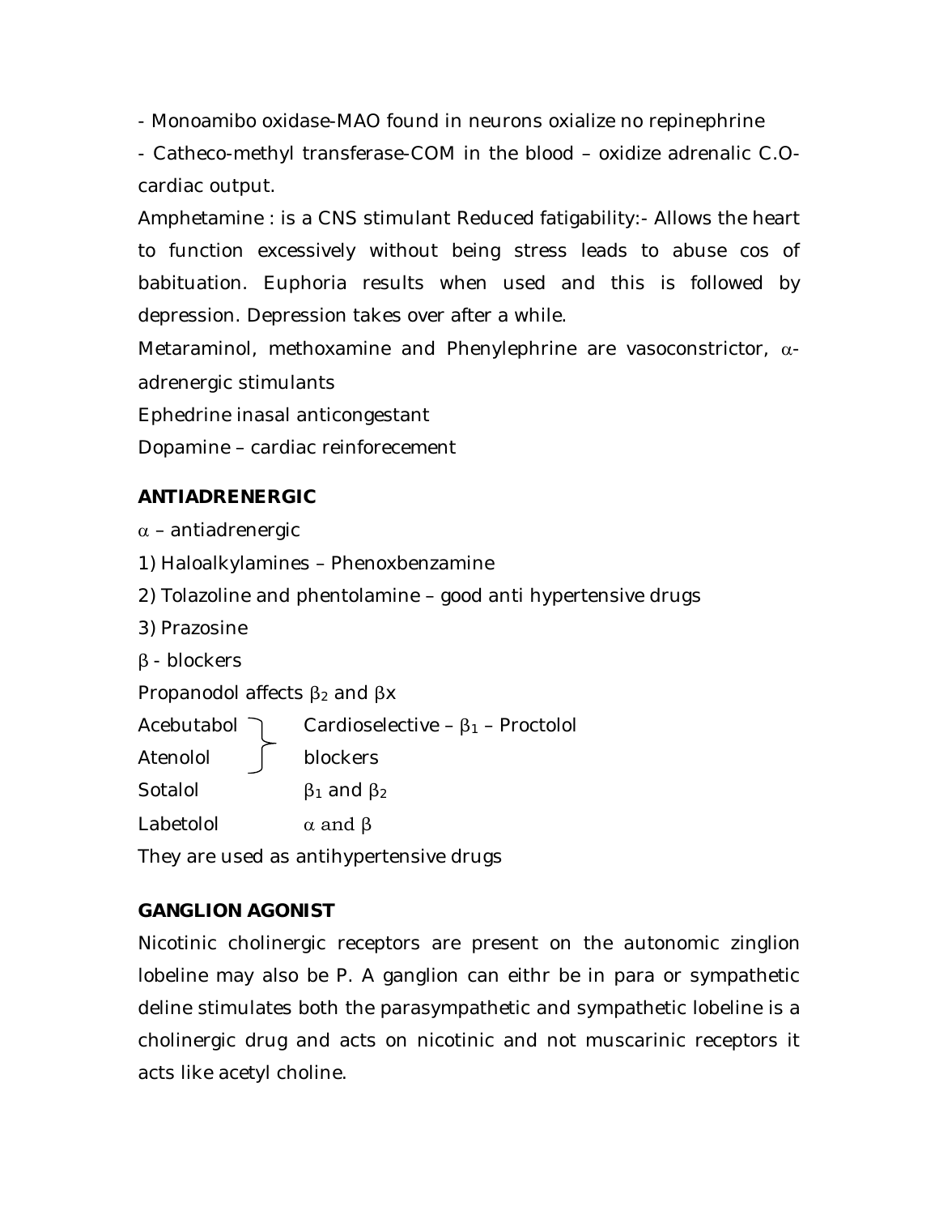- Monoamibo oxidase-MAO found in neurons oxialize no repinephrine

- Catheco-methyl transferase-COM in the blood – oxidize adrenalic C.O- cardiac output.

Amphetamine : is a CNS stimulant Reduced fatigability:- Allows the heart to function excessively without being stress leads to abuse cos of babituation. Euphoria results when used and this is followed by depression. Depression takes over after a while.

Metaraminol, methoxamine and Phenylephrine are vasoconstrictor, $\alpha$-adrenergic stimulants

Ephedrine inasal anticongestant

Dopamine – cardiac reinforecement

**ANTIADRENERGIC**

$\alpha$ – antiadrenergic

1) Haloalkylamines – Phenoxbenzamine
2) Tolazoline and phentolamine – good anti hypertensive drugs
3) Prazosine

$\beta$ - blockers

Propanodol affects $\beta_2$ and $\beta$x

| | |
|---|---|
| Acebutabol | Cardioselective – $\beta_1$ – Proctolol blockers |
| Atenolol | |
| Sotalol | $\beta_1$ and $\beta_2$ |
| Labetolol | $\alpha$ and $\beta$ |

They are used as antihypertensive drugs

**GANGLION AGONIST**

Nicotinic cholinergic receptors are present on the autonomic zinglion lobeline may also be P. A ganglion can eithr be in para or sympathetic deline stimulates both the parasympathetic and sympathetic lobeline is a cholinergic drug and acts on nicotinic and not muscarinic receptors it acts like acetyl choline.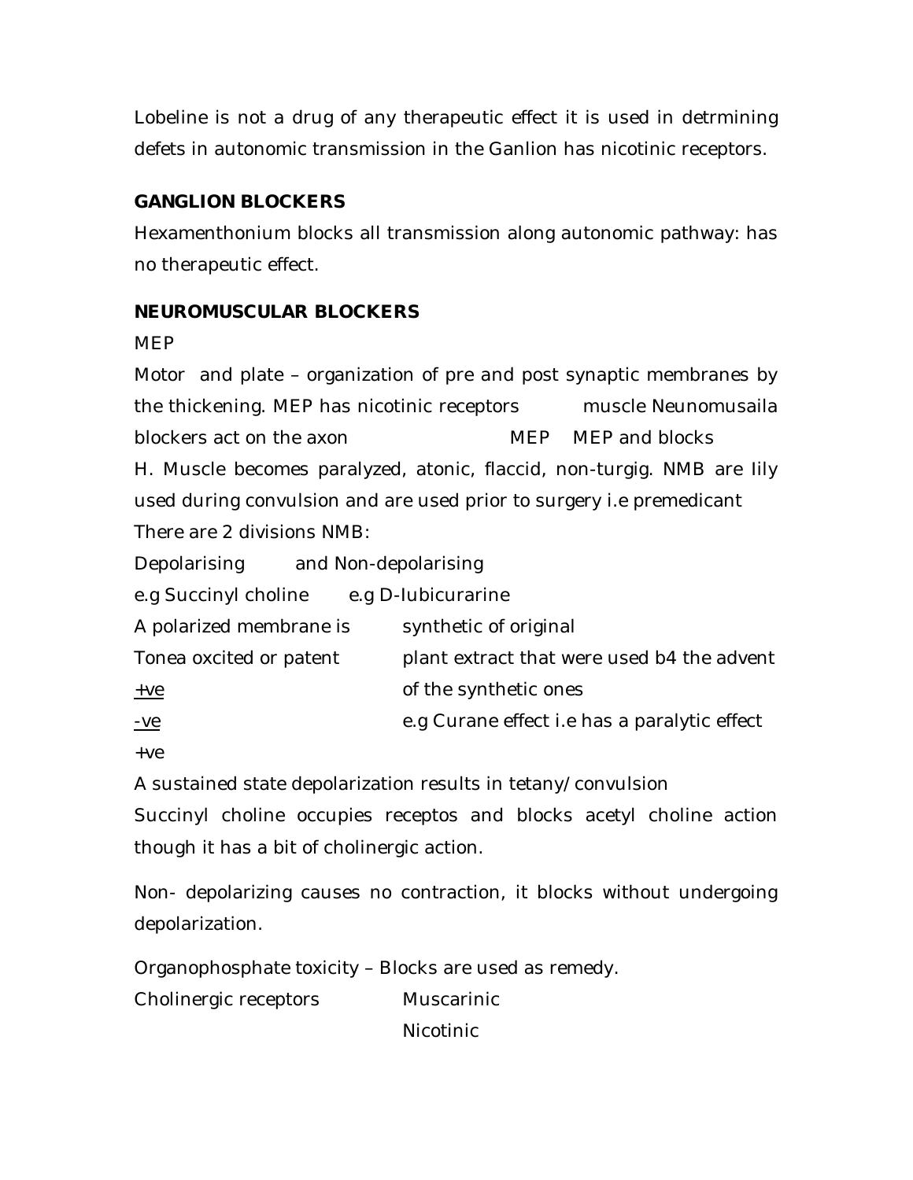Lobeline is not a drug of any therapeutic effect it is used in detrmining defets in autonomic transmission in the Ganlion has nicotinic receptors.

**GANGLION BLOCKERS**

Hexamenthonium blocks all transmission along autonomic pathway: has no therapeutic effect.

**NEUROMUSCULAR BLOCKERS**

MEP

Motor and plate – organization of pre and post synaptic membranes by the thickening. MEP has nicotinic receptors muscle Neunomusaila blockers act on the axon MEP MEP and blocks

H. Muscle becomes paralyzed, atonic, flaccid, non-turgig. NMB are Iily used during convulsion and are used prior to surgery i.e premedicant

There are 2 divisions NMB:

| Depolarising | and Non-depolarising |
|---|---|
| e.g Succinyl choline | e.g D-Iubicurarine |
| A polarized membrane is | synthetic of original |
| Tonea oxcited or patent | plant extract that were used b4 the advent |
| +ve | of the synthetic ones |
| -ve | e.g Curane effect i.e has a paralytic effect |
| +ve | |

A sustained state depolarization results in tetany/convulsion

Succinyl choline occupies receptos and blocks acetyl choline action though it has a bit of cholinergic action.

Non- depolarizing causes no contraction, it blocks without undergoing depolarization.

Organophosphate toxicity – Blocks are used as remedy.

Cholinergic receptors Muscarinic
Nicotinic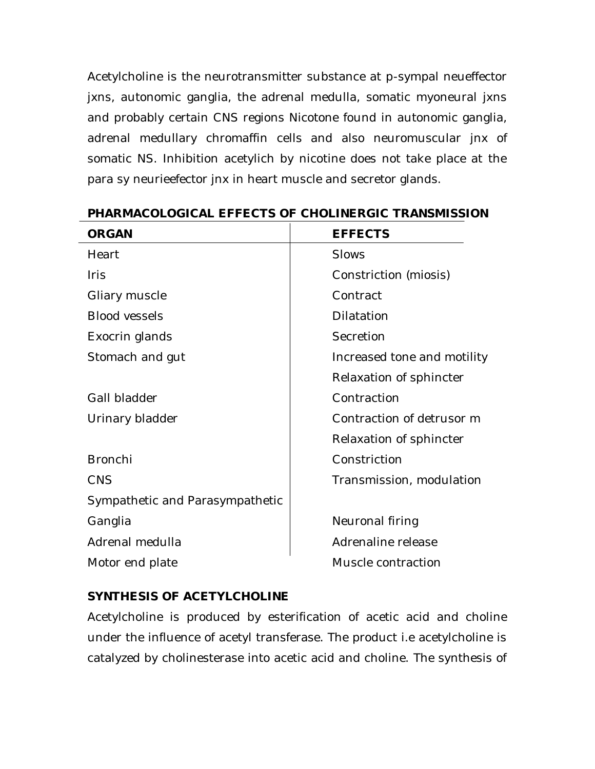Acetylcholine is the neurotransmitter substance at p-sympal neueffector jxns, autonomic ganglia, the adrenal medulla, somatic myoneural jxns and probably certain CNS regions Nicotone found in autonomic ganglia, adrenal medullary chromaffin cells and also neuromuscular jnx of somatic NS. Inhibition acetylich by nicotine does not take place at the para sy neurieefector jnx in heart muscle and secretor glands.

**PHARMACOLOGICAL EFFECTS OF CHOLINERGIC TRANSMISSION**

| ORGAN | EFFECTS |
|---|---|
| Heart | Slows |
| Iris | Constriction (miosis) |
| Gliary muscle | Contract |
| Blood vessels | Dilatation |
| Exocrin glands | Secretion |
| Stomach and gut | Increased tone and motility |
| | Relaxation of sphincter |
| Gall bladder | Contraction |
| Urinary bladder | Contraction of detrusor m |
| | Relaxation of sphincter |
| Bronchi | Constriction |
| CNS | Transmission, modulation |
| Sympathetic and Parasympathetic | |
| Ganglia | Neuronal firing |
| Adrenal medulla | Adrenaline release |
| Motor end plate | Muscle contraction |

## SYNTHESIS OF ACETYLCHOLINE

Acetylcholine is produced by esterification of acetic acid and choline under the influence of acetyl transferase. The product i.e acetylcholine is catalyzed by cholinesterase into acetic acid and choline. The synthesis of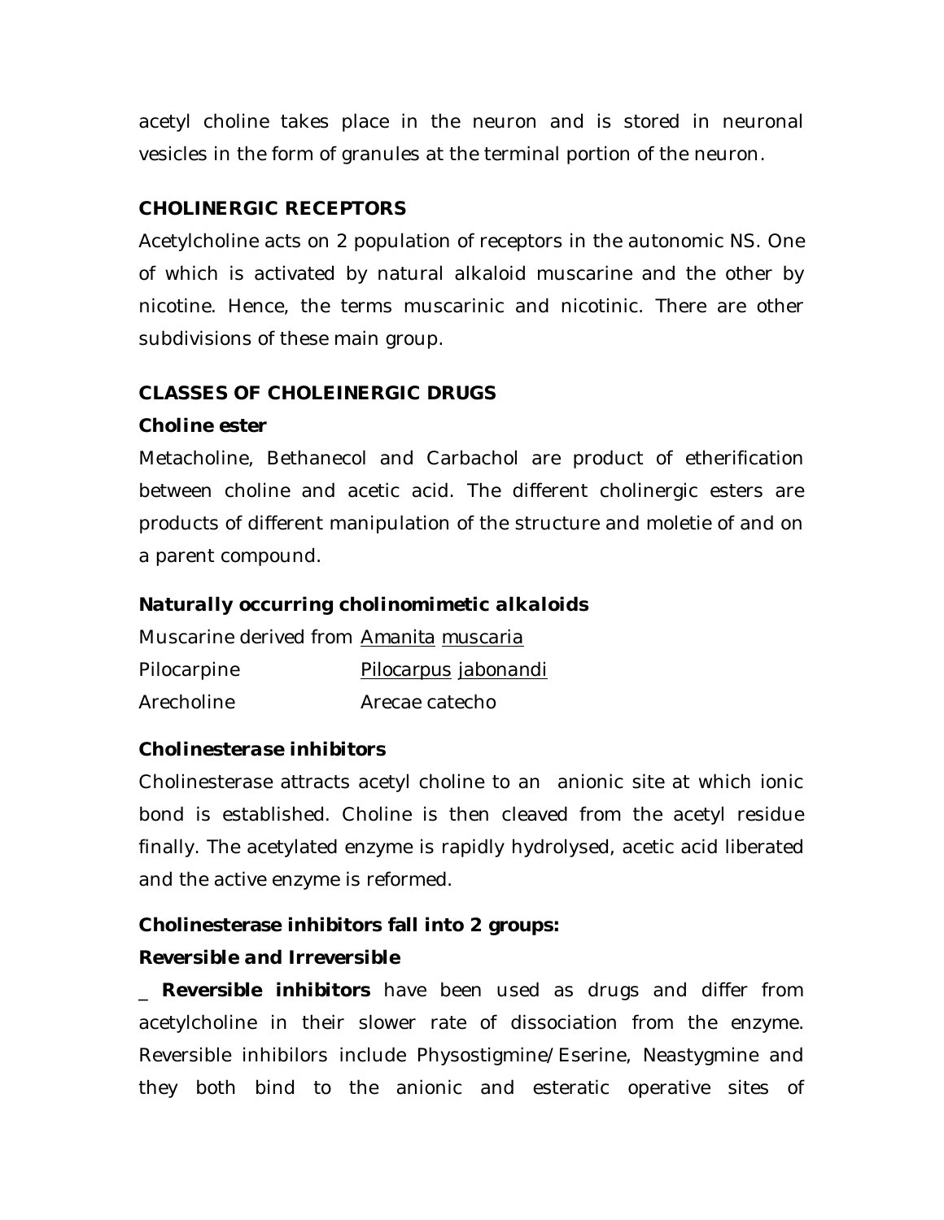acetyl choline takes place in the neuron and is stored in neuronal vesicles in the form of granules at the terminal portion of the neuron.

**CHOLINERGIC RECEPTORS**

Acetylcholine acts on 2 population of receptors in the autonomic NS. One of which is activated by natural alkaloid muscarine and the other by nicotine. Hence, the terms muscarinic and nicotinic. There are other subdivisions of these main group.

**CLASSES OF CHOLEINERGIC DRUGS**

**Choline ester**

Metacholine, Bethanecol and Carbachol are product of etherification between choline and acetic acid. The different cholinergic esters are products of different manipulation of the structure and moletie of and on a parent compound.

***Naturally occurring cholinomimetic alkaloids***

| | |
|---|---|
| Muscarine derived from | Amanita muscaria |
| Pilocarpine | Pilocarpus jabonandi |
| Arecholine | Arecae catecho |

***Cholinesterase inhibitors***

Cholinesterase attracts acetyl choline to an anionic site at which ionic bond is established. Choline is then cleaved from the acetyl residue finally. The acetylated enzyme is rapidly hydrolysed, acetic acid liberated and the active enzyme is reformed.

**Cholinesterase inhibitors fall into 2 groups:**

***Reversible and Irreversible***

_ **Reversible inhibitors** have been used as drugs and differ from acetylcholine in their slower rate of dissociation from the enzyme. Reversible inhibilors include Physostigmine/Eserine, Neastygmine and they both bind to the anionic and esteratic operative sites of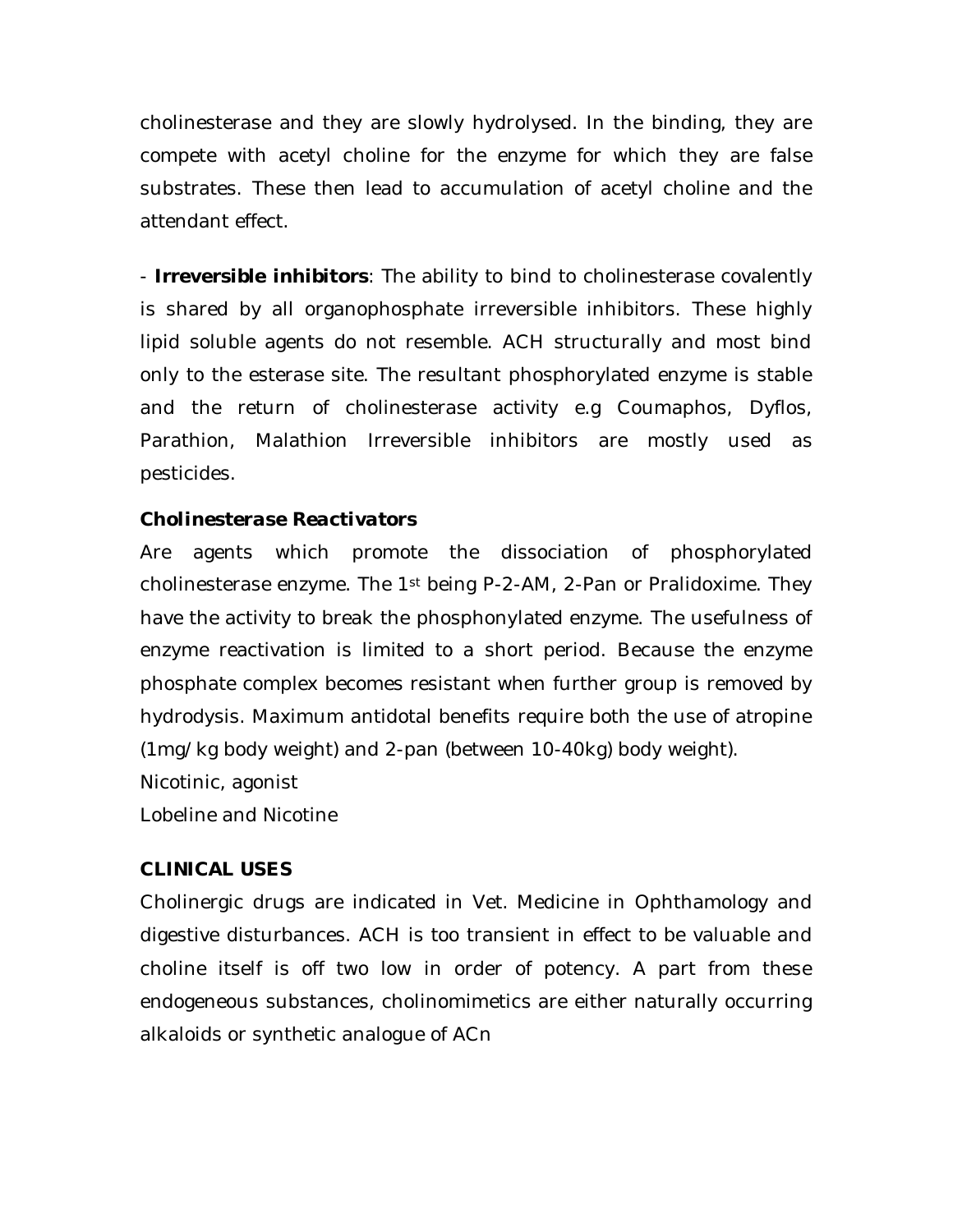cholinesterase and they are slowly hydrolysed. In the binding, they are compete with acetyl choline for the enzyme for which they are false substrates. These then lead to accumulation of acetyl choline and the attendant effect.

- **Irreversible inhibitors**: The ability to bind to cholinesterase covalently is shared by all organophosphate irreversible inhibitors. These highly lipid soluble agents do not resemble. ACH structurally and most bind only to the esterase site. The resultant phosphorylated enzyme is stable and the return of cholinesterase activity e.g Coumaphos, Dyflos, Parathion, Malathion Irreversible inhibitors are mostly used as pesticides.

**Cholinesterase Reactivators**

Are agents which promote the dissociation of phosphorylated cholinesterase enzyme. The 1st being P-2-AM, 2-Pan or Pralidoxime. They have the activity to break the phosphonylated enzyme. The usefulness of enzyme reactivation is limited to a short period. Because the enzyme phosphate complex becomes resistant when further group is removed by hydrodysis. Maximum antidotal benefits require both the use of atropine (1mg/kg body weight) and 2-pan (between 10-40kg) body weight).

Nicotinic, agonist

Lobeline and Nicotine

**CLINICAL USES**

Cholinergic drugs are indicated in Vet. Medicine in Ophthamology and digestive disturbances. ACH is too transient in effect to be valuable and choline itself is off two low in order of potency. A part from these endogeneous substances, cholinomimetics are either naturally occurring alkaloids or synthetic analogue of ACn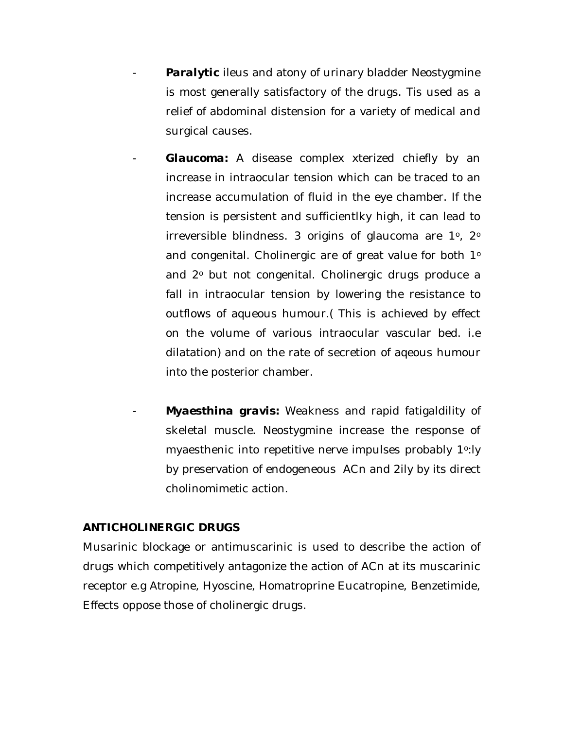- **Paralytic** ileus and atony of urinary bladder Neostygmine is most generally satisfactory of the drugs. Tis used as a relief of abdominal distension for a variety of medical and surgical causes.

- **Glaucoma:** A disease complex xterized chiefly by an increase in intraocular tension which can be traced to an increase accumulation of fluid in the eye chamber. If the tension is persistent and sufficientlky high, it can lead to irreversible blindness. 3 origins of glaucoma are 1$^o$, 2$^o$ and congenital. Cholinergic are of great value for both 1$^o$ and 2$^o$ but not congenital. Cholinergic drugs produce a fall in intraocular tension by lowering the resistance to outflows of aqueous humour.( This is achieved by effect on the volume of various intraocular vascular bed. i.e dilatation) and on the rate of secretion of aqeous humour into the posterior chamber.

- ***Myaesthina gravis:*** Weakness and rapid fatigaldility of skeletal muscle. Neostygmine increase the response of myaesthenic into repetitive nerve impulses probably 1$^o$:ly by preservation of endogeneous ACn and 2ily by its direct cholinomimetic action.

**ANTICHOLINERGIC DRUGS**

Musarinic blockage or antimuscarinic is used to describe the action of drugs which competitively antagonize the action of ACn at its muscarinic receptor e.g Atropine, Hyoscine, Homatroprine Eucatropine, Benzetimide, Effects oppose those of cholinergic drugs.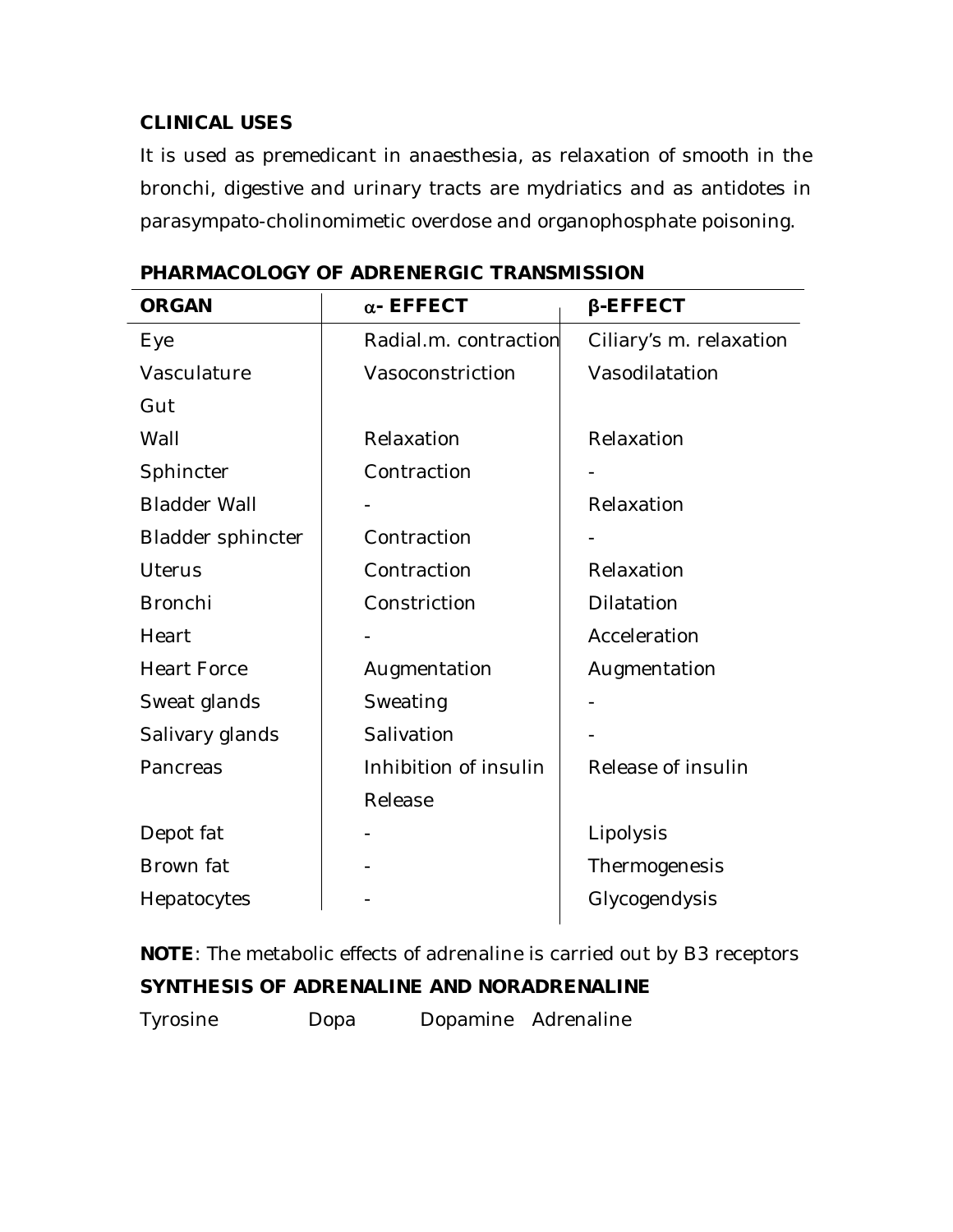**CLINICAL USES**

It is used as premedicant in anaesthesia, as relaxation of smooth in the bronchi, digestive and urinary tracts are mydriatics and as antidotes in parasympato-cholinomimetic overdose and organophosphate poisoning.

**PHARMACOLOGY OF ADRENERGIC TRANSMISSION**

| ORGAN | α- EFFECT | β-EFFECT |
|---|---|---|
| Eye | Radial.m. contraction | Ciliary's m. relaxation |
| Vasculature | Vasoconstriction | Vasodilatation |
| Gut | | |
| Wall | Relaxation | Relaxation |
| Sphincter | Contraction | - |
| Bladder Wall | - | Relaxation |
| Bladder sphincter | Contraction | - |
| Uterus | Contraction | Relaxation |
| Bronchi | Constriction | Dilatation |
| Heart | - | Acceleration |
| Heart Force | Augmentation | Augmentation |
| Sweat glands | Sweating | - |
| Salivary glands | Salivation | - |
| Pancreas | Inhibition of insulin Release | Release of insulin |
| Depot fat | - | Lipolysis |
| Brown fat | - | Thermogenesis |
| Hepatocytes | - | Glycogendysis |

**NOTE**: The metabolic effects of adrenaline is carried out by B3 receptors

**SYNTHESIS OF ADRENALINE AND NORADRENALINE**

Tyrosine Dopa Dopamine Adrenaline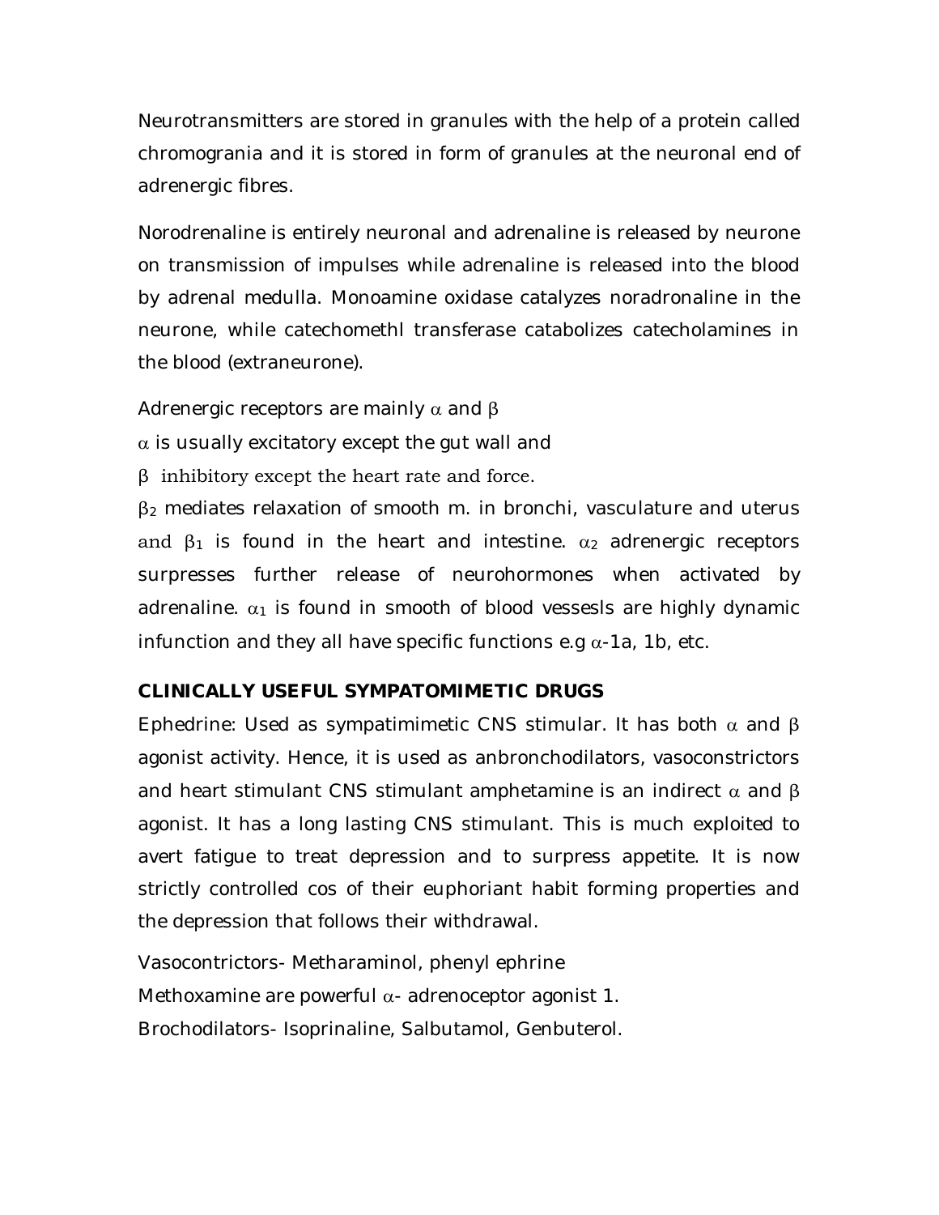Neurotransmitters are stored in granules with the help of a protein called chromograni a and it is stored in form of granules at the neuronal end of adrenergic fibres.

Norodrenaline is entirely neuronal and adrenaline is released by neurone on transmission of impulses while adrenaline is released into the blood by adrenal medulla. Monoamine oxidase catalyzes noradronaline in the neurone, while catechomethl transferase catabolizes catecholamines in the blood (extraneurone).

Adrenergic receptors are mainly $\alpha$ and $\beta$

$\alpha$ is usually excitatory except the gut wall and

$\beta$ inhibitory except the heart rate and force.

$\beta_2$ mediates relaxation of smooth m. in bronchi, vasculature and uterus and $\beta_1$ is found in the heart and intestine. $\alpha_2$ adrenergic receptors surpresses further release of neurohormones when activated by adrenaline. $\alpha_1$ is found in smooth of blood vessesls are highly dynamic infunction and they all have specific functions e.g $\alpha$-1a, 1b, etc.

**CLINICALLY USEFUL SYMPATOMIMETIC DRUGS**

Ephedrine: Used as sympatimimetic CNS stimular. It has both $\alpha$ and $\beta$ agonist activity. Hence, it is used as anbronchodilators, vasoconstrictors and heart stimulant CNS stimulant amphetamine is an indirect $\alpha$ and $\beta$ agonist. It has a long lasting CNS stimulant. This is much exploited to avert fatigue to treat depression and to surpress appetite. It is now strictly controlled cos of their euphoriant habit forming properties and the depression that follows their withdrawal.

Vasocontrictors- Metharaminol, phenyl ephrine

Methoxamine are powerful $\alpha$- adrenoceptor agonist 1.

Brochodilators- Isoprinaline, Salbutamol, Genbuterol.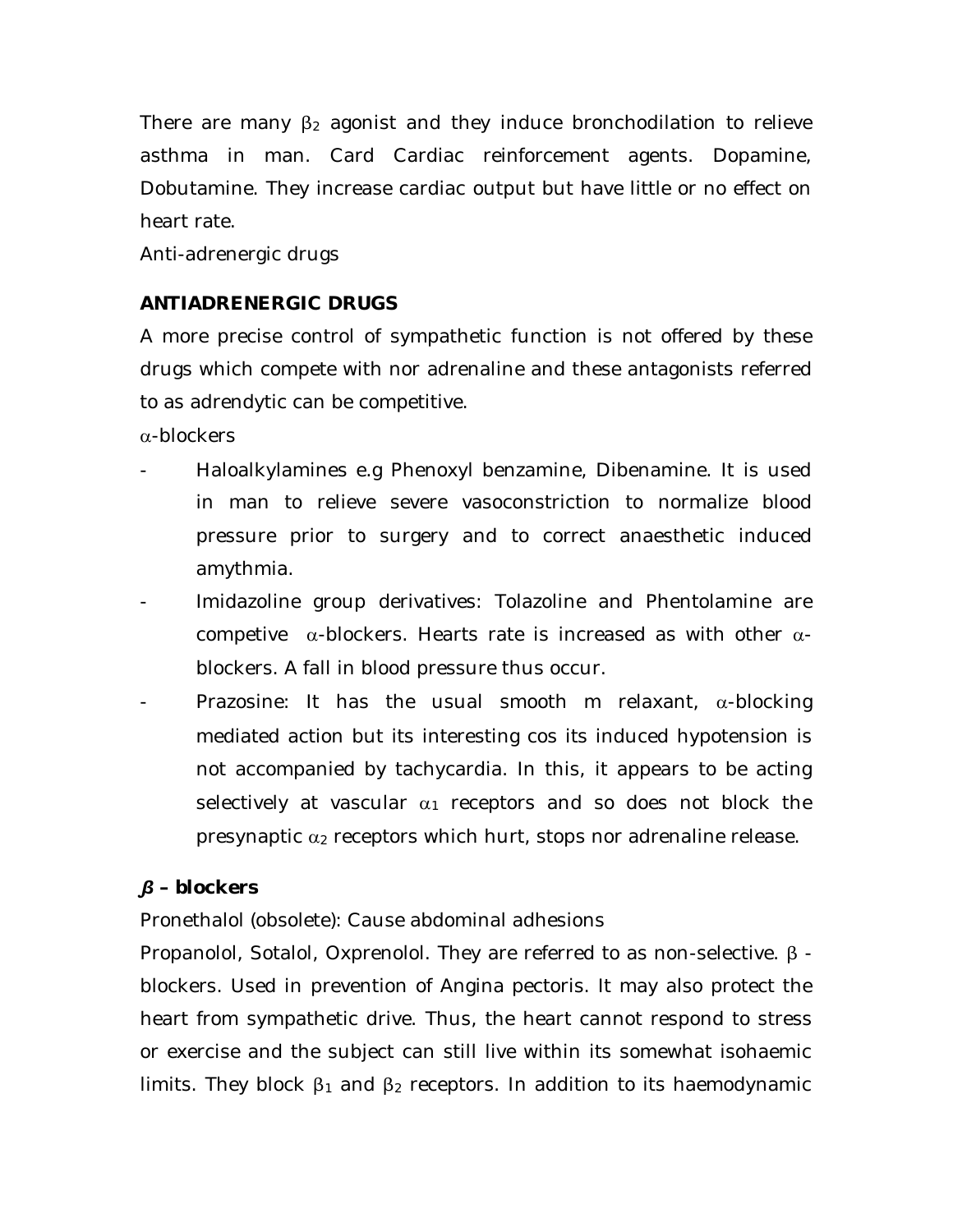There are many $\beta_2$ agonist and they induce bronchodilation to relieve asthma in man. Card Cardiac reinforcement agents. Dopamine, Dobutamine. They increase cardiac output but have little or no effect on heart rate.

Anti-adrenergic drugs

**ANTIADRENERGIC DRUGS**

A more precise control of sympathetic function is not offered by these drugs which compete with nor adrenaline and these antagonists referred to as adrendytic can be competitive.

$\alpha$-blockers

- Haloalkylamines e.g Phenoxyl benzamine, Dibenamine. It is used in man to relieve severe vasoconstriction to normalize blood pressure prior to surgery and to correct anaesthetic induced amythmia.
- Imidazoline group derivatives: Tolazoline and Phentolamine are competive $\alpha$-blockers. Hearts rate is increased as with other $\alpha$-blockers. A fall in blood pressure thus occur.
- Prazosine: It has the usual smooth m relaxant, $\alpha$-blocking mediated action but its interesting cos its induced hypotension is not accompanied by tachycardia. In this, it appears to be acting selectively at vascular $\alpha_1$ receptors and so does not block the presynaptic $\alpha_2$ receptors which hurt, stops nor adrenaline release.

***β* – blockers**

Pronethalol (obsolete): Cause abdominal adhesions

Propanolol, Sotalol, Oxprenolol. They are referred to as non-selective. $\beta$ -blockers. Used in prevention of Angina pectoris. It may also protect the heart from sympathetic drive. Thus, the heart cannot respond to stress or exercise and the subject can still live within its somewhat isohaemic limits. They block $\beta_1$ and $\beta_2$ receptors. In addition to its haemodynamic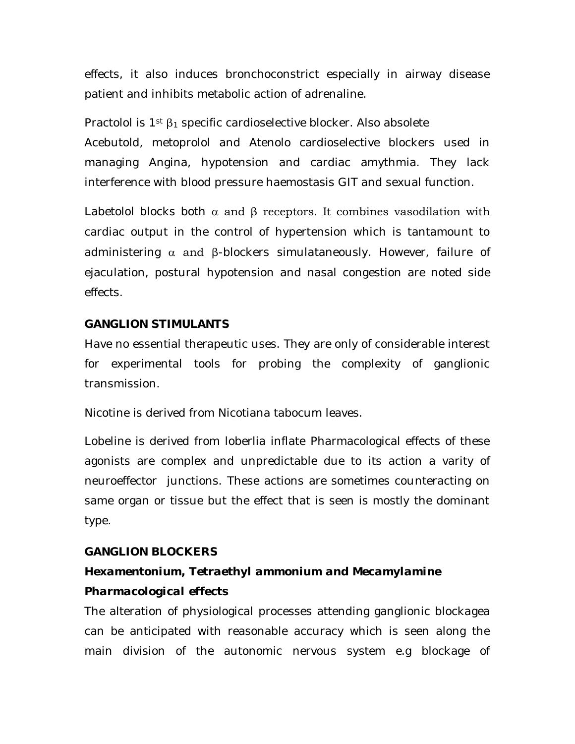effects, it also induces bronchoconstrict especially in airway disease patient and inhibits metabolic action of adrenaline.

Practolol is 1st $\beta_1$ specific cardioselective blocker. Also absolete

Acebutold, metoprolol and Atenolo cardioselective blockers used in managing Angina, hypotension and cardiac amythmia. They lack interference with blood pressure haemostasis GIT and sexual function.

Labetolol blocks both $\alpha$ and $\beta$ receptors. It combines vasodilation with cardiac output in the control of hypertension which is tantamount to administering $\alpha$ and $\beta$-blockers simulataneously. However, failure of ejaculation, postural hypotension and nasal congestion are noted side effects.

**GANGLION STIMULANTS**

Have no essential therapeutic uses. They are only of considerable interest for experimental tools for probing the complexity of ganglionic transmission.

Nicotine is derived from Nicotiana tabocum leaves.

Lobeline is derived from loberlia inflate Pharmacological effects of these agonists are complex and unpredictable due to its action a varity of neuroeffector junctions. These actions are sometimes counteracting on same organ or tissue but the effect that is seen is mostly the dominant type.

**GANGLION BLOCKERS**

***Hexamentonium, Tetraethyl ammonium and Mecamylamine***

***Pharmacological effects***

The alteration of physiological processes attending ganglionic blockagea can be anticipated with reasonable accuracy which is seen along the main division of the autonomic nervous system e.g blockage of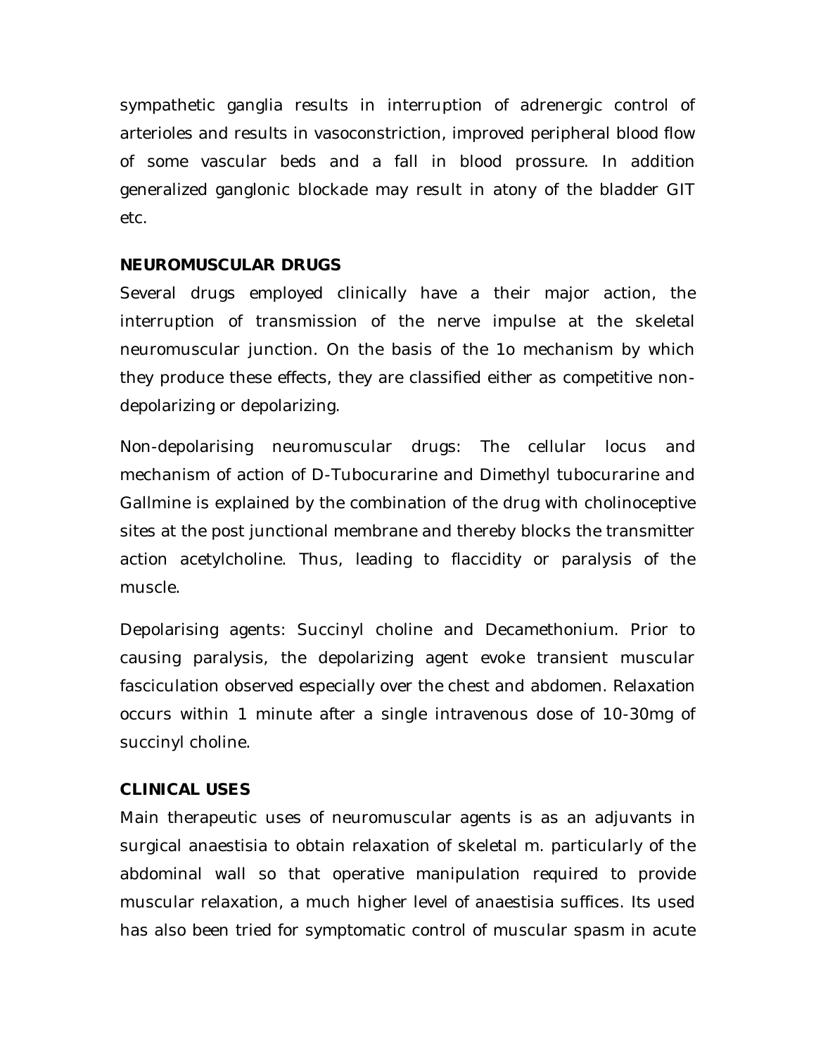sympathetic ganglia results in interruption of adrenergic control of arterioles and results in vasoconstriction, improved peripheral blood flow of some vascular beds and a fall in blood prossure. In addition generalized ganglonic blockade may result in atony of the bladder GIT etc.

**NEUROMUSCULAR DRUGS**

Several drugs employed clinically have a their major action, the interruption of transmission of the nerve impulse at the skeletal neuromuscular junction. On the basis of the 1o mechanism by which they produce these effects, they are classified either as competitive non-depolarizing or depolarizing.

Non-depolarising neuromuscular drugs: The cellular locus and mechanism of action of D-Tubocurarine and Dimethyl tubocurarine and Gallmine is explained by the combination of the drug with cholinoceptive sites at the post junctional membrane and thereby blocks the transmitter action acetylcholine. Thus, leading to flaccidity or paralysis of the muscle.

Depolarising agents: Succinyl choline and Decamethonium. Prior to causing paralysis, the depolarizing agent evoke transient muscular fasciculation observed especially over the chest and abdomen. Relaxation occurs within 1 minute after a single intravenous dose of 10-30mg of succinyl choline.

**CLINICAL USES**

Main therapeutic uses of neuromuscular agents is as an adjuvants in surgical anaestisia to obtain relaxation of skeletal m. particularly of the abdominal wall so that operative manipulation required to provide muscular relaxation, a much higher level of anaestisia suffices. Its used has also been tried for symptomatic control of muscular spasm in acute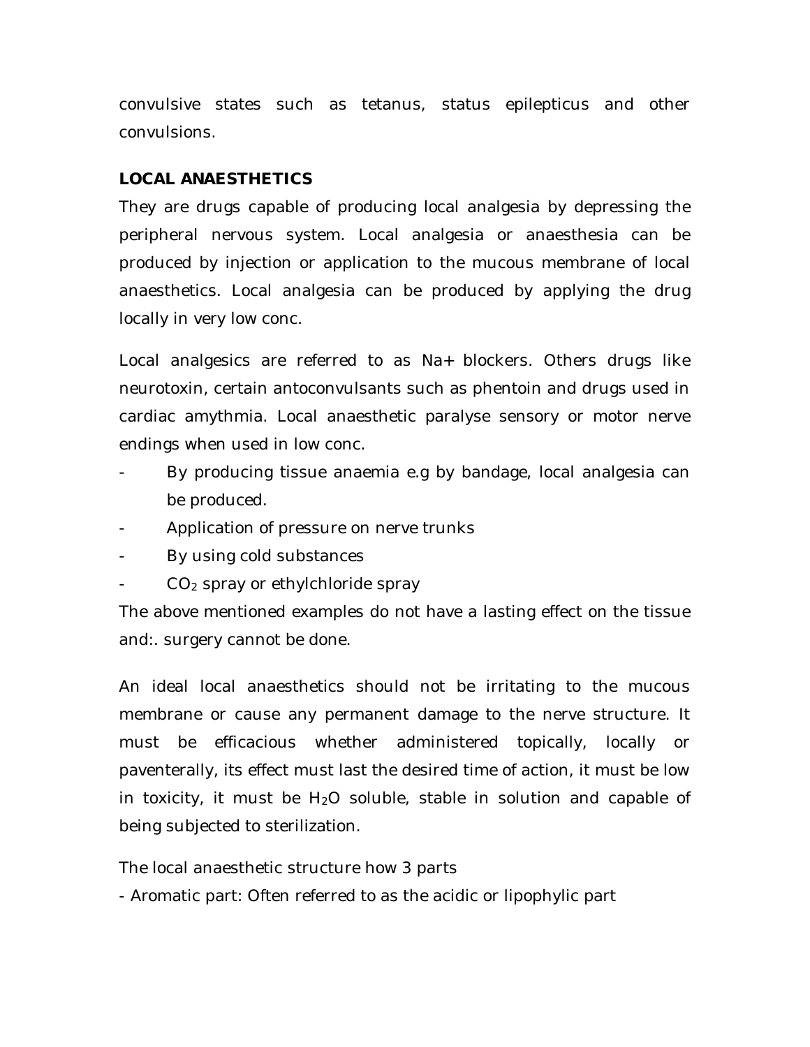convulsive states such as tetanus, status epilepticus and other convulsions.

**LOCAL ANAESTHETICS**

They are drugs capable of producing local analgesia by depressing the peripheral nervous system. Local analgesia or anaesthesia can be produced by injection or application to the mucous membrane of local anaesthetics. Local analgesia can be produced by applying the drug locally in very low conc.

Local analgesics are referred to as Na+ blockers. Others drugs like neurotoxin, certain antoconvulsants such as phentoin and drugs used in cardiac amythmia. Local anaesthetic paralyse sensory or motor nerve endings when used in low conc.

- By producing tissue anaemia e.g by bandage, local analgesia can be produced.
- Application of pressure on nerve trunks
- By using cold substances
- $CO_2$ spray or ethylchloride spray

The above mentioned examples do not have a lasting effect on the tissue and:. surgery cannot be done.

An ideal local anaesthetics should not be irritating to the mucous membrane or cause any permanent damage to the nerve structure. It must be efficacious whether administered topically, locally or paventerally, its effect must last the desired time of action, it must be low in toxicity, it must be $H_2O$ soluble, stable in solution and capable of being subjected to sterilization.

The local anaesthetic structure how 3 parts

- Aromatic part: Often referred to as the acidic or lipophylic part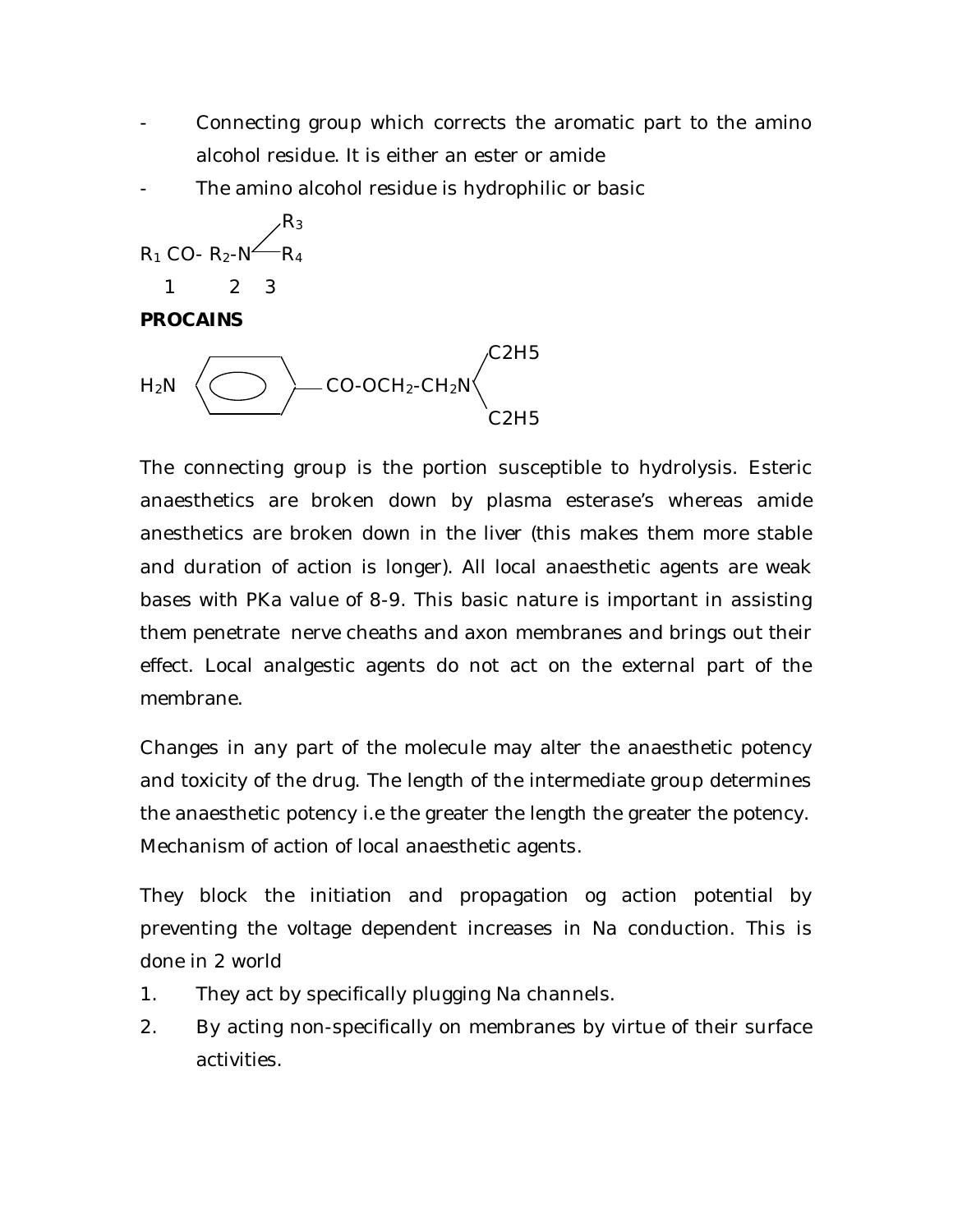- Connecting group which corrects the aromatic part to the amino alcohol residue. It is either an ester or amide
- The amino alcohol residue is hydrophilic or basic

$$R_1\,CO\text{-}\,R_2\text{-}N\begin{matrix} R_3 \\ R_4 \end{matrix}$$

1 2 3

**PROCAINS**

$$H_2N\text{-}C_6H_4\text{-}CO\text{-}OCH_2\text{-}CH_2N\begin{matrix} C2H5 \\ C2H5 \end{matrix}$$

The connecting group is the portion susceptible to hydrolysis. Esteric anaesthetics are broken down by plasma esterase's whereas amide anesthetics are broken down in the liver (this makes them more stable and duration of action is longer). All local anaesthetic agents are weak bases with PKa value of 8-9. This basic nature is important in assisting them penetrate nerve cheaths and axon membranes and brings out their effect. Local analgestic agents do not act on the external part of the membrane.

Changes in any part of the molecule may alter the anaesthetic potency and toxicity of the drug. The length of the intermediate group determines the anaesthetic potency i.e the greater the length the greater the potency. Mechanism of action of local anaesthetic agents.

They block the initiation and propagation og action potential by preventing the voltage dependent increases in Na conduction. This is done in 2 world

1. They act by specifically plugging Na channels.
2. By acting non-specifically on membranes by virtue of their surface activities.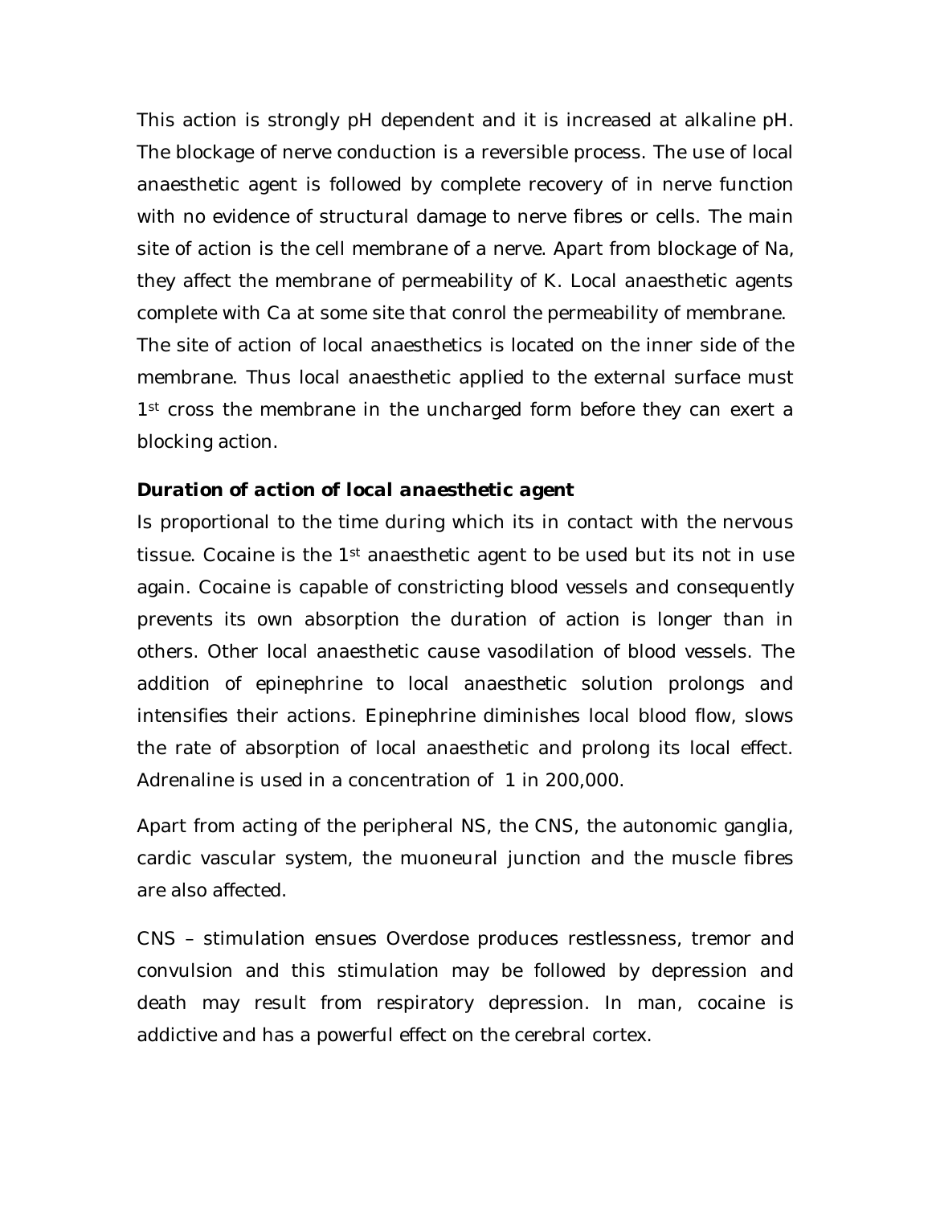This action is strongly pH dependent and it is increased at alkaline pH. The blockage of nerve conduction is a reversible process. The use of local anaesthetic agent is followed by complete recovery of in nerve function with no evidence of structural damage to nerve fibres or cells. The main site of action is the cell membrane of a nerve. Apart from blockage of Na, they affect the membrane of permeability of K. Local anaesthetic agents complete with Ca at some site that conrol the permeability of membrane. The site of action of local anaesthetics is located on the inner side of the membrane. Thus local anaesthetic applied to the external surface must 1st cross the membrane in the uncharged form before they can exert a blocking action.

**Duration of action of local anaesthetic agent**

Is proportional to the time during which its in contact with the nervous tissue. Cocaine is the 1st anaesthetic agent to be used but its not in use again. Cocaine is capable of constricting blood vessels and consequently prevents its own absorption the duration of action is longer than in others. Other local anaesthetic cause vasodilation of blood vessels. The addition of epinephrine to local anaesthetic solution prolongs and intensifies their actions. Epinephrine diminishes local blood flow, slows the rate of absorption of local anaesthetic and prolong its local effect. Adrenaline is used in a concentration of 1 in 200,000.

Apart from acting of the peripheral NS, the CNS, the autonomic ganglia, cardic vascular system, the muoneural junction and the muscle fibres are also affected.

CNS – stimulation ensues Overdose produces restlessness, tremor and convulsion and this stimulation may be followed by depression and death may result from respiratory depression. In man, cocaine is addictive and has a powerful effect on the cerebral cortex.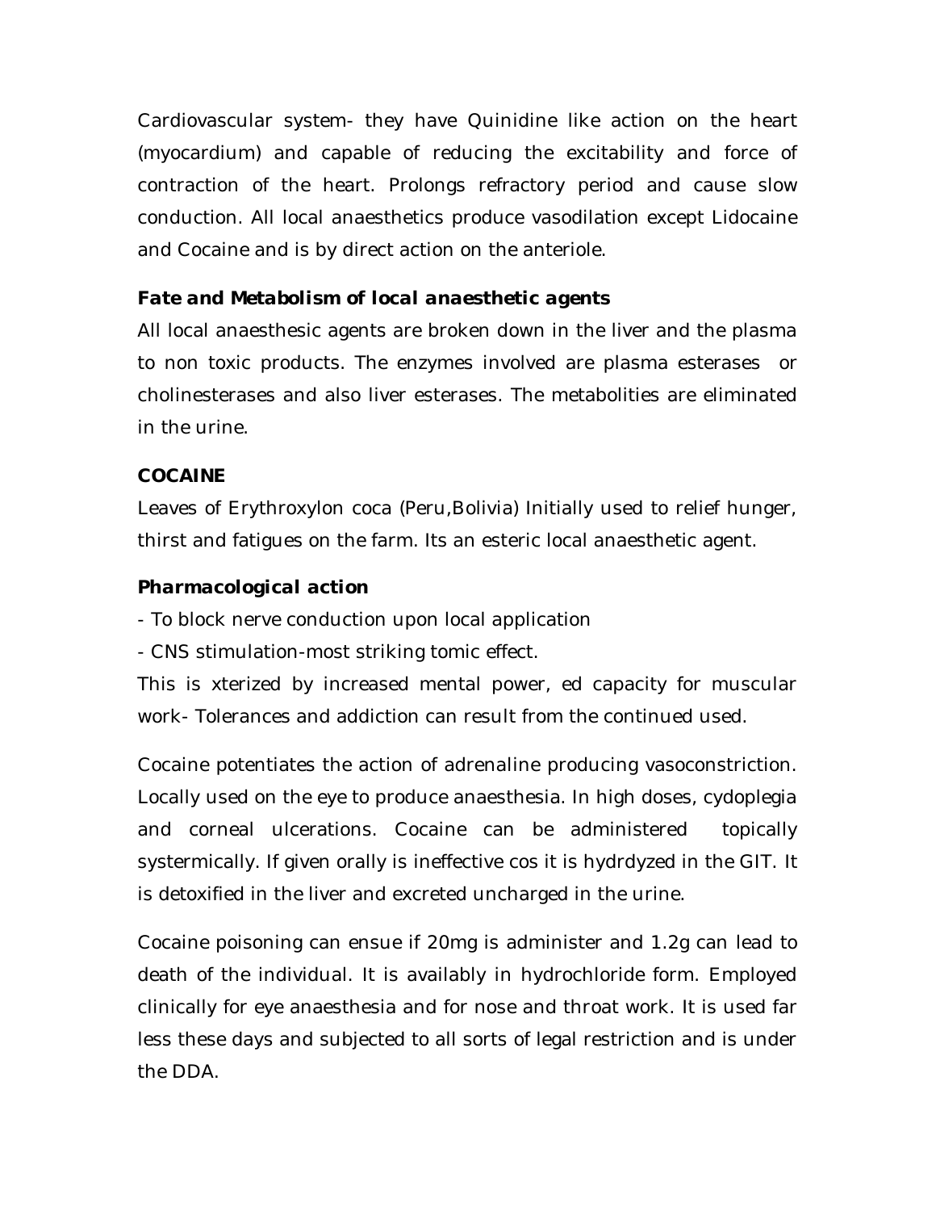Cardiovascular system- they have Quinidine like action on the heart (myocardium) and capable of reducing the excitability and force of contraction of the heart. Prolongs refractory period and cause slow conduction. All local anaesthetics produce vasodilation except Lidocaine and Cocaine and is by direct action on the anteriole.

### Fate and Metabolism of local anaesthetic agents

All local anaesthesic agents are broken down in the liver and the plasma to non toxic products. The enzymes involved are plasma esterases or cholinesterases and also liver esterases. The metabolities are eliminated in the urine.

### COCAINE

Leaves of Erythroxylon coca (Peru,Bolivia) Initially used to relief hunger, thirst and fatigues on the farm. Its an esteric local anaesthetic agent.

### Pharmacological action

- To block nerve conduction upon local application
- CNS stimulation-most striking tomic effect.

This is xterized by increased mental power, ed capacity for muscular work- Tolerances and addiction can result from the continued used.

Cocaine potentiates the action of adrenaline producing vasoconstriction. Locally used on the eye to produce anaesthesia. In high doses, cydoplegia and corneal ulcerations. Cocaine can be administered topically systermically. If given orally is ineffective cos it is hydrdyzed in the GIT. It is detoxified in the liver and excreted uncharged in the urine.

Cocaine poisoning can ensue if 20mg is administer and 1.2g can lead to death of the individual. It is availably in hydrochloride form. Employed clinically for eye anaesthesia and for nose and throat work. It is used far less these days and subjected to all sorts of legal restriction and is under the DDA.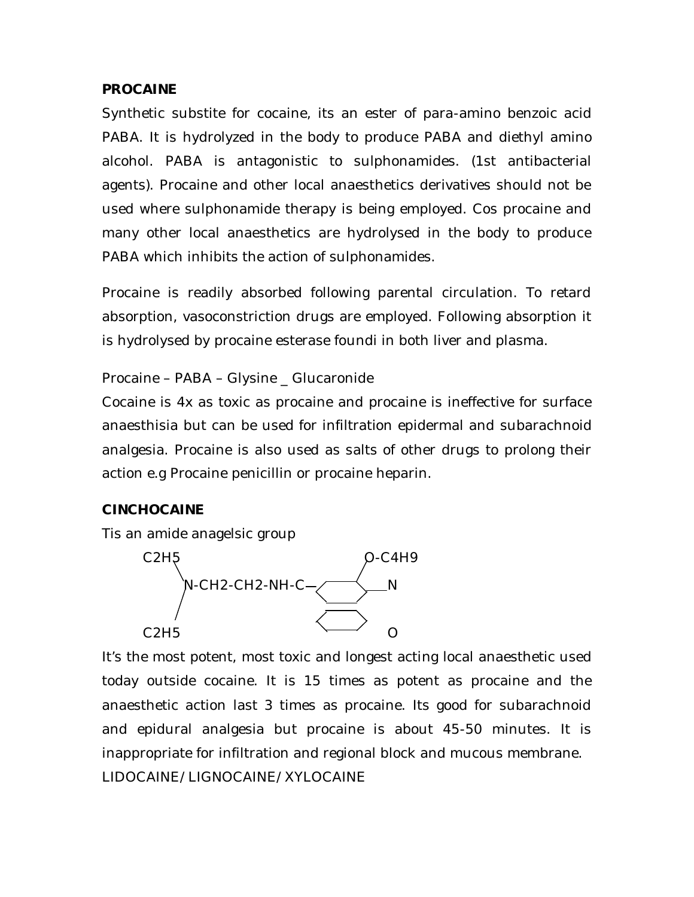**PROCAINE**

Synthetic substite for cocaine, its an ester of para-amino benzoic acid PABA. It is hydrolyzed in the body to produce PABA and diethyl amino alcohol. PABA is antagonistic to sulphonamides. (1st antibacterial agents). Procaine and other local anaesthetics derivatives should not be used where sulphonamide therapy is being employed. Cos procaine and many other local anaesthetics are hydrolysed in the body to produce PABA which inhibits the action of sulphonamides.

Procaine is readily absorbed following parental circulation. To retard absorption, vasoconstriction drugs are employed. Following absorption it is hydrolysed by procaine esterase foundi in both liver and plasma.

Procaine – PABA – Glysine _ Glucaronide

Cocaine is 4x as toxic as procaine and procaine is ineffective for surface anaesthisia but can be used for infiltration epidermal and subarachnoid analgesia. Procaine is also used as salts of other drugs to prolong their action e.g Procaine penicillin or procaine heparin.

**CINCHOCAINE**

Tis an amide anagelsic group

```
C2H5                                 O-C4H9
    \                               /
     N-CH2-CH2-NH-C—  ⟨ ring ⟩ ——N
    /                 ⟨ ring ⟩
C2H5                                 O
```

It's the most potent, most toxic and longest acting local anaesthetic used today outside cocaine. It is 15 times as potent as procaine and the anaesthetic action last 3 times as procaine. Its good for subarachnoid and epidural analgesia but procaine is about 45-50 minutes. It is inappropriate for infiltration and regional block and mucous membrane.

LIDOCAINE/LIGNOCAINE/XYLOCAINE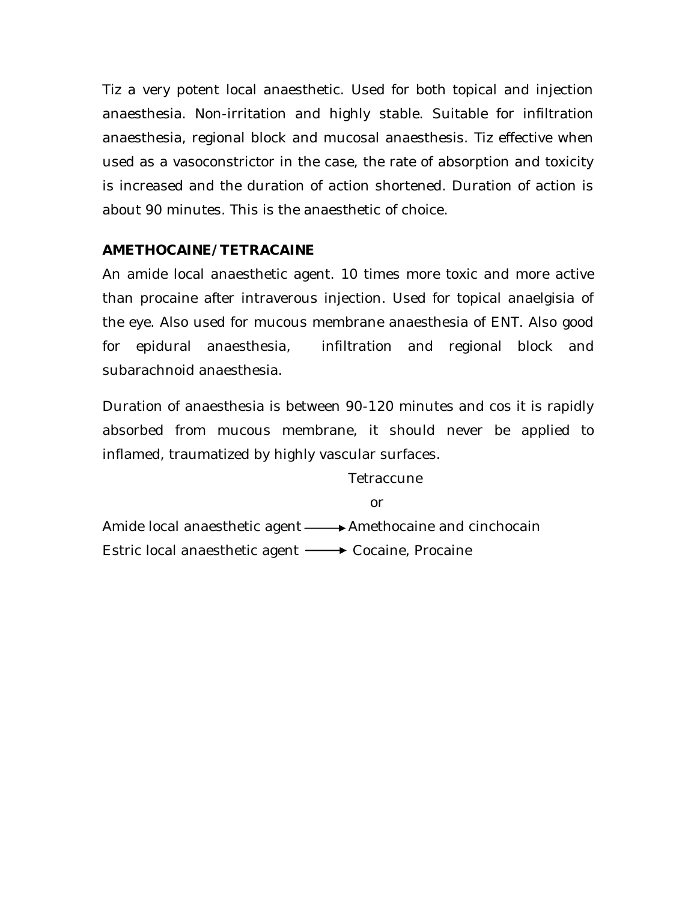Tiz a very potent local anaesthetic. Used for both topical and injection anaesthesia. Non-irritation and highly stable. Suitable for infiltration anaesthesia, regional block and mucosal anaesthesis. Tiz effective when used as a vasoconstrictor in the case, the rate of absorption and toxicity is increased and the duration of action shortened. Duration of action is about 90 minutes. This is the anaesthetic of choice.

**AMETHOCAINE/TETRACAINE**

An amide local anaesthetic agent. 10 times more toxic and more active than procaine after intraverous injection. Used for topical anaelgisia of the eye. Also used for mucous membrane anaesthesia of ENT. Also good for epidural anaesthesia, infiltration and regional block and subarachnoid anaesthesia.

Duration of anaesthesia is between 90-120 minutes and cos it is rapidly absorbed from mucous membrane, it should never be applied to inflamed, traumatized by highly vascular surfaces.

Tetraccune

or

Amide local anaesthetic agent → Amethocaine and cinchocain

Estric local anaesthetic agent → Cocaine, Procaine